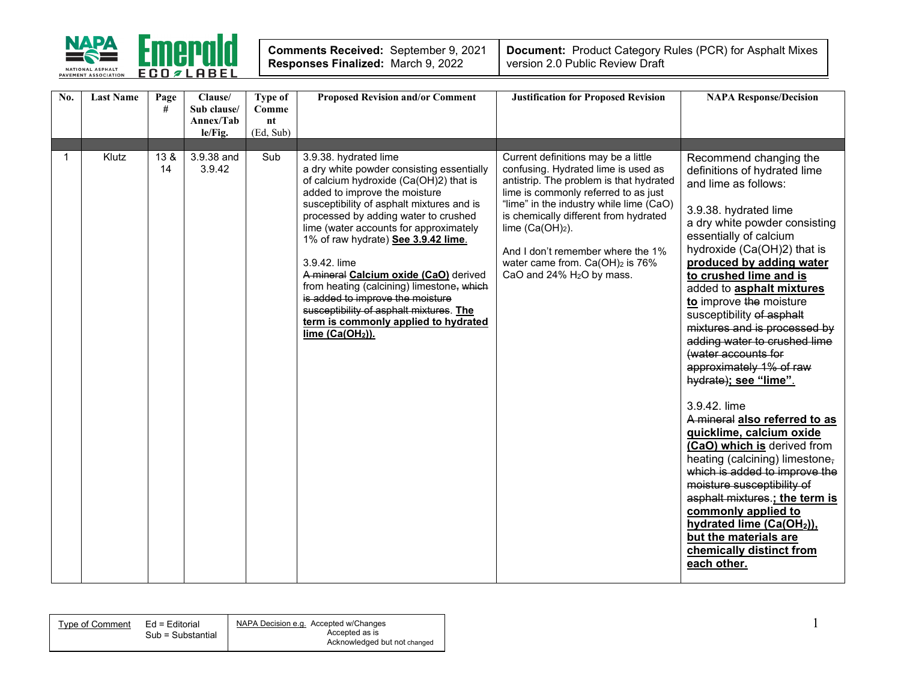| **Comments Received:** September 9, 2021<br>**Responses Finalized:** March 9, 2022 | **Document:** Product Category Rules (PCR) for Asphalt Mixes version 2.0 Public Review Draft |
|---|---|

| No. | Last Name | Page # | Clause/ Sub clause/ Annex/Table/Fig. | Type of Comment (Ed, Sub) | Proposed Revision and/or Comment | Justification for Proposed Revision | NAPA Response/Decision |
|---|---|---|---|---|---|---|---|
| 1 | Klutz | 13 & 14 | 3.9.38 and 3.9.42 | Sub | 3.9.38. hydrated lime<br>a dry white powder consisting essentially of calcium hydroxide ($Ca(OH)2$) that is added to improve the moisture susceptibility of asphalt mixtures and is processed by adding water to crushed lime (water accounts for approximately 1% of raw hydrate) **See 3.9.42 lime**.<br><br>3.9.42. lime<br>~~A mineral~~ **Calcium oxide (CaO)** derived from heating (calcining) limestone~~, which is added to improve the moisture susceptibility of asphalt mixtures~~. **The term is commonly applied to hydrated lime ($Ca(OH_2)$).** | Current definitions may be a little confusing. Hydrated lime is used as antistrip. The problem is that hydrated lime is commonly referred to as just "lime" in the industry while lime (CaO) is chemically different from hydrated lime ($Ca(OH)_2$).<br><br>And I don't remember where the 1% water came from. $Ca(OH)_2$ is 76% CaO and 24% $H_2O$ by mass. | Recommend changing the definitions of hydrated lime and lime as follows:<br><br>3.9.38. hydrated lime<br>a dry white powder consisting essentially of calcium hydroxide ($Ca(OH)2$) that is **produced by adding water to crushed lime and is** added to **asphalt mixtures to** improve ~~the~~ moisture susceptibility ~~of asphalt mixtures and is processed by adding water to crushed lime (water accounts for approximately 1% of raw hydrate)~~**; see "lime"**.<br><br>3.9.42. lime<br>~~A mineral~~ **also referred to as quicklime, calcium oxide (CaO) which is** derived from heating (calcining) limestone~~, which is added to improve the moisture susceptibility of asphalt mixtures~~.**; the term is commonly applied to hydrated lime ($Ca(OH_2)$), but the materials are chemically distinct from each other.** |

| Type of Comment | Ed = Editorial<br>Sub = Substantial | NAPA Decision e.g. Accepted w/Changes<br>Accepted as is<br>Acknowledged but not changed |
|---|---|---|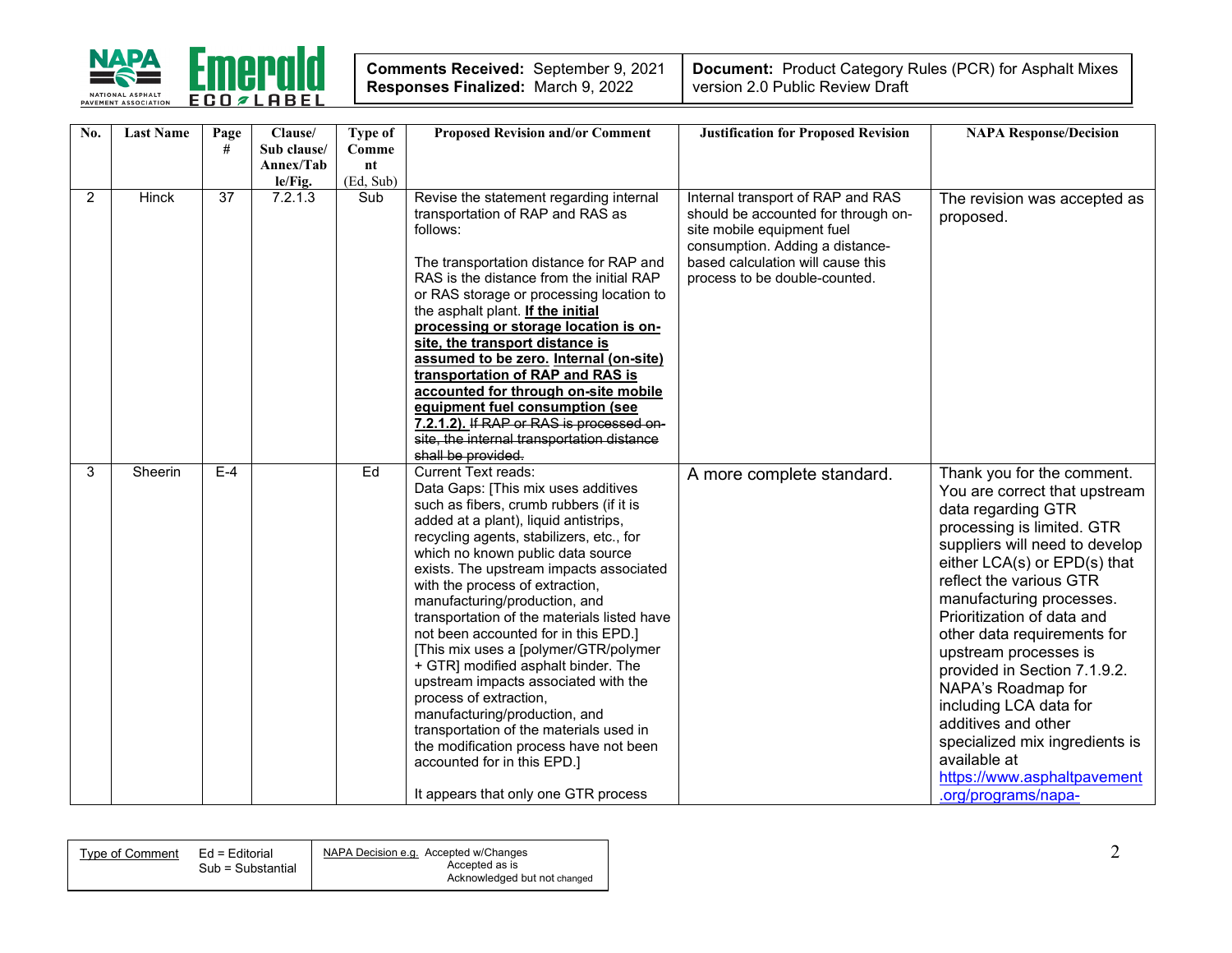| Comments Received: September 9, 2021<br>Responses Finalized: March 9, 2022 | Document: Product Category Rules (PCR) for Asphalt Mixes version 2.0 Public Review Draft |
|---|---|

| No. | Last Name | Page # | Clause/ Sub clause/ Annex/Table/Fig. | Type of Comment (Ed, Sub) | Proposed Revision and/or Comment | Justification for Proposed Revision | NAPA Response/Decision |
|---|---|---|---|---|---|---|---|
| 2 | Hinck | 37 | 7.2.1.3 | Sub | Revise the statement regarding internal transportation of RAP and RAS as follows:<br><br>The transportation distance for RAP and RAS is the distance from the initial RAP or RAS storage or processing location to the asphalt plant. **If the initial processing or storage location is on-site, the transport distance is assumed to be zero. Internal (on-site) transportation of RAP and RAS is accounted for through on-site mobile equipment fuel consumption (see 7.2.1.2).** ~~If RAP or RAS is processed on-site, the internal transportation distance shall be provided.~~ | Internal transport of RAP and RAS should be accounted for through on-site mobile equipment fuel consumption. Adding a distance-based calculation will cause this process to be double-counted. | The revision was accepted as proposed. |
| 3 | Sheerin | E-4 | | Ed | Current Text reads:<br>Data Gaps: [This mix uses additives such as fibers, crumb rubbers (if it is added at a plant), liquid antistrips, recycling agents, stabilizers, etc., for which no known public data source exists. The upstream impacts associated with the process of extraction, manufacturing/production, and transportation of the materials listed have not been accounted for in this EPD.] [This mix uses a [polymer/GTR/polymer + GTR] modified asphalt binder. The upstream impacts associated with the process of extraction, manufacturing/production, and transportation of the materials used in the modification process have not been accounted for in this EPD.]<br><br>It appears that only one GTR process | A more complete standard. | Thank you for the comment. You are correct that upstream data regarding GTR processing is limited. GTR suppliers will need to develop either LCA(s) or EPD(s) that reflect the various GTR manufacturing processes. Prioritization of data and other data requirements for upstream processes is provided in Section 7.1.9.2. NAPA's Roadmap for including LCA data for additives and other specialized mix ingredients is available at https://www.asphaltpavement.org/programs/napa- |

| Type of Comment | Ed = Editorial<br>Sub = Substantial | NAPA Decision e.g. Accepted w/Changes<br>Accepted as is<br>Acknowledged but not changed |
|---|---|---|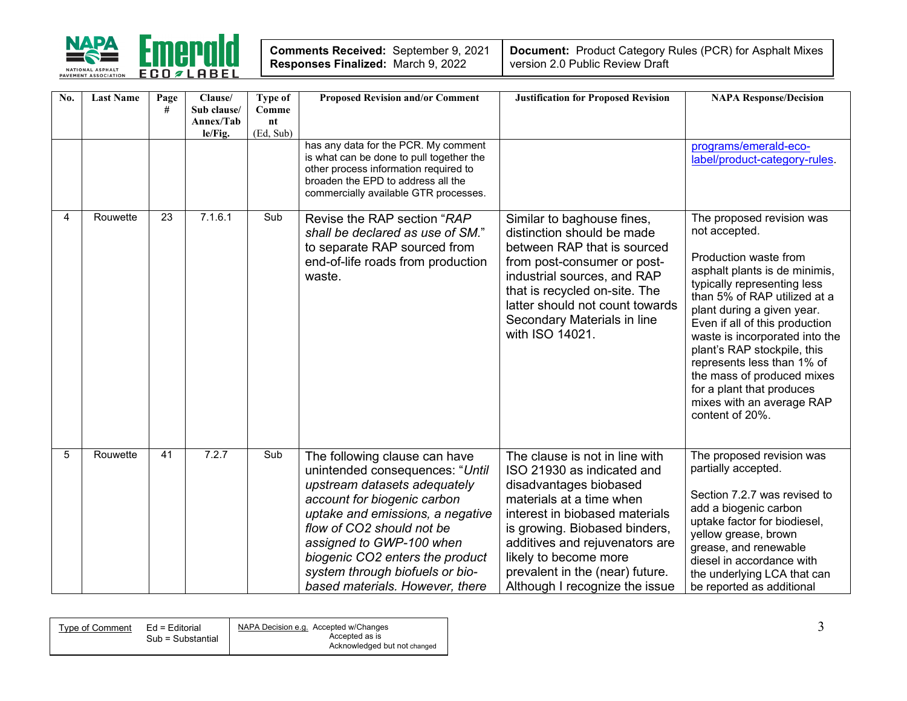| No. | Last Name | Page # | Clause/ Sub clause/ Annex/Table/Fig. | Type of Comment (Ed, Sub) | Proposed Revision and/or Comment | Justification for Proposed Revision | NAPA Response/Decision |
|---|---|---|---|---|---|---|---|
| | | | | | has any data for the PCR. My comment is what can be done to pull together the other process information required to broaden the EPD to address all the commercially available GTR processes. | | programs/emerald-eco-label/product-category-rules. |
| 4 | Rouwette | 23 | 7.1.6.1 | Sub | Revise the RAP section "*RAP shall be declared as use of SM.*" to separate RAP sourced from end-of-life roads from production waste. | Similar to baghouse fines, distinction should be made between RAP that is sourced from post-consumer or post-industrial sources, and RAP that is recycled on-site. The latter should not count towards Secondary Materials in line with ISO 14021. | The proposed revision was not accepted.<br><br>Production waste from asphalt plants is de minimis, typically representing less than 5% of RAP utilized at a plant during a given year. Even if all of this production waste is incorporated into the plant's RAP stockpile, this represents less than 1% of the mass of produced mixes for a plant that produces mixes with an average RAP content of 20%. |
| 5 | Rouwette | 41 | 7.2.7 | Sub | The following clause can have unintended consequences: "*Until upstream datasets adequately account for biogenic carbon uptake and emissions, a negative flow of CO2 should not be assigned to GWP-100 when biogenic CO2 enters the product system through biofuels or bio-based materials. However, there* | The clause is not in line with ISO 21930 as indicated and disadvantages biobased materials at a time when interest in biobased materials is growing. Biobased binders, additives and rejuvenators are likely to become more prevalent in the (near) future. Although I recognize the issue | The proposed revision was partially accepted.<br><br>Section 7.2.7 was revised to add a biogenic carbon uptake factor for biodiesel, yellow grease, brown grease, and renewable diesel in accordance with the underlying LCA that can be reported as additional |

| Type of Comment | Ed = Editorial<br>Sub = Substantial | NAPA Decision e.g. Accepted w/Changes<br>Accepted as is<br>Acknowledged but not changed |
|---|---|---|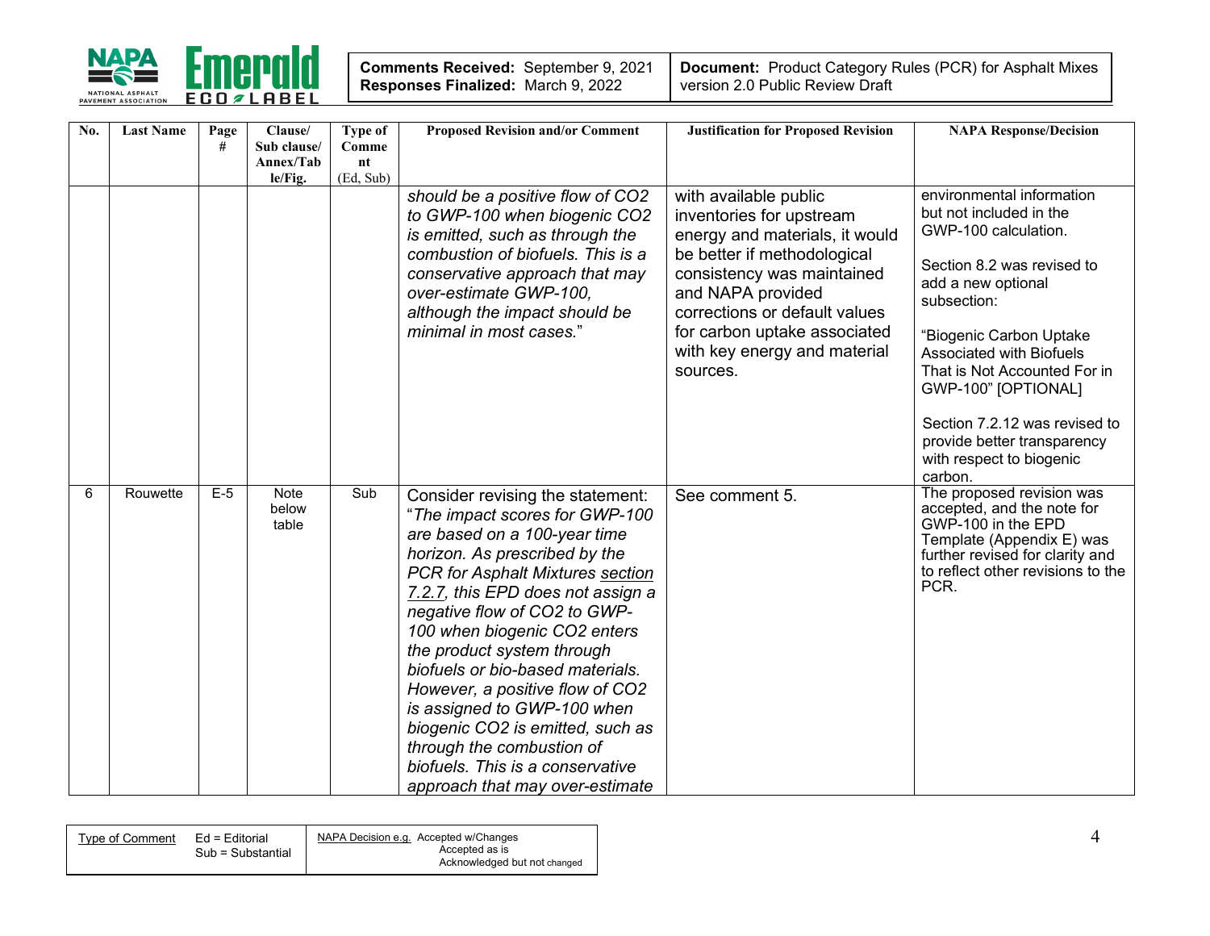| No. | Last Name | Page # | Clause/ Sub clause/ Annex/Table/Fig. | Type of Comment (Ed, Sub) | Proposed Revision and/or Comment | Justification for Proposed Revision | NAPA Response/Decision |
|---|---|---|---|---|---|---|---|
| | | | | | *should be a positive flow of $CO_2$ to GWP-100 when biogenic $CO_2$ is emitted, such as through the combustion of biofuels. This is a conservative approach that may over-estimate GWP-100, although the impact should be minimal in most cases.*" | with available public inventories for upstream energy and materials, it would be better if methodological consistency was maintained and NAPA provided corrections or default values for carbon uptake associated with key energy and material sources. | environmental information but not included in the GWP-100 calculation.<br><br>Section 8.2 was revised to add a new optional subsection:<br><br>"Biogenic Carbon Uptake Associated with Biofuels That is Not Accounted For in GWP-100" [OPTIONAL]<br><br>Section 7.2.12 was revised to provide better transparency with respect to biogenic carbon. |
| 6 | Rouwette | E-5 | Note below table | Sub | Consider revising the statement: "*The impact scores for GWP-100 are based on a 100-year time horizon. As prescribed by the PCR for Asphalt Mixtures section 7.2.7, this EPD does not assign a negative flow of $CO_2$ to GWP-100 when biogenic $CO_2$ enters the product system through biofuels or bio-based materials. However, a positive flow of $CO_2$ is assigned to GWP-100 when biogenic $CO_2$ is emitted, such as through the combustion of biofuels. This is a conservative approach that may over-estimate* | See comment 5. | The proposed revision was accepted, and the note for GWP-100 in the EPD Template (Appendix E) was further revised for clarity and to reflect other revisions to the PCR. |

| Type of Comment | Ed = Editorial<br>Sub = Substantial | NAPA Decision e.g. Accepted w/Changes<br>Accepted as is<br>Acknowledged but not changed |
|---|---|---|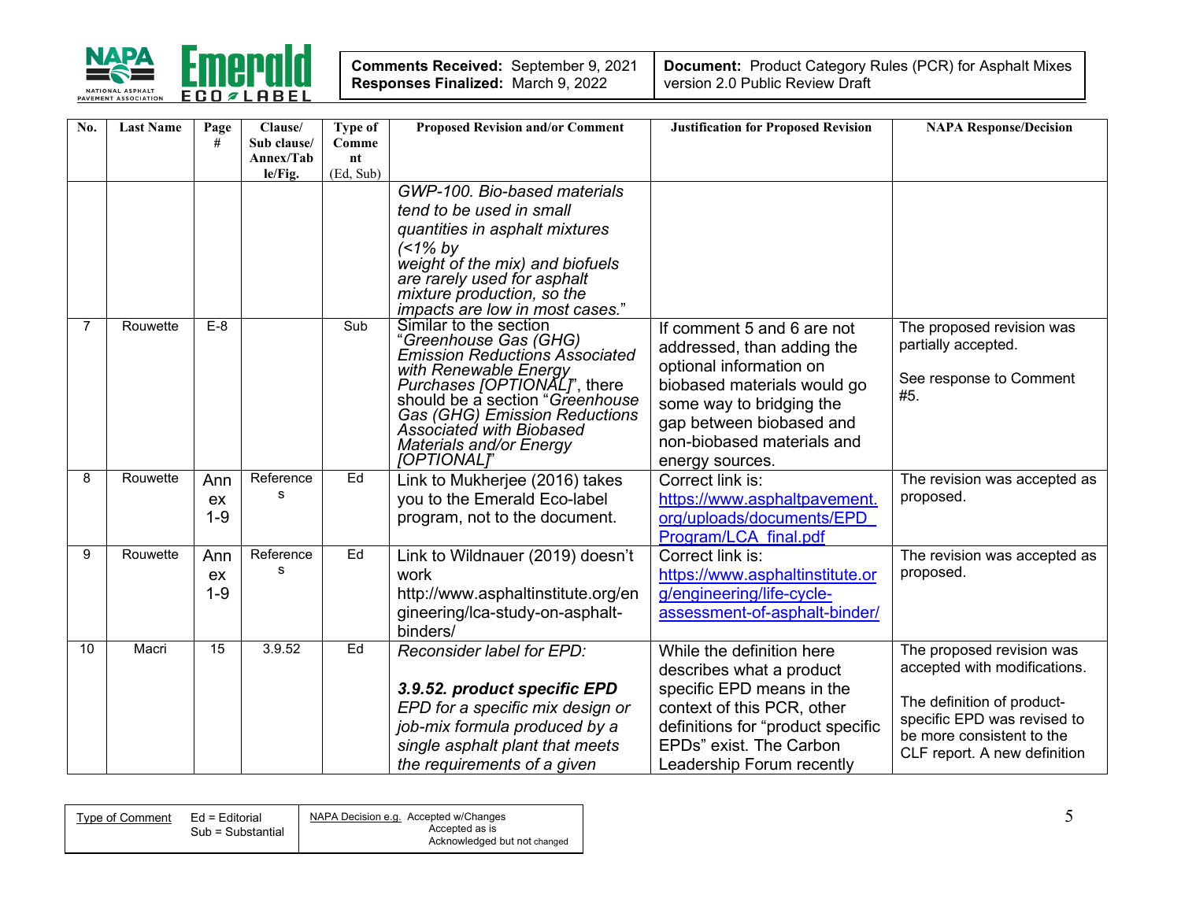| Comments Received: September 9, 2021<br>Responses Finalized: March 9, 2022 | Document: Product Category Rules (PCR) for Asphalt Mixes version 2.0 Public Review Draft |
|---|---|

| No. | Last Name | Page # | Clause/ Sub clause/ Annex/Table/Fig. | Type of Comment (Ed, Sub) | Proposed Revision and/or Comment | Justification for Proposed Revision | NAPA Response/Decision |
|---|---|---|---|---|---|---|---|
| | | | | | *GWP-100. Bio-based materials tend to be used in small quantities in asphalt mixtures (<1% by weight of the mix) and biofuels are rarely used for asphalt mixture production, so the impacts are low in most cases.*" | | |
| 7 | Rouwette | E-8 | | Sub | Similar to the section "*Greenhouse Gas (GHG) Emission Reductions Associated with Renewable Energy Purchases [OPTIONAL]*", there should be a section "*Greenhouse Gas (GHG) Emission Reductions Associated with Biobased Materials and/or Energy [OPTIONAL]*" | If comment 5 and 6 are not addressed, than adding the optional information on biobased materials would go some way to bridging the gap between biobased and non-biobased materials and energy sources. | The proposed revision was partially accepted.<br><br>See response to Comment #5. |
| 8 | Rouwette | Annex 1-9 | References | Ed | Link to Mukherjee (2016) takes you to the Emerald Eco-label program, not to the document. | Correct link is: https://www.asphaltpavement.org/uploads/documents/EPD_Program/LCA_final.pdf | The revision was accepted as proposed. |
| 9 | Rouwette | Annex 1-9 | References | Ed | Link to Wildnauer (2019) doesn't work http://www.asphaltinstitute.org/engineering/lca-study-on-asphalt-binders/ | Correct link is: https://www.asphaltinstitute.org/engineering/life-cycle-assessment-of-asphalt-binder/ | The revision was accepted as proposed. |
| 10 | Macri | 15 | 3.9.52 | Ed | *Reconsider label for EPD:*<br><br>***3.9.52. product specific EPD***<br>*EPD for a specific mix design or job-mix formula produced by a single asphalt plant that meets the requirements of a given* | While the definition here describes what a product specific EPD means in the context of this PCR, other definitions for "product specific EPDs" exist. The Carbon Leadership Forum recently | The proposed revision was accepted with modifications.<br><br>The definition of product-specific EPD was revised to be more consistent to the CLF report. A new definition |

| Type of Comment | Ed = Editorial<br>Sub = Substantial | NAPA Decision e.g. Accepted w/Changes<br>Accepted as is<br>Acknowledged but not changed |
|---|---|---|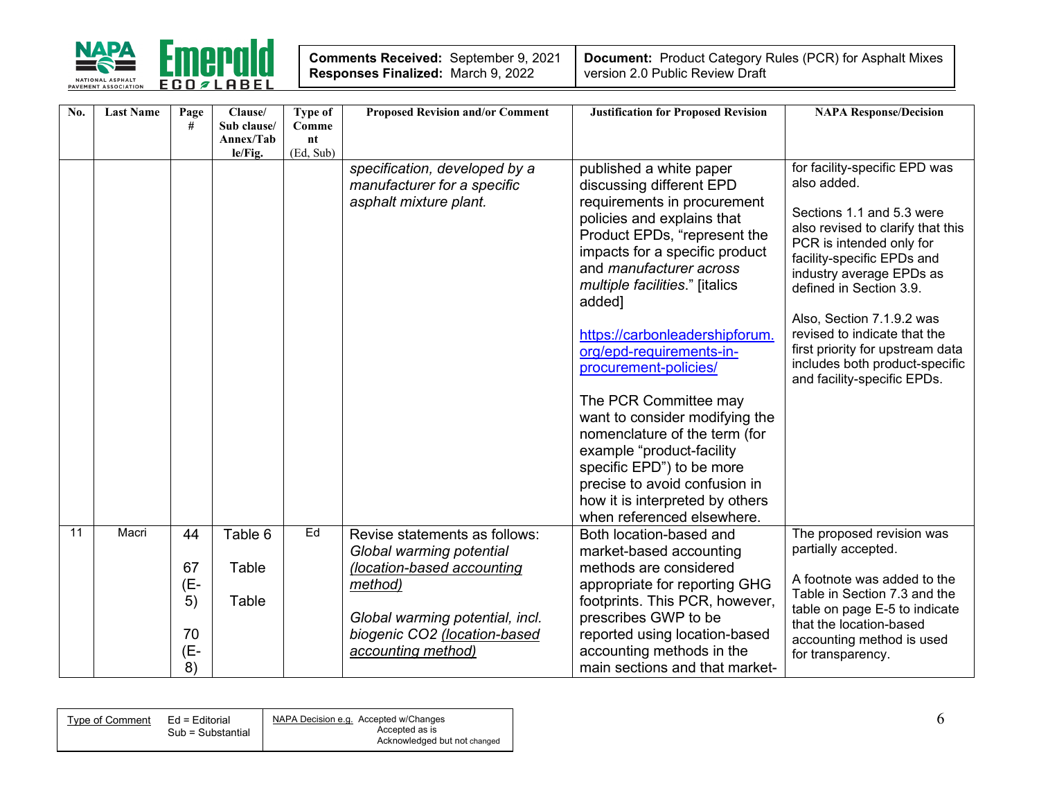| Comments Received: September 9, 2021<br>Responses Finalized: March 9, 2022 | Document: Product Category Rules (PCR) for Asphalt Mixes version 2.0 Public Review Draft |
|---|---|

| No. | Last Name | Page # | Clause/ Sub clause/ Annex/Table/Fig. | Type of Comment (Ed, Sub) | Proposed Revision and/or Comment | Justification for Proposed Revision | NAPA Response/Decision |
|---|---|---|---|---|---|---|---|
| | | | | | *specification, developed by a manufacturer for a specific asphalt mixture plant.* | published a white paper discussing different EPD requirements in procurement policies and explains that Product EPDs, "represent the impacts for a specific product and *manufacturer across multiple facilities*." [italics added]<br><br>https://carbonleadershipforum.org/epd-requirements-in-procurement-policies/<br><br>The PCR Committee may want to consider modifying the nomenclature of the term (for example "product-facility specific EPD") to be more precise to avoid confusion in how it is interpreted by others when referenced elsewhere. | for facility-specific EPD was also added.<br><br>Sections 1.1 and 5.3 were also revised to clarify that this PCR is intended only for facility-specific EPDs and industry average EPDs as defined in Section 3.9.<br><br>Also, Section 7.1.9.2 was revised to indicate that the first priority for upstream data includes both product-specific and facility-specific EPDs. |
| 11 | Macri | 44<br><br>67 (E-5)<br><br>70 (E-8) | Table 6<br><br>Table<br><br>Table | Ed | Revise statements as follows:<br>*Global warming potential (location-based accounting method)*<br><br>*Global warming potential, incl. biogenic CO2 (location-based accounting method)* | Both location-based and market-based accounting methods are considered appropriate for reporting GHG footprints. This PCR, however, prescribes GWP to be reported using location-based accounting methods in the main sections and that market- | The proposed revision was partially accepted.<br><br>A footnote was added to the Table in Section 7.3 and the table on page E-5 to indicate that the location-based accounting method is used for transparency. |

| Type of Comment | Ed = Editorial<br>Sub = Substantial | NAPA Decision e.g. Accepted w/Changes<br>Accepted as is<br>Acknowledged but not changed |
|---|---|---|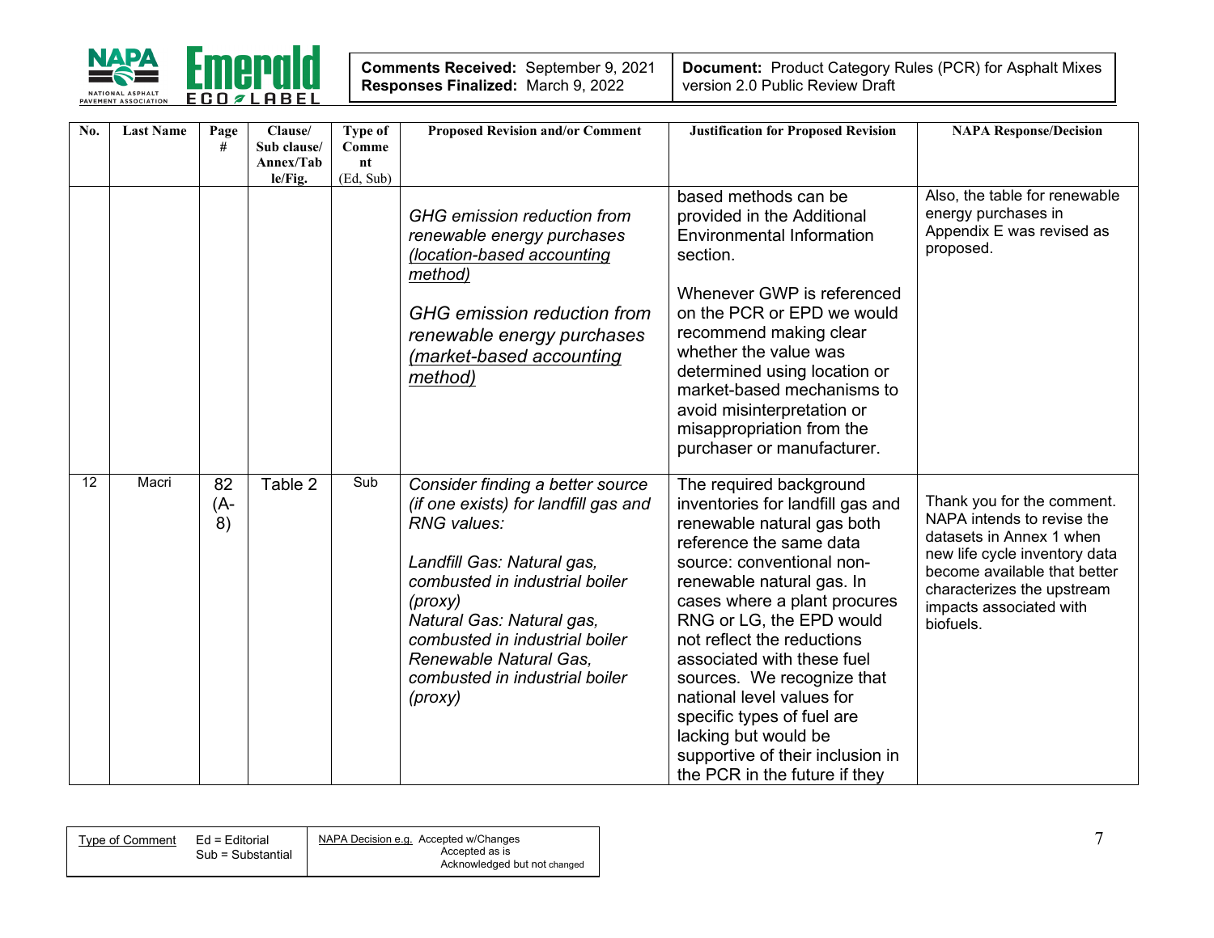| No. | Last Name | Page # | Clause/ Sub clause/ Annex/Table/Fig. | Type of Comment (Ed, Sub) | Proposed Revision and/or Comment | Justification for Proposed Revision | NAPA Response/Decision |
|---|---|---|---|---|---|---|---|
| | | | | | *GHG emission reduction from renewable energy purchases (location-based accounting method)*<br><br>*GHG emission reduction from renewable energy purchases (market-based accounting method)* | based methods can be provided in the Additional Environmental Information section.<br><br>Whenever GWP is referenced on the PCR or EPD we would recommend making clear whether the value was determined using location or market-based mechanisms to avoid misinterpretation or misappropriation from the purchaser or manufacturer. | Also, the table for renewable energy purchases in Appendix E was revised as proposed. |
| 12 | Macri | 82 (A-8) | Table 2 | Sub | *Consider finding a better source (if one exists) for landfill gas and RNG values:*<br><br>*Landfill Gas: Natural gas, combusted in industrial boiler (proxy)*<br>*Natural Gas: Natural gas, combusted in industrial boiler*<br>*Renewable Natural Gas, combusted in industrial boiler (proxy)* | The required background inventories for landfill gas and renewable natural gas both reference the same data source: conventional non-renewable natural gas. In cases where a plant procures RNG or LG, the EPD would not reflect the reductions associated with these fuel sources. We recognize that national level values for specific types of fuel are lacking but would be supportive of their inclusion in the PCR in the future if they | Thank you for the comment. NAPA intends to revise the datasets in Annex 1 when new life cycle inventory data become available that better characterizes the upstream impacts associated with biofuels. |

| Type of Comment | Ed = Editorial<br>Sub = Substantial | NAPA Decision e.g. Accepted w/Changes<br>Accepted as is<br>Acknowledged but not changed |
|---|---|---|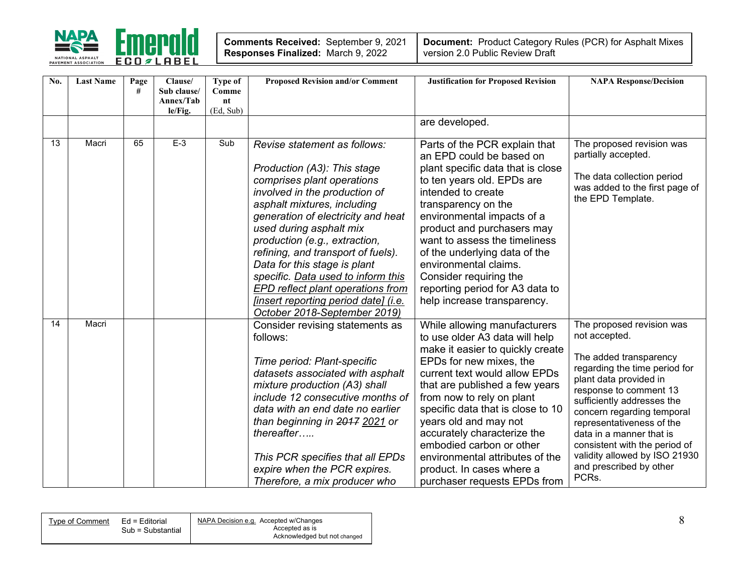| No. | Last Name | Page # | Clause/ Sub clause/ Annex/Table/Fig. | Type of Comment (Ed, Sub) | Proposed Revision and/or Comment | Justification for Proposed Revision | NAPA Response/Decision |
|---|---|---|---|---|---|---|---|
| | | | | | | are developed. | |
| 13 | Macri | 65 | E-3 | Sub | *Revise statement as follows:*<br><br>*Production (A3): This stage comprises plant operations involved in the production of asphalt mixtures, including generation of electricity and heat used during asphalt mix production (e.g., extraction, refining, and transport of fuels). Data for this stage is plant specific. <u>Data used to inform this EPD reflect plant operations from [insert reporting period date] (i.e. October 2018-September 2019)</u>* | Parts of the PCR explain that an EPD could be based on plant specific data that is close to ten years old. EPDs are intended to create transparency on the environmental impacts of a product and purchasers may want to assess the timeliness of the underlying data of the environmental claims. Consider requiring the reporting period for A3 data to help increase transparency. | The proposed revision was partially accepted.<br><br>The data collection period was added to the first page of the EPD Template. |
| 14 | Macri | | | | Consider revising statements as follows:<br><br>*Time period: Plant-specific datasets associated with asphalt mixture production (A3) shall include 12 consecutive months of data with an end date no earlier than beginning in ~~2017~~ <u>2021</u> or thereafter…..*<br><br>*This PCR specifies that all EPDs expire when the PCR expires. Therefore, a mix producer who* | While allowing manufacturers to use older A3 data will help make it easier to quickly create EPDs for new mixes, the current text would allow EPDs that are published a few years from now to rely on plant specific data that is close to 10 years old and may not accurately characterize the embodied carbon or other environmental attributes of the product. In cases where a purchaser requests EPDs from | The proposed revision was not accepted.<br><br>The added transparency regarding the time period for plant data provided in response to comment 13 sufficiently addresses the concern regarding temporal representativeness of the data in a manner that is consistent with the period of validity allowed by ISO 21930 and prescribed by other PCRs. |

| Type of Comment | Ed = Editorial<br>Sub = Substantial | NAPA Decision e.g. Accepted w/Changes<br>Accepted as is<br>Acknowledged but not changed |
|---|---|---|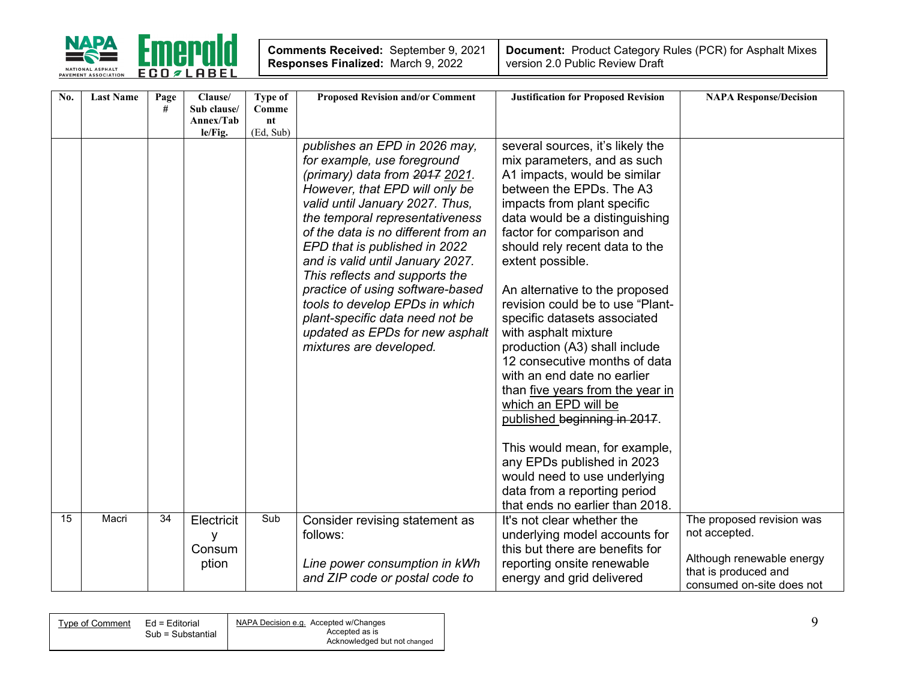| No. | Last Name | Page # | Clause/ Sub clause/ Annex/Table/Fig. | Type of Comment (Ed, Sub) | Proposed Revision and/or Comment | Justification for Proposed Revision | NAPA Response/Decision |
|---|---|---|---|---|---|---|---|
| | | | | | *publishes an EPD in 2026 may, for example, use foreground (primary) data from ~~2017~~ 2021. However, that EPD will only be valid until January 2027. Thus, the temporal representativeness of the data is no different from an EPD that is published in 2022 and is valid until January 2027. This reflects and supports the practice of using software-based tools to develop EPDs in which plant-specific data need not be updated as EPDs for new asphalt mixtures are developed.* | several sources, it's likely the mix parameters, and as such A1 impacts, would be similar between the EPDs. The A3 impacts from plant specific data would be a distinguishing factor for comparison and should rely recent data to the extent possible.<br><br>An alternative to the proposed revision could be to use "Plant-specific datasets associated with asphalt mixture production (A3) shall include 12 consecutive months of data with an end date no earlier than <u>five years from the year in which an EPD will be published</u> ~~beginning in 2017~~.<br><br>This would mean, for example, any EPDs published in 2023 would need to use underlying data from a reporting period that ends no earlier than 2018. | |
| 15 | Macri | 34 | Electricity Consumption | Sub | Consider revising statement as follows:<br><br>*Line power consumption in kWh and ZIP code or postal code to* | It's not clear whether the underlying model accounts for this but there are benefits for reporting onsite renewable energy and grid delivered | The proposed revision was not accepted.<br><br>Although renewable energy that is produced and consumed on-site does not |

| Type of Comment | Ed = Editorial<br>Sub = Substantial | NAPA Decision e.g. Accepted w/Changes<br>Accepted as is<br>Acknowledged but not changed |
|---|---|---|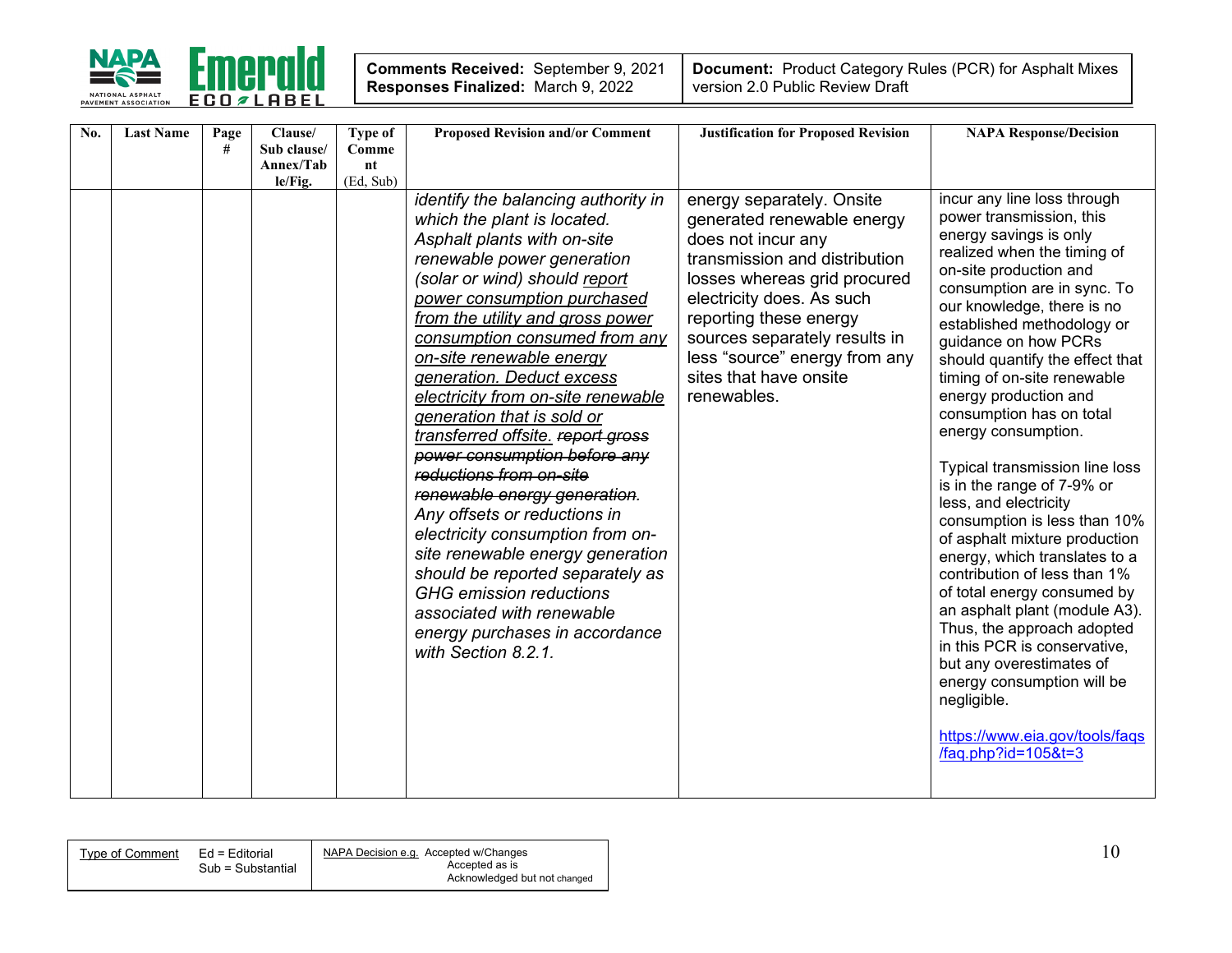| Comments Received: September 9, 2021<br>Responses Finalized: March 9, 2022 | Document: Product Category Rules (PCR) for Asphalt Mixes version 2.0 Public Review Draft |
|---|---|

| No. | Last Name | Page # | Clause/ Sub clause/ Annex/Table/Fig. | Type of Comment (Ed, Sub) | Proposed Revision and/or Comment | Justification for Proposed Revision | NAPA Response/Decision |
|---|---|---|---|---|---|---|---|
| | | | | | *identify the balancing authority in which the plant is located. Asphalt plants with on-site renewable power generation (solar or wind) should* <u>*report power consumption purchased from the utility and gross power consumption consumed from any on-site renewable energy generation. Deduct excess electricity from on-site renewable generation that is sold or transferred offsite.*</u> ~~*report gross power consumption before any reductions from on-site renewable energy generation.*~~ *Any offsets or reductions in electricity consumption from on-site renewable energy generation should be reported separately as GHG emission reductions associated with renewable energy purchases in accordance with Section 8.2.1.* | energy separately. Onsite generated renewable energy does not incur any transmission and distribution losses whereas grid procured electricity does. As such reporting these energy sources separately results in less "source" energy from any sites that have onsite renewables. | incur any line loss through power transmission, this energy savings is only realized when the timing of on-site production and consumption are in sync. To our knowledge, there is no established methodology or guidance on how PCRs should quantify the effect that timing of on-site renewable energy production and consumption has on total energy consumption.<br><br>Typical transmission line loss is in the range of 7-9% or less, and electricity consumption is less than 10% of asphalt mixture production energy, which translates to a contribution of less than 1% of total energy consumed by an asphalt plant (module A3). Thus, the approach adopted in this PCR is conservative, but any overestimates of energy consumption will be negligible.<br><br>https://www.eia.gov/tools/faqs/faq.php?id=105&t=3 |

| Type of Comment | Ed = Editorial<br>Sub = Substantial | NAPA Decision e.g. Accepted w/Changes<br>Accepted as is<br>Acknowledged but not changed |
|---|---|---|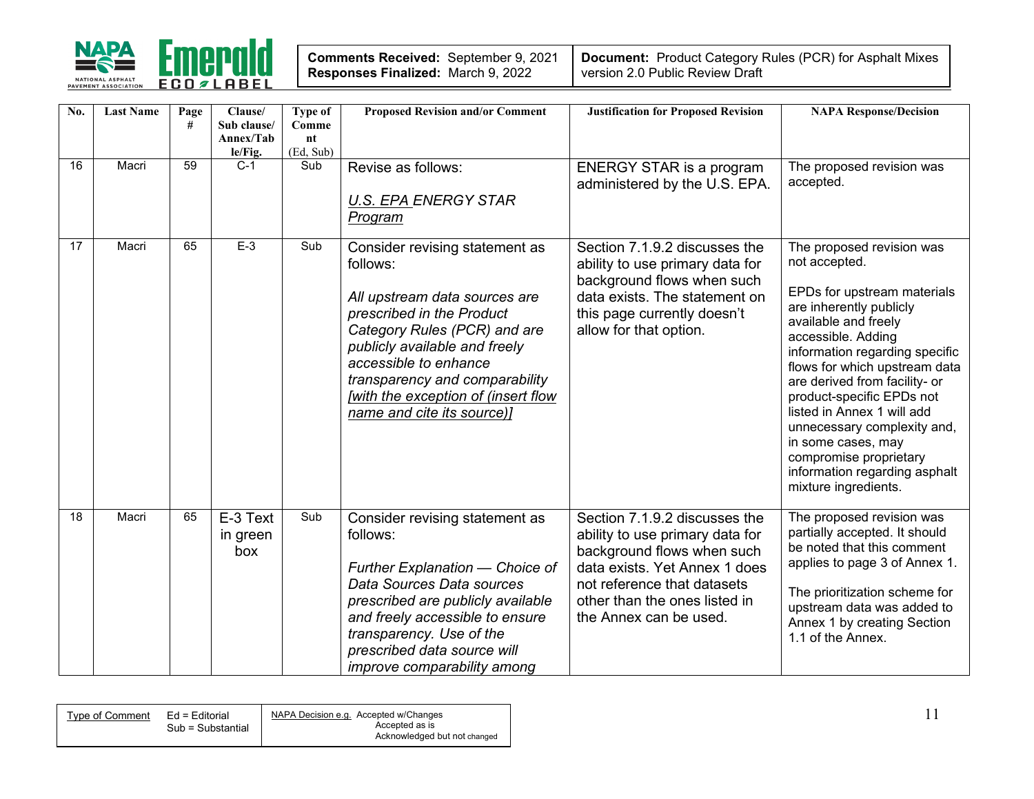| Comments Received: September 9, 2021<br>Responses Finalized: March 9, 2022 | Document: Product Category Rules (PCR) for Asphalt Mixes version 2.0 Public Review Draft |
|---|---|

| No. | Last Name | Page # | Clause/ Sub clause/ Annex/Table/Fig. | Type of Comment (Ed, Sub) | Proposed Revision and/or Comment | Justification for Proposed Revision | NAPA Response/Decision |
|---|---|---|---|---|---|---|---|
| 16 | Macri | 59 | C-1 | Sub | Revise as follows:<br><br>*U.S. EPA ENERGY STAR Program* | ENERGY STAR is a program administered by the U.S. EPA. | The proposed revision was accepted. |
| 17 | Macri | 65 | E-3 | Sub | Consider revising statement as follows:<br><br>*All upstream data sources are prescribed in the Product Category Rules (PCR) and are publicly available and freely accessible to enhance transparency and comparability [with the exception of (insert flow name and cite its source)]* | Section 7.1.9.2 discusses the ability to use primary data for background flows when such data exists. The statement on this page currently doesn't allow for that option. | The proposed revision was not accepted.<br><br>EPDs for upstream materials are inherently publicly available and freely accessible. Adding information regarding specific flows for which upstream data are derived from facility- or product-specific EPDs not listed in Annex 1 will add unnecessary complexity and, in some cases, may compromise proprietary information regarding asphalt mixture ingredients. |
| 18 | Macri | 65 | E-3 Text in green box | Sub | Consider revising statement as follows:<br><br>*Further Explanation — Choice of Data Sources Data sources prescribed are publicly available and freely accessible to ensure transparency. Use of the prescribed data source will improve comparability among* | Section 7.1.9.2 discusses the ability to use primary data for background flows when such data exists. Yet Annex 1 does not reference that datasets other than the ones listed in the Annex can be used. | The proposed revision was partially accepted. It should be noted that this comment applies to page 3 of Annex 1.<br><br>The prioritization scheme for upstream data was added to Annex 1 by creating Section 1.1 of the Annex. |

| Type of Comment | Ed = Editorial<br>Sub = Substantial | NAPA Decision e.g. Accepted w/Changes<br>Accepted as is<br>Acknowledged but not changed |
|---|---|---|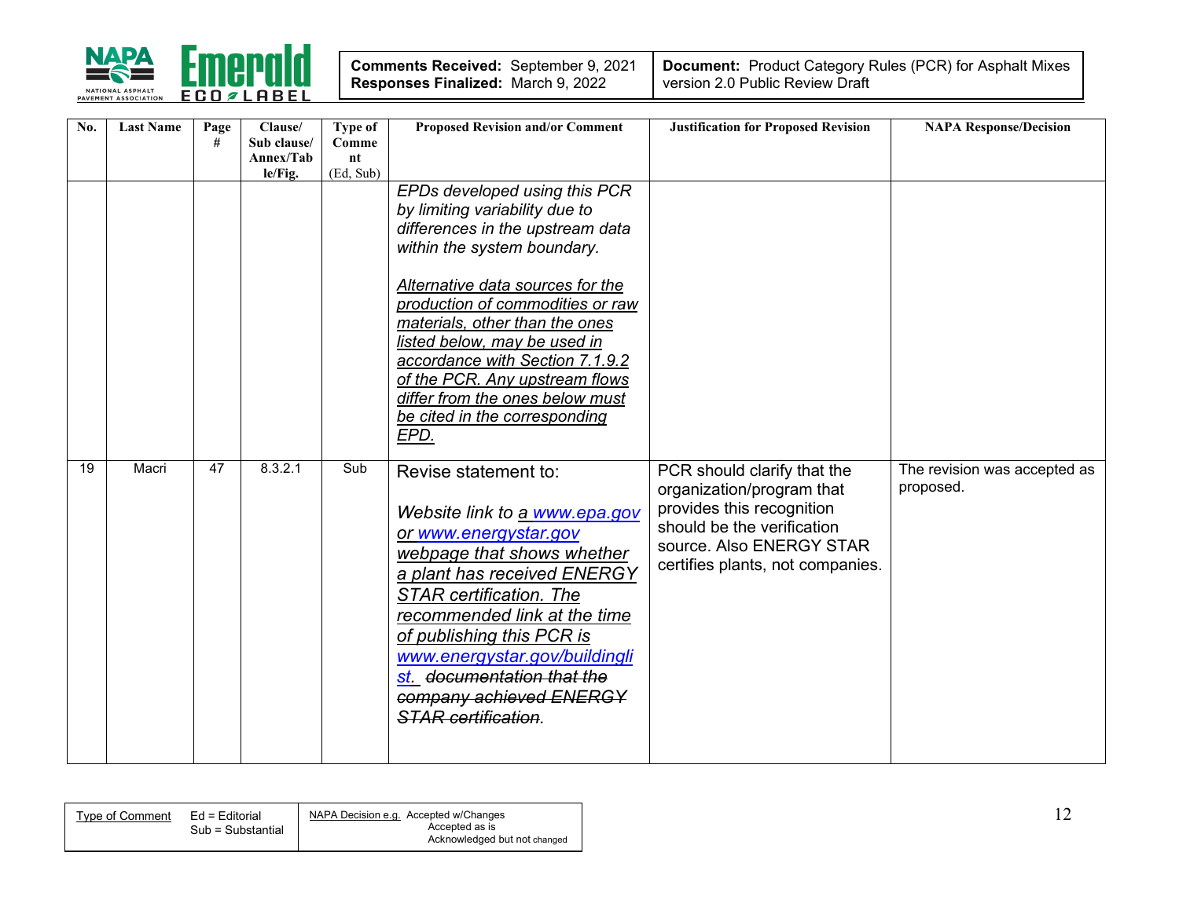| No. | Last Name | Page # | Clause/ Sub clause/ Annex/Table/Fig. | Type of Comment (Ed, Sub) | Proposed Revision and/or Comment | Justification for Proposed Revision | NAPA Response/Decision |
|---|---|---|---|---|---|---|---|
| | | | | | *EPDs developed using this PCR by limiting variability due to differences in the upstream data within the system boundary.* <br><br> *<u>Alternative data sources for the production of commodities or raw materials, other than the ones listed below, may be used in accordance with Section 7.1.9.2 of the PCR. Any upstream flows differ from the ones below must be cited in the corresponding EPD.</u>* | | |
| 19 | Macri | 47 | 8.3.2.1 | Sub | Revise statement to: <br><br> *Website link to <u>a www.epa.gov or www.energystar.gov webpage that shows whether a plant has received ENERGY STAR certification. The recommended link at the time of publishing this PCR is www.energystar.gov/buildinglist.</u> ~~documentation that the company achieved ENERGY STAR certification~~.* | PCR should clarify that the organization/program that provides this recognition should be the verification source. Also ENERGY STAR certifies plants, not companies. | The revision was accepted as proposed. |

| Type of Comment | Ed = Editorial<br>Sub = Substantial | NAPA Decision e.g. | Accepted w/Changes<br>Accepted as is<br>Acknowledged but not changed |
|---|---|---|---|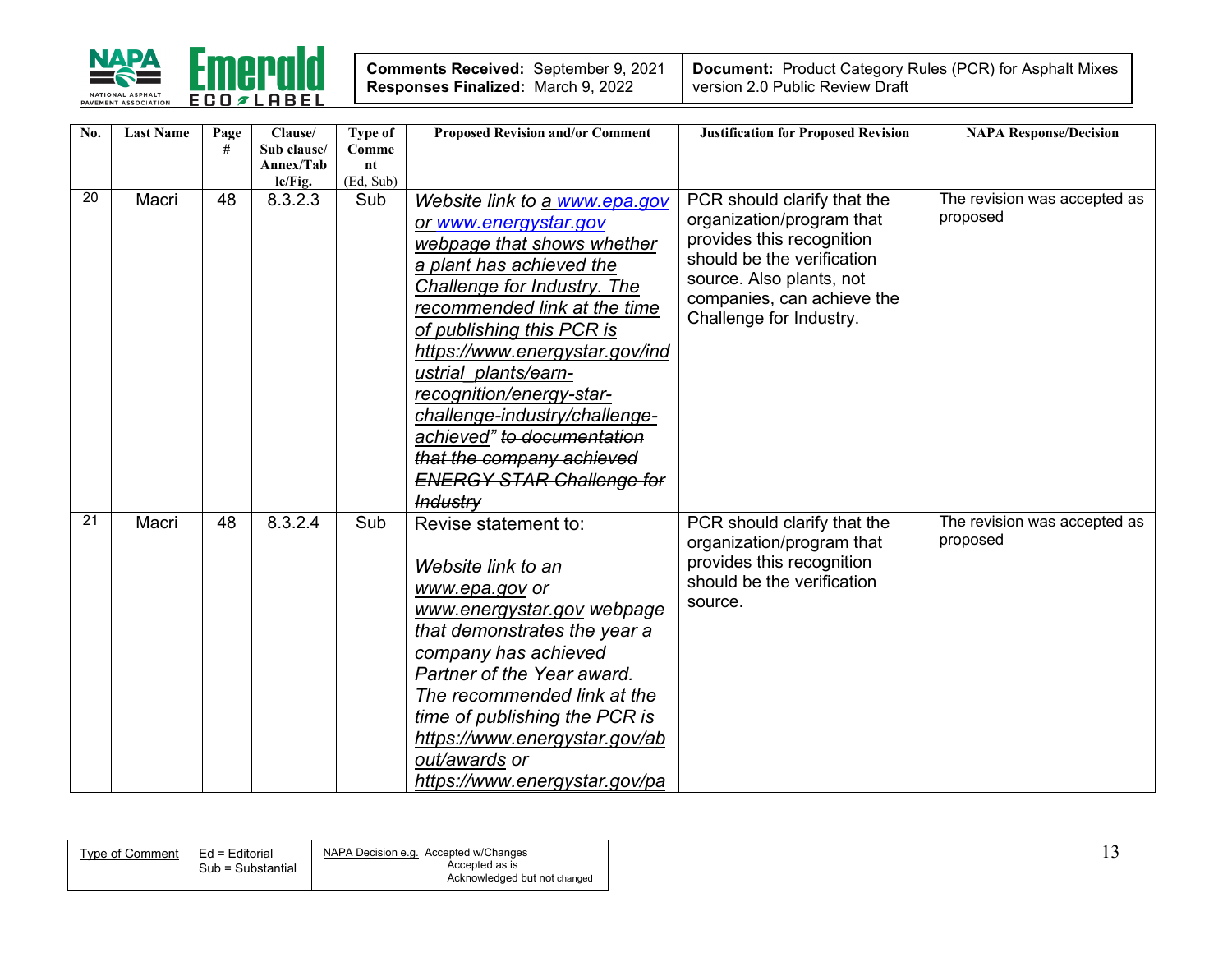| No. | Last Name | Page # | Clause/ Sub clause/ Annex/Table/Fig. | Type of Comment (Ed, Sub) | Proposed Revision and/or Comment | Justification for Proposed Revision | NAPA Response/Decision |
|---|---|---|---|---|---|---|---|
| 20 | Macri | 48 | 8.3.2.3 | Sub | *Website link to <u>a www.epa.gov or www.energystar.gov webpage that shows whether a plant has achieved the Challenge for Industry. The recommended link at the time of publishing this PCR is https://www.energystar.gov/industrial_plants/earn-recognition/energy-star-challenge-industry/challenge-achieved</u>" ~~to documentation that the company achieved ENERGY STAR Challenge for Industry~~* | PCR should clarify that the organization/program that provides this recognition should be the verification source. Also plants, not companies, can achieve the Challenge for Industry. | The revision was accepted as proposed |
| 21 | Macri | 48 | 8.3.2.4 | Sub | Revise statement to:<br><br>*Website link to an <u>www.epa.gov</u> or <u>www.energystar.gov</u> webpage that demonstrates the year a company has achieved Partner of the Year award. The recommended link at the time of publishing the PCR is <u>https://www.energystar.gov/about/awards</u> or <u>https://www.energystar.gov/pa</u>* | PCR should clarify that the organization/program that provides this recognition should be the verification source. | The revision was accepted as proposed |

| Type of Comment | Ed = Editorial<br>Sub = Substantial | NAPA Decision e.g. Accepted w/Changes<br>Accepted as is<br>Acknowledged but not changed |
|---|---|---|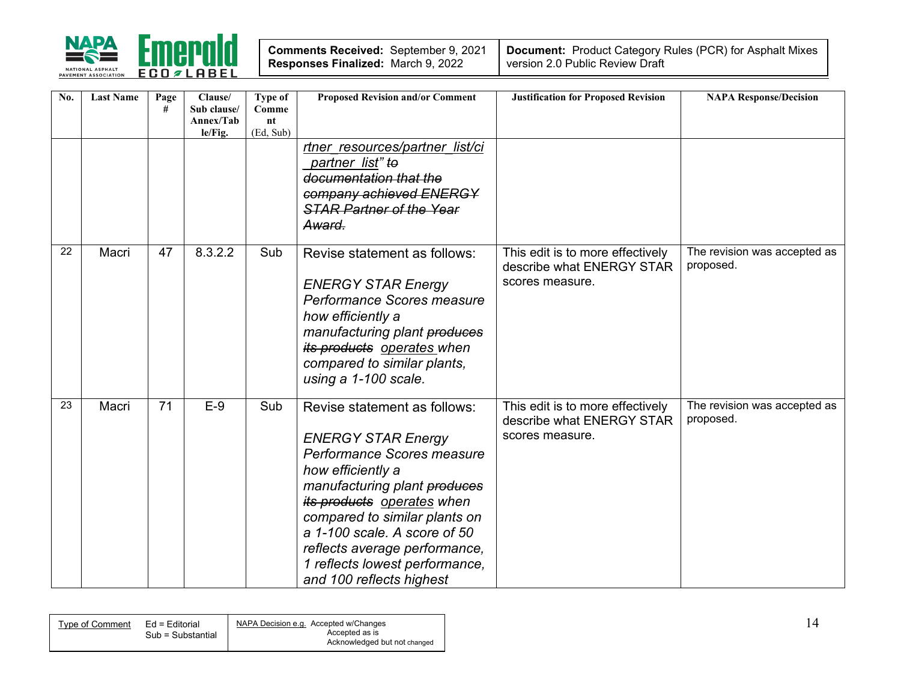| No. | Last Name | Page # | Clause/ Sub clause/ Annex/Table/Fig. | Type of Comment (Ed, Sub) | Proposed Revision and/or Comment | Justification for Proposed Revision | NAPA Response/Decision |
|---|---|---|---|---|---|---|---|
| | | | | | *rtner_resources/partner_list/ci_partner_list" ~~to documentation that the company achieved ENERGY STAR Partner of the Year Award.~~* | | |
| 22 | Macri | 47 | 8.3.2.2 | Sub | Revise statement as follows: *ENERGY STAR Energy Performance Scores measure how efficiently a manufacturing plant ~~produces its products~~ operates when compared to similar plants, using a 1-100 scale.* | This edit is to more effectively describe what ENERGY STAR scores measure. | The revision was accepted as proposed. |
| 23 | Macri | 71 | E-9 | Sub | Revise statement as follows: *ENERGY STAR Energy Performance Scores measure how efficiently a manufacturing plant ~~produces its products~~ operates when compared to similar plants on a 1-100 scale. A score of 50 reflects average performance, 1 reflects lowest performance, and 100 reflects highest* | This edit is to more effectively describe what ENERGY STAR scores measure. | The revision was accepted as proposed. |

| Type of Comment | Ed = Editorial<br>Sub = Substantial | NAPA Decision e.g. Accepted w/Changes<br>Accepted as is<br>Acknowledged but not changed |
|---|---|---|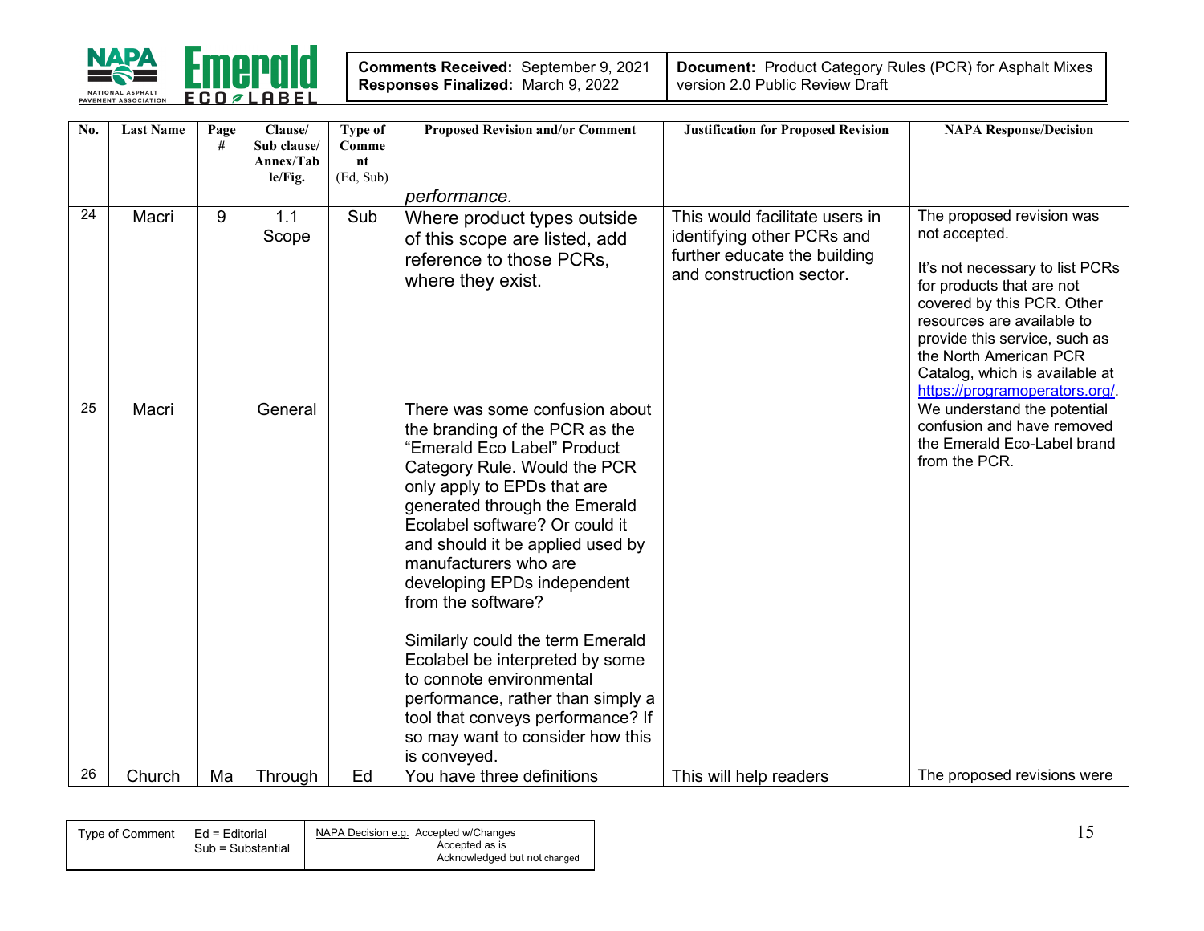| No. | Last Name | Page # | Clause/ Sub clause/ Annex/Table/Fig. | Type of Comment (Ed, Sub) | Proposed Revision and/or Comment | Justification for Proposed Revision | NAPA Response/Decision |
|---|---|---|---|---|---|---|---|
| | | | | | *performance.* | | |
| 24 | Macri | 9 | 1.1 Scope | Sub | Where product types outside of this scope are listed, add reference to those PCRs, where they exist. | This would facilitate users in identifying other PCRs and further educate the building and construction sector. | The proposed revision was not accepted.<br><br>It's not necessary to list PCRs for products that are not covered by this PCR. Other resources are available to provide this service, such as the North American PCR Catalog, which is available at https://programoperators.org/. |
| 25 | Macri | | General | | There was some confusion about the branding of the PCR as the "Emerald Eco Label" Product Category Rule. Would the PCR only apply to EPDs that are generated through the Emerald Ecolabel software? Or could it and should it be applied used by manufacturers who are developing EPDs independent from the software?<br><br>Similarly could the term Emerald Ecolabel be interpreted by some to connote environmental performance, rather than simply a tool that conveys performance? If so may want to consider how this is conveyed. | | We understand the potential confusion and have removed the Emerald Eco-Label brand from the PCR. |
| 26 | Church | Ma | Through | Ed | You have three definitions | This will help readers | The proposed revisions were |

| Type of Comment | Ed = Editorial<br>Sub = Substantial | NAPA Decision e.g. Accepted w/Changes<br>Accepted as is<br>Acknowledged but not changed |
|---|---|---|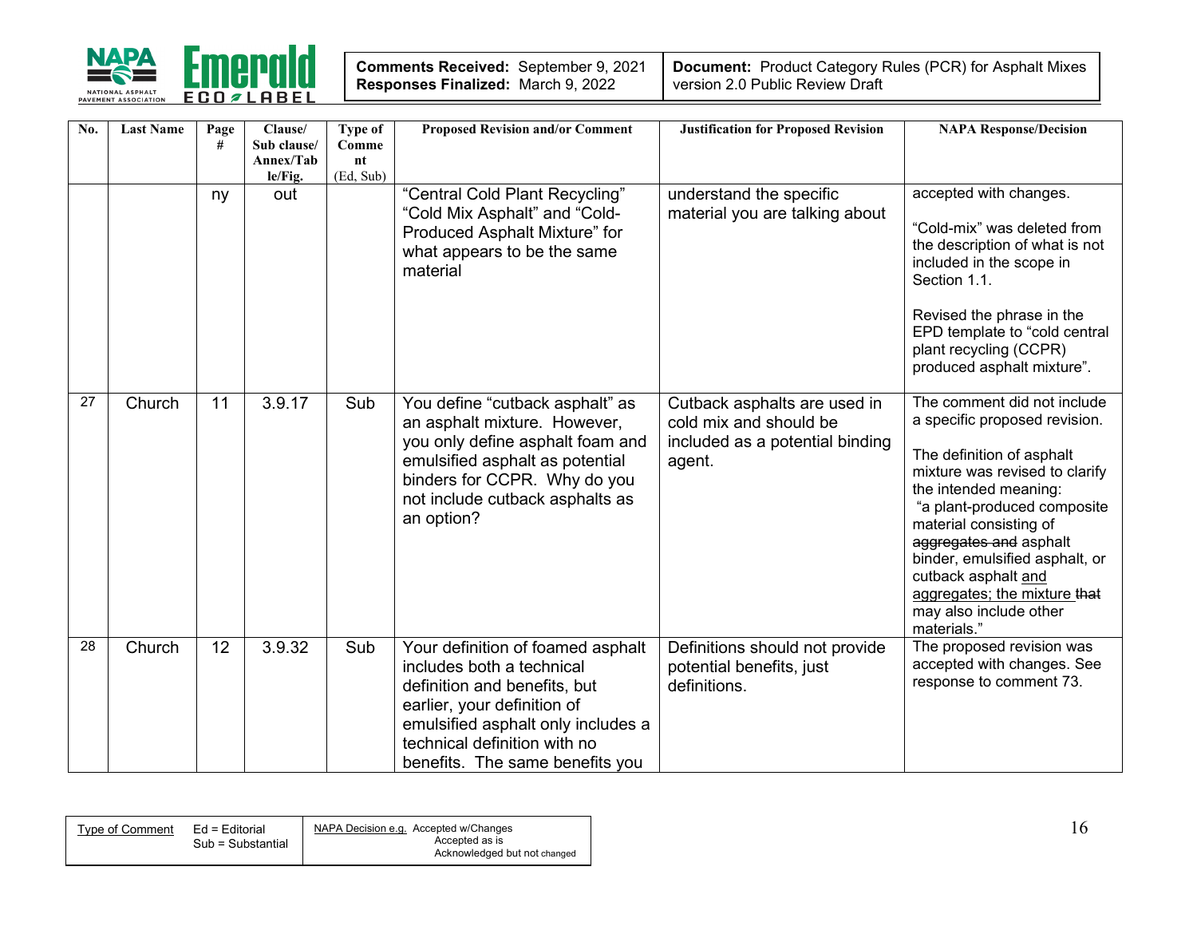| Comments Received: September 9, 2021<br>Responses Finalized: March 9, 2022 | Document: Product Category Rules (PCR) for Asphalt Mixes version 2.0 Public Review Draft |
|---|---|

| No. | Last Name | Page # | Clause/ Sub clause/ Annex/Table/Fig. | Type of Comment (Ed, Sub) | Proposed Revision and/or Comment | Justification for Proposed Revision | NAPA Response/Decision |
|---|---|---|---|---|---|---|---|
| | | ny | out | | "Central Cold Plant Recycling" "Cold Mix Asphalt" and "Cold-Produced Asphalt Mixture" for what appears to be the same material | understand the specific material you are talking about | accepted with changes.<br><br>"Cold-mix" was deleted from the description of what is not included in the scope in Section 1.1.<br><br>Revised the phrase in the EPD template to "cold central plant recycling (CCPR) produced asphalt mixture". |
| 27 | Church | 11 | 3.9.17 | Sub | You define "cutback asphalt" as an asphalt mixture. However, you only define asphalt foam and emulsified asphalt as potential binders for CCPR. Why do you not include cutback asphalts as an option? | Cutback asphalts are used in cold mix and should be included as a potential binding agent. | The comment did not include a specific proposed revision.<br><br>The definition of asphalt mixture was revised to clarify the intended meaning:<br>"a plant-produced composite material consisting of ~~aggregates and~~ asphalt binder, emulsified asphalt, or cutback asphalt <u>and aggregates; the mixture</u> ~~that~~ may also include other materials." |
| 28 | Church | 12 | 3.9.32 | Sub | Your definition of foamed asphalt includes both a technical definition and benefits, but earlier, your definition of emulsified asphalt only includes a technical definition with no benefits. The same benefits you | Definitions should not provide potential benefits, just definitions. | The proposed revision was accepted with changes. See response to comment 73. |

| Type of Comment | Ed = Editorial<br>Sub = Substantial | NAPA Decision e.g. Accepted w/Changes<br>Accepted as is<br>Acknowledged but not changed |
|---|---|---|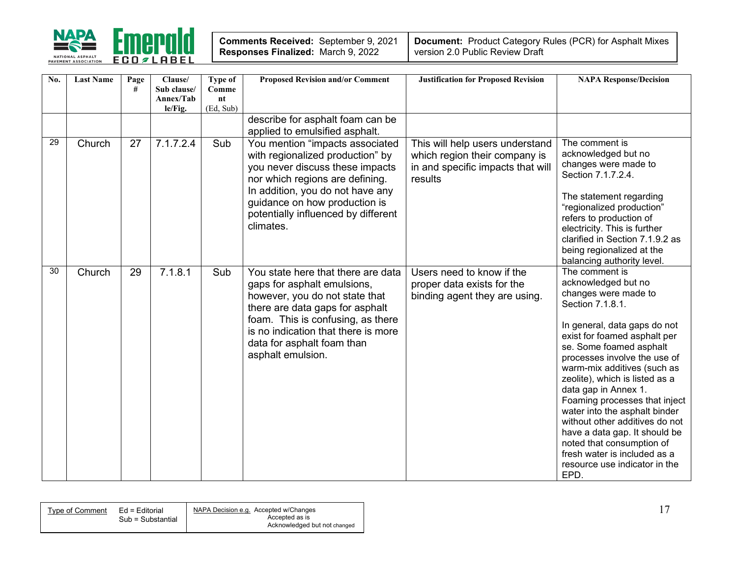| No. | Last Name | Page # | Clause/ Sub clause/ Annex/Table/Fig. | Type of Comment (Ed, Sub) | Proposed Revision and/or Comment | Justification for Proposed Revision | NAPA Response/Decision |
|---|---|---|---|---|---|---|---|
| | | | | | describe for asphalt foam can be applied to emulsified asphalt. | | |
| 29 | Church | 27 | 7.1.7.2.4 | Sub | You mention "impacts associated with regionalized production" by you never discuss these impacts nor which regions are defining. In addition, you do not have any guidance on how production is potentially influenced by different climates. | This will help users understand which region their company is in and specific impacts that will results | The comment is acknowledged but no changes were made to Section 7.1.7.2.4.<br><br>The statement regarding "regionalized production" refers to production of electricity. This is further clarified in Section 7.1.9.2 as being regionalized at the balancing authority level. |
| 30 | Church | 29 | 7.1.8.1 | Sub | You state here that there are data gaps for asphalt emulsions, however, you do not state that there are data gaps for asphalt foam. This is confusing, as there is no indication that there is more data for asphalt foam than asphalt emulsion. | Users need to know if the proper data exists for the binding agent they are using. | The comment is acknowledged but no changes were made to Section 7.1.8.1.<br><br>In general, data gaps do not exist for foamed asphalt per se. Some foamed asphalt processes involve the use of warm-mix additives (such as zeolite), which is listed as a data gap in Annex 1. Foaming processes that inject water into the asphalt binder without other additives do not have a data gap. It should be noted that consumption of fresh water is included as a resource use indicator in the EPD. |

| Type of Comment | Ed = Editorial<br>Sub = Substantial | NAPA Decision e.g. Accepted w/Changes<br>Accepted as is<br>Acknowledged but not changed |
|---|---|---|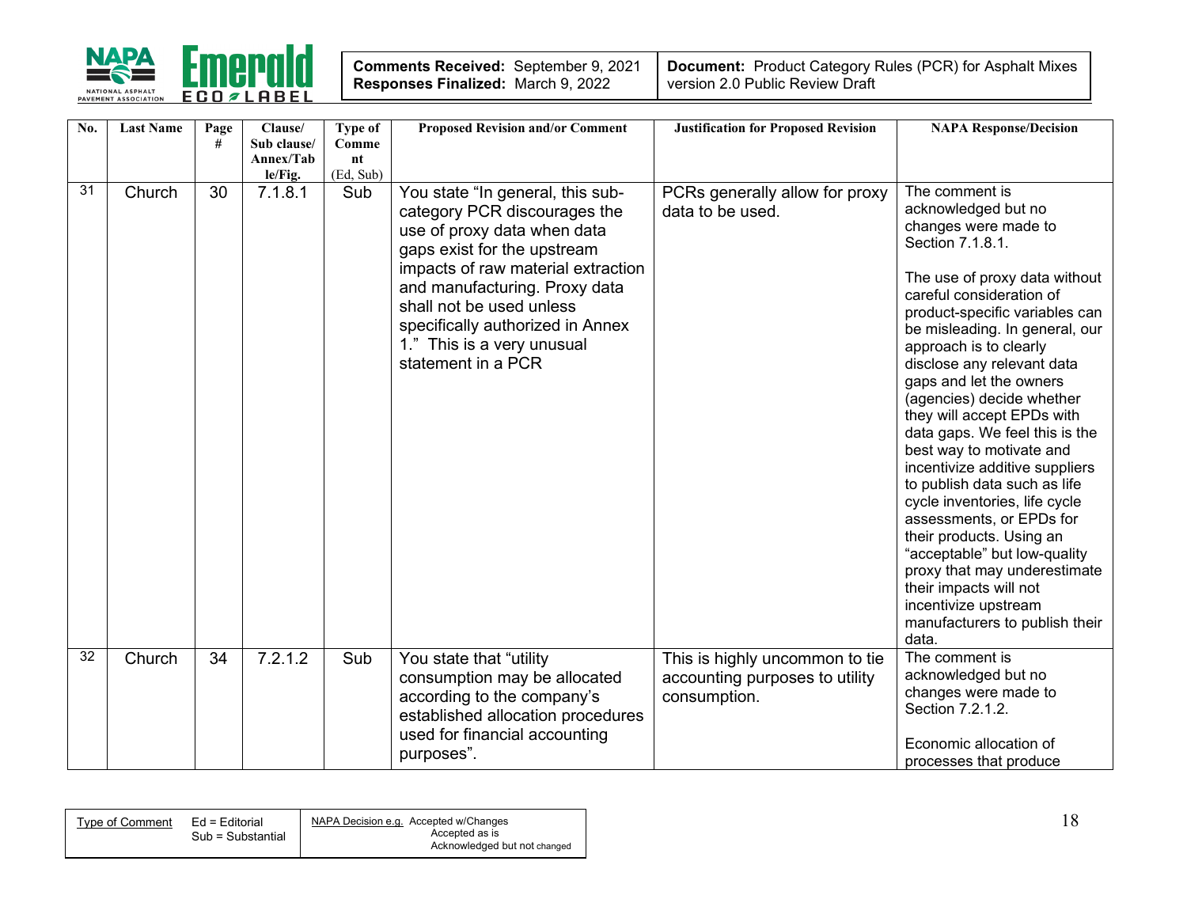| No. | Last Name | Page # | Clause/ Sub clause/ Annex/Table/Fig. | Type of Comment (Ed, Sub) | Proposed Revision and/or Comment | Justification for Proposed Revision | NAPA Response/Decision |
|---|---|---|---|---|---|---|---|
| 31 | Church | 30 | 7.1.8.1 | Sub | You state "In general, this sub-category PCR discourages the use of proxy data when data gaps exist for the upstream impacts of raw material extraction and manufacturing. Proxy data shall not be used unless specifically authorized in Annex 1." This is a very unusual statement in a PCR | PCRs generally allow for proxy data to be used. | The comment is acknowledged but no changes were made to Section 7.1.8.1.<br><br>The use of proxy data without careful consideration of product-specific variables can be misleading. In general, our approach is to clearly disclose any relevant data gaps and let the owners (agencies) decide whether they will accept EPDs with data gaps. We feel this is the best way to motivate and incentivize additive suppliers to publish data such as life cycle inventories, life cycle assessments, or EPDs for their products. Using an "acceptable" but low-quality proxy that may underestimate their impacts will not incentivize upstream manufacturers to publish their data. |
| 32 | Church | 34 | 7.2.1.2 | Sub | You state that "utility consumption may be allocated according to the company's established allocation procedures used for financial accounting purposes". | This is highly uncommon to tie accounting purposes to utility consumption. | The comment is acknowledged but no changes were made to Section 7.2.1.2.<br><br>Economic allocation of processes that produce |

| Type of Comment | Ed = Editorial<br>Sub = Substantial | NAPA Decision e.g. Accepted w/Changes<br>Accepted as is<br>Acknowledged but not changed |
|---|---|---|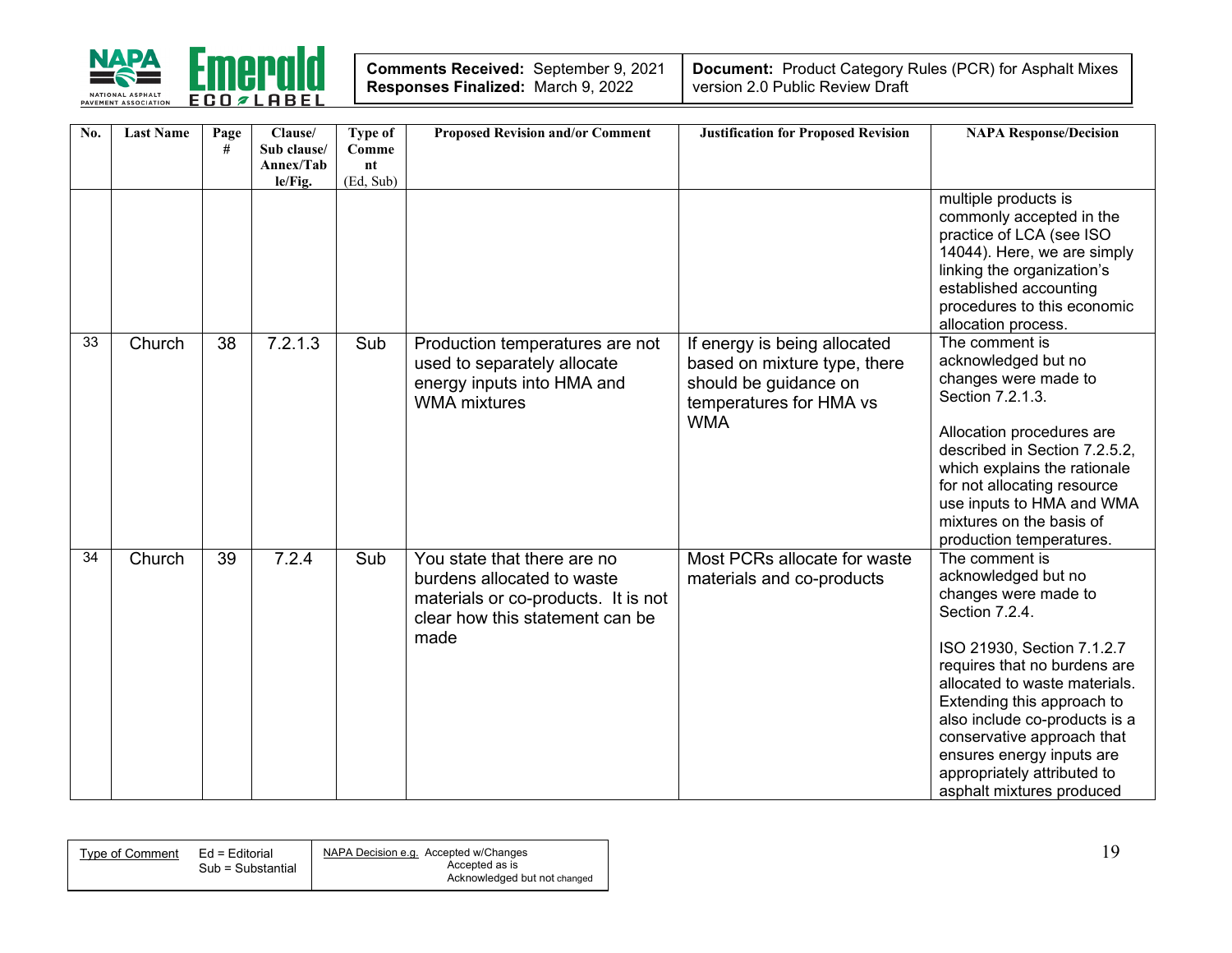| No. | Last Name | Page # | Clause/ Sub clause/ Annex/Table/Fig. | Type of Comment (Ed, Sub) | Proposed Revision and/or Comment | Justification for Proposed Revision | NAPA Response/Decision |
|---|---|---|---|---|---|---|---|
| | | | | | | | multiple products is commonly accepted in the practice of LCA (see ISO 14044). Here, we are simply linking the organization's established accounting procedures to this economic allocation process. |
| 33 | Church | 38 | 7.2.1.3 | Sub | Production temperatures are not used to separately allocate energy inputs into HMA and WMA mixtures | If energy is being allocated based on mixture type, there should be guidance on temperatures for HMA vs WMA | The comment is acknowledged but no changes were made to Section 7.2.1.3.<br><br>Allocation procedures are described in Section 7.2.5.2, which explains the rationale for not allocating resource use inputs to HMA and WMA mixtures on the basis of production temperatures. |
| 34 | Church | 39 | 7.2.4 | Sub | You state that there are no burdens allocated to waste materials or co-products. It is not clear how this statement can be made | Most PCRs allocate for waste materials and co-products | The comment is acknowledged but no changes were made to Section 7.2.4.<br><br>ISO 21930, Section 7.1.2.7 requires that no burdens are allocated to waste materials. Extending this approach to also include co-products is a conservative approach that ensures energy inputs are appropriately attributed to asphalt mixtures produced |

| Type of Comment | Ed = Editorial<br>Sub = Substantial | NAPA Decision e.g. Accepted w/Changes<br>Accepted as is<br>Acknowledged but not changed |
|---|---|---|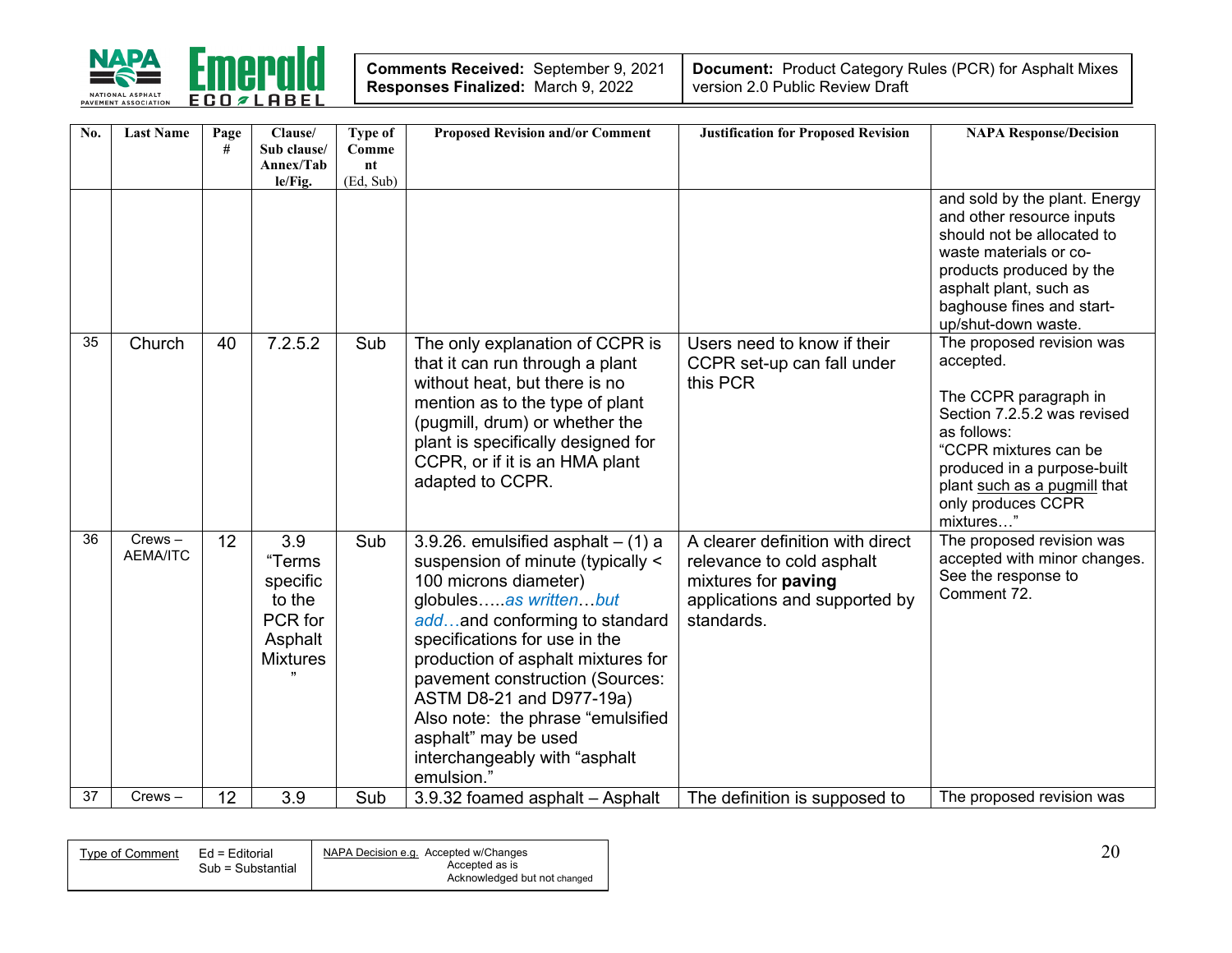| No. | Last Name | Page # | Clause/ Sub clause/ Annex/Table/Fig. | Type of Comment (Ed, Sub) | Proposed Revision and/or Comment | Justification for Proposed Revision | NAPA Response/Decision |
|---|---|---|---|---|---|---|---|
| | | | | | | | and sold by the plant. Energy and other resource inputs should not be allocated to waste materials or co-products produced by the asphalt plant, such as baghouse fines and start-up/shut-down waste. |
| 35 | Church | 40 | 7.2.5.2 | Sub | The only explanation of CCPR is that it can run through a plant without heat, but there is no mention as to the type of plant (pugmill, drum) or whether the plant is specifically designed for CCPR, or if it is an HMA plant adapted to CCPR. | Users need to know if their CCPR set-up can fall under this PCR | The proposed revision was accepted.<br><br>The CCPR paragraph in Section 7.2.5.2 was revised as follows:<br>"CCPR mixtures can be produced in a purpose-built plant <u>such as a pugmill</u> that only produces CCPR mixtures…" |
| 36 | Crews – AEMA/ITC | 12 | 3.9 "Terms specific to the PCR for Asphalt Mixtures" | Sub | 3.9.26. emulsified asphalt – (1) a suspension of minute (typically < 100 microns diameter) globules…..*as written…but add…*and conforming to standard specifications for use in the production of asphalt mixtures for pavement construction (Sources: ASTM D8-21 and D977-19a)<br>Also note: the phrase "emulsified asphalt" may be used interchangeably with "asphalt emulsion." | A clearer definition with direct relevance to cold asphalt mixtures for **paving** applications and supported by standards. | The proposed revision was accepted with minor changes. See the response to Comment 72. |
| 37 | Crews – | 12 | 3.9 | Sub | 3.9.32 foamed asphalt – Asphalt | The definition is supposed to | The proposed revision was |

| Type of Comment | Ed = Editorial<br>Sub = Substantial | NAPA Decision e.g. Accepted w/Changes<br>Accepted as is<br>Acknowledged but not changed |
|---|---|---|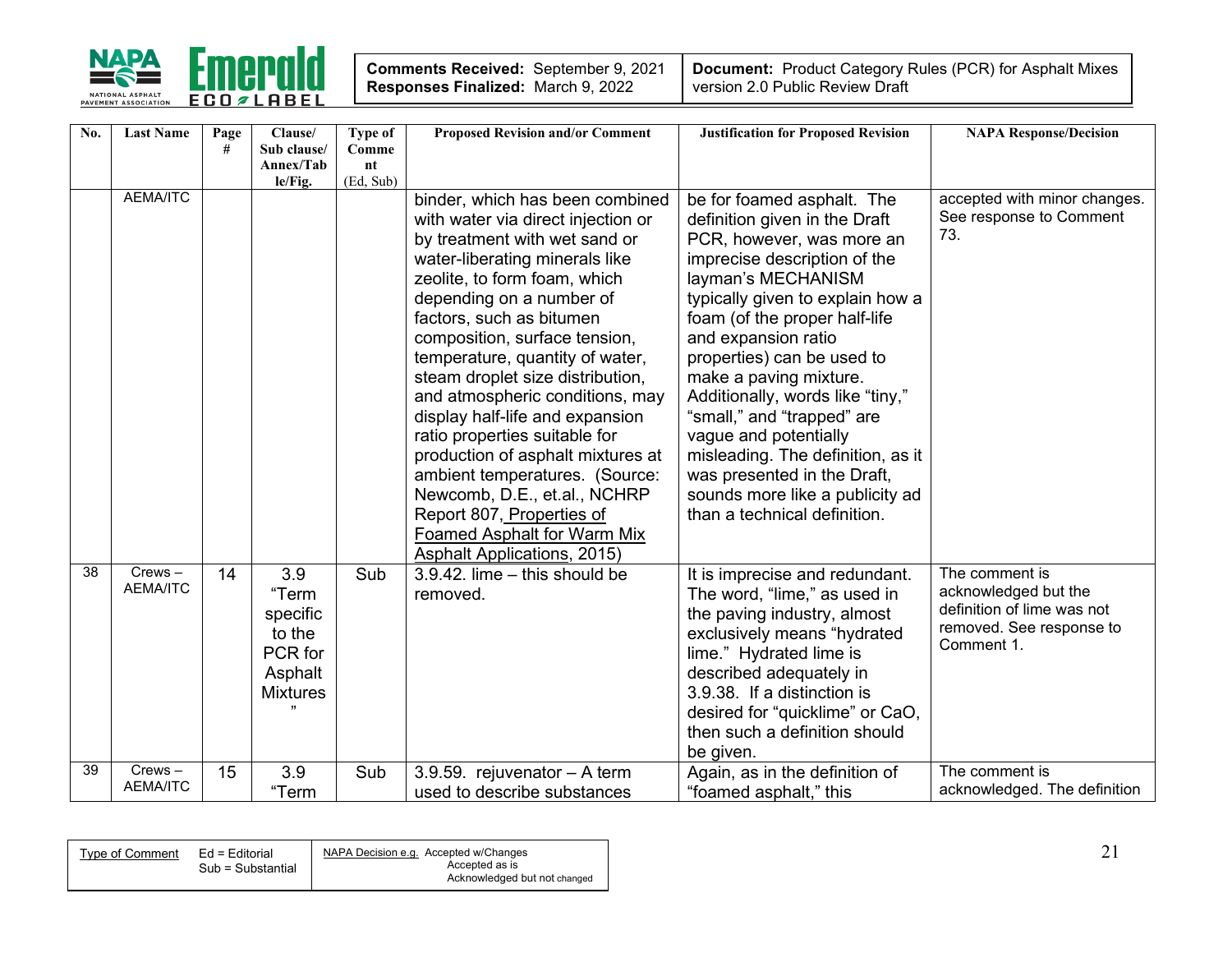| No. | Last Name | Page # | Clause/ Sub clause/ Annex/Table/Fig. | Type of Comment (Ed, Sub) | Proposed Revision and/or Comment | Justification for Proposed Revision | NAPA Response/Decision |
|---|---|---|---|---|---|---|---|
| | AEMA/ITC | | | | binder, which has been combined with water via direct injection or by treatment with wet sand or water-liberating minerals like zeolite, to form foam, which depending on a number of factors, such as bitumen composition, surface tension, temperature, quantity of water, steam droplet size distribution, and atmospheric conditions, may display half-life and expansion ratio properties suitable for production of asphalt mixtures at ambient temperatures. (Source: Newcomb, D.E., et.al., NCHRP Report 807, Properties of Foamed Asphalt for Warm Mix Asphalt Applications, 2015) | be for foamed asphalt. The definition given in the Draft PCR, however, was more an imprecise description of the layman's MECHANISM typically given to explain how a foam (of the proper half-life and expansion ratio properties) can be used to make a paving mixture. Additionally, words like "tiny," "small," and "trapped" are vague and potentially misleading. The definition, as it was presented in the Draft, sounds more like a publicity ad than a technical definition. | accepted with minor changes. See response to Comment 73. |
| 38 | Crews – AEMA/ITC | 14 | 3.9 "Term specific to the PCR for Asphalt Mixtures" | Sub | 3.9.42. lime – this should be removed. | It is imprecise and redundant. The word, "lime," as used in the paving industry, almost exclusively means "hydrated lime." Hydrated lime is described adequately in 3.9.38. If a distinction is desired for "quicklime" or CaO, then such a definition should be given. | The comment is acknowledged but the definition of lime was not removed. See response to Comment 1. |
| 39 | Crews – AEMA/ITC | 15 | 3.9 "Term | Sub | 3.9.59. rejuvenator – A term used to describe substances | Again, as in the definition of "foamed asphalt," this | The comment is acknowledged. The definition |

| Type of Comment | Ed = Editorial<br>Sub = Substantial | NAPA Decision e.g. Accepted w/Changes<br>Accepted as is<br>Acknowledged but not changed |
|---|---|---|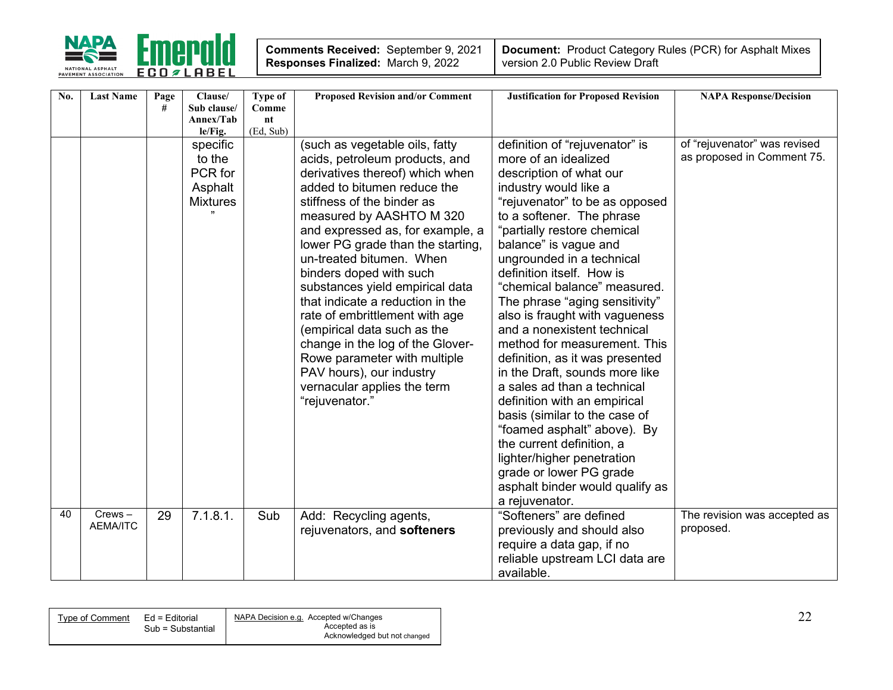| No. | Last Name | Page # | Clause/ Sub clause/ Annex/Table/Fig. | Type of Comment (Ed, Sub) | Proposed Revision and/or Comment | Justification for Proposed Revision | NAPA Response/Decision |
|---|---|---|---|---|---|---|---|
| | | | specific to the PCR for Asphalt Mixtures" | | (such as vegetable oils, fatty acids, petroleum products, and derivatives thereof) which when added to bitumen reduce the stiffness of the binder as measured by AASHTO M 320 and expressed as, for example, a lower PG grade than the starting, un-treated bitumen. When binders doped with such substances yield empirical data that indicate a reduction in the rate of embrittlement with age (empirical data such as the change in the log of the Glover-Rowe parameter with multiple PAV hours), our industry vernacular applies the term "rejuvenator." | definition of "rejuvenator" is more of an idealized description of what our industry would like a "rejuvenator" to be as opposed to a softener. The phrase "partially restore chemical balance" is vague and ungrounded in a technical definition itself. How is "chemical balance" measured. The phrase "aging sensitivity" also is fraught with vagueness and a nonexistent technical method for measurement. This definition, as it was presented in the Draft, sounds more like a sales ad than a technical definition with an empirical basis (similar to the case of "foamed asphalt" above). By the current definition, a lighter/higher penetration grade or lower PG grade asphalt binder would qualify as a rejuvenator. | of "rejuvenator" was revised as proposed in Comment 75. |
| 40 | Crews – AEMA/ITC | 29 | 7.1.8.1. | Sub | Add: Recycling agents, rejuvenators, and **softeners** | "Softeners" are defined previously and should also require a data gap, if no reliable upstream LCI data are available. | The revision was accepted as proposed. |

| Type of Comment | Ed = Editorial<br>Sub = Substantial | NAPA Decision e.g. Accepted w/Changes<br>Accepted as is<br>Acknowledged but not changed |
|---|---|---|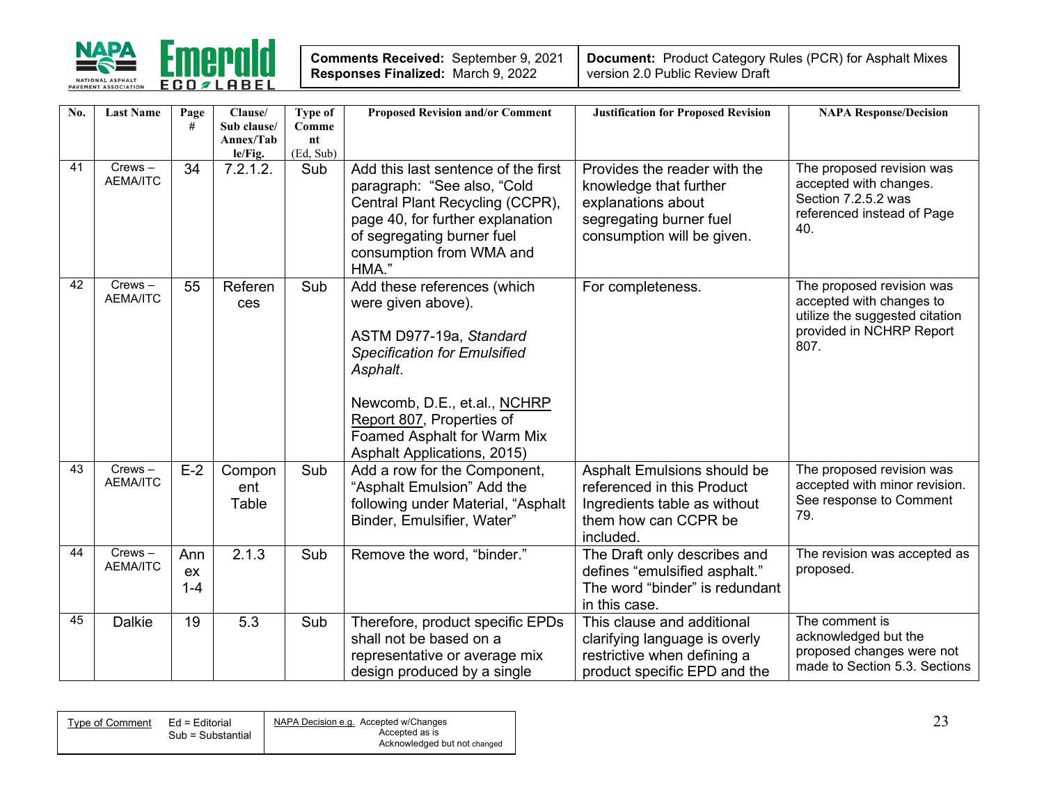| Comments Received: September 9, 2021 Responses Finalized: March 9, 2022 | Document: Product Category Rules (PCR) for Asphalt Mixes version 2.0 Public Review Draft |
|---|---|

| No. | Last Name | Page # | Clause/ Sub clause/ Annex/Table/Fig. | Type of Comment (Ed, Sub) | Proposed Revision and/or Comment | Justification for Proposed Revision | NAPA Response/Decision |
|---|---|---|---|---|---|---|---|
| 41 | Crews – AEMA/ITC | 34 | 7.2.1.2. | Sub | Add this last sentence of the first paragraph: "See also, "Cold Central Plant Recycling (CCPR), page 40, for further explanation of segregating burner fuel consumption from WMA and HMA." | Provides the reader with the knowledge that further explanations about segregating burner fuel consumption will be given. | The proposed revision was accepted with changes. Section 7.2.5.2 was referenced instead of Page 40. |
| 42 | Crews – AEMA/ITC | 55 | References | Sub | Add these references (which were given above).<br><br>ASTM D977-19a, *Standard Specification for Emulsified Asphalt*.<br><br>Newcomb, D.E., et.al., NCHRP Report 807, Properties of Foamed Asphalt for Warm Mix Asphalt Applications, 2015) | For completeness. | The proposed revision was accepted with changes to utilize the suggested citation provided in NCHRP Report 807. |
| 43 | Crews – AEMA/ITC | E-2 | Component Table | Sub | Add a row for the Component, "Asphalt Emulsion" Add the following under Material, "Asphalt Binder, Emulsifier, Water" | Asphalt Emulsions should be referenced in this Product Ingredients table as without them how can CCPR be included. | The proposed revision was accepted with minor revision. See response to Comment 79. |
| 44 | Crews – AEMA/ITC | Annex 1-4 | 2.1.3 | Sub | Remove the word, "binder." | The Draft only describes and defines "emulsified asphalt." The word "binder" is redundant in this case. | The revision was accepted as proposed. |
| 45 | Dalkie | 19 | 5.3 | Sub | Therefore, product specific EPDs shall not be based on a representative or average mix design produced by a single | This clause and additional clarifying language is overly restrictive when defining a product specific EPD and the | The comment is acknowledged but the proposed changes were not made to Section 5.3. Sections |

| Type of Comment | Ed = Editorial<br>Sub = Substantial | NAPA Decision e.g. Accepted w/Changes<br>Accepted as is<br>Acknowledged but not changed |
|---|---|---|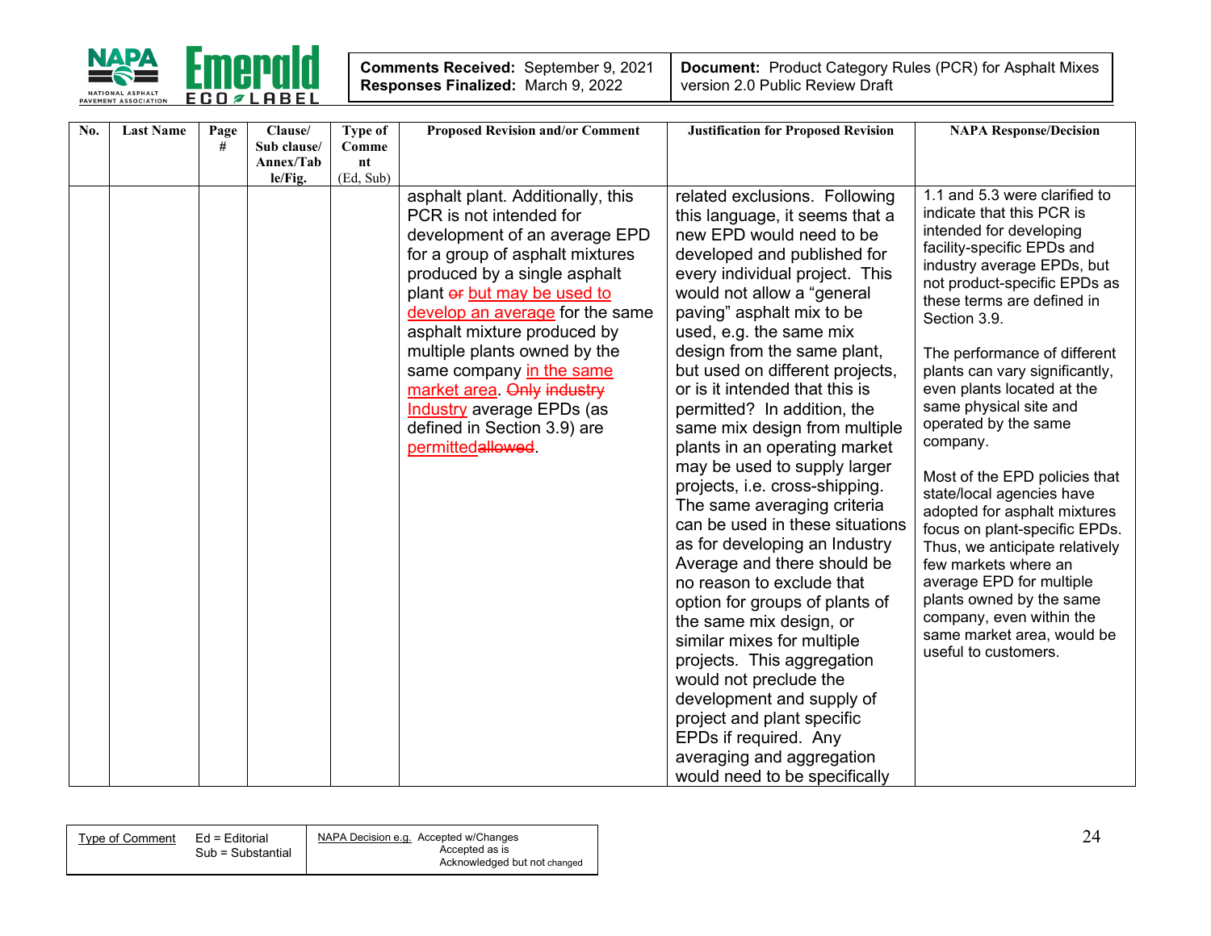| Comments Received: September 9, 2021<br>Responses Finalized: March 9, 2022 | Document: Product Category Rules (PCR) for Asphalt Mixes version 2.0 Public Review Draft |
|---|---|

| No. | Last Name | Page # | Clause/ Sub clause/ Annex/Table/Fig. | Type of Comment (Ed, Sub) | Proposed Revision and/or Comment | Justification for Proposed Revision | NAPA Response/Decision |
|---|---|---|---|---|---|---|---|
| | | | | | asphalt plant. Additionally, this PCR is not intended for development of an average EPD for a group of asphalt mixtures produced by a single asphalt plant ~~or~~ but may be used to develop an average for the same asphalt mixture produced by multiple plants owned by the same company in the same market area. ~~Only industry~~ Industry average EPDs (as defined in Section 3.9) are permitted~~allowed~~. | related exclusions. Following this language, it seems that a new EPD would need to be developed and published for every individual project. This would not allow a "general paving" asphalt mix to be used, e.g. the same mix design from the same plant, but used on different projects, or is it intended that this is permitted? In addition, the same mix design from multiple plants in an operating market may be used to supply larger projects, i.e. cross-shipping. The same averaging criteria can be used in these situations as for developing an Industry Average and there should be no reason to exclude that option for groups of plants of the same mix design, or similar mixes for multiple projects. This aggregation would not preclude the development and supply of project and plant specific EPDs if required. Any averaging and aggregation would need to be specifically | 1.1 and 5.3 were clarified to indicate that this PCR is intended for developing facility-specific EPDs and industry average EPDs, but not product-specific EPDs as these terms are defined in Section 3.9.<br><br>The performance of different plants can vary significantly, even plants located at the same physical site and operated by the same company.<br><br>Most of the EPD policies that state/local agencies have adopted for asphalt mixtures focus on plant-specific EPDs. Thus, we anticipate relatively few markets where an average EPD for multiple plants owned by the same company, even within the same market area, would be useful to customers. |

| Type of Comment | Ed = Editorial<br>Sub = Substantial | NAPA Decision e.g. Accepted w/Changes<br>Accepted as is<br>Acknowledged but not changed |
|---|---|---|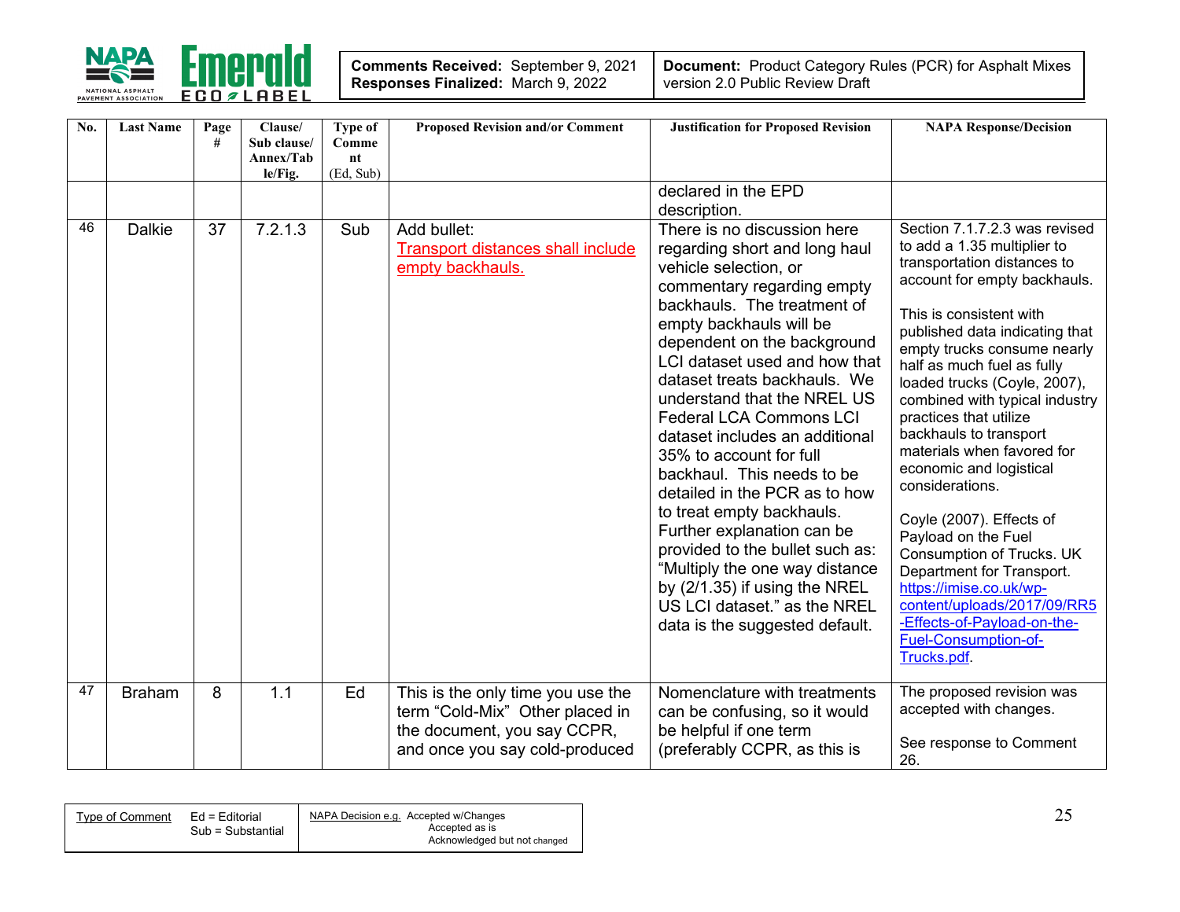| Comments Received: September 9, 2021<br>Responses Finalized: March 9, 2022 | Document: Product Category Rules (PCR) for Asphalt Mixes version 2.0 Public Review Draft |
|---|---|

| No. | Last Name | Page # | Clause/ Sub clause/ Annex/Table/Fig. | Type of Comment (Ed, Sub) | Proposed Revision and/or Comment | Justification for Proposed Revision | NAPA Response/Decision |
|---|---|---|---|---|---|---|---|
| | | | | | | declared in the EPD description. | |
| 46 | Dalkie | 37 | 7.2.1.3 | Sub | Add bullet:<br>Transport distances shall include empty backhauls. | There is no discussion here regarding short and long haul vehicle selection, or commentary regarding empty backhauls. The treatment of empty backhauls will be dependent on the background LCI dataset used and how that dataset treats backhauls. We understand that the NREL US Federal LCA Commons LCI dataset includes an additional 35% to account for full backhaul. This needs to be detailed in the PCR as to how to treat empty backhauls. Further explanation can be provided to the bullet such as: "Multiply the one way distance by (2/1.35) if using the NREL US LCI dataset." as the NREL data is the suggested default. | Section 7.1.7.2.3 was revised to add a 1.35 multiplier to transportation distances to account for empty backhauls.<br><br>This is consistent with published data indicating that empty trucks consume nearly half as much fuel as fully loaded trucks (Coyle, 2007), combined with typical industry practices that utilize backhauls to transport materials when favored for economic and logistical considerations.<br><br>Coyle (2007). Effects of Payload on the Fuel Consumption of Trucks. UK Department for Transport. https://imise.co.uk/wp-content/uploads/2017/09/RR5-Effects-of-Payload-on-the-Fuel-Consumption-of-Trucks.pdf. |
| 47 | Braham | 8 | 1.1 | Ed | This is the only time you use the term "Cold-Mix" Other placed in the document, you say CCPR, and once you say cold-produced | Nomenclature with treatments can be confusing, so it would be helpful if one term (preferably CCPR, as this is | The proposed revision was accepted with changes.<br><br>See response to Comment 26. |

| Type of Comment | Ed = Editorial<br>Sub = Substantial | NAPA Decision e.g. Accepted w/Changes<br>Accepted as is<br>Acknowledged but not changed |
|---|---|---|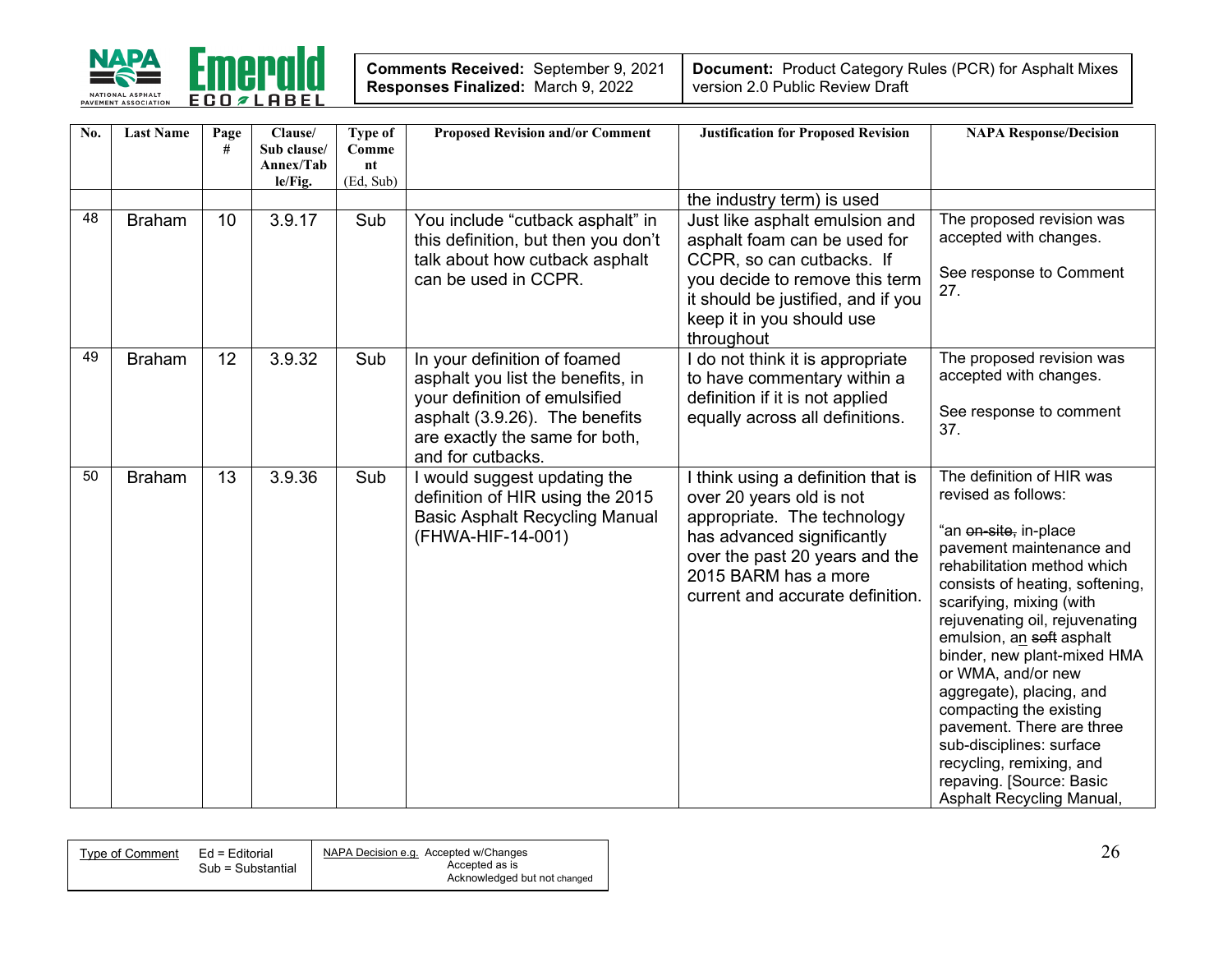| Comments Received: September 9, 2021<br>Responses Finalized: March 9, 2022 | Document: Product Category Rules (PCR) for Asphalt Mixes version 2.0 Public Review Draft |
|---|---|

| No. | Last Name | Page # | Clause/ Sub clause/ Annex/Table/Fig. | Type of Comment (Ed, Sub) | Proposed Revision and/or Comment | Justification for Proposed Revision | NAPA Response/Decision |
|---|---|---|---|---|---|---|---|
| | | | | | | the industry term) is used | |
| 48 | Braham | 10 | 3.9.17 | Sub | You include "cutback asphalt" in this definition, but then you don't talk about how cutback asphalt can be used in CCPR. | Just like asphalt emulsion and asphalt foam can be used for CCPR, so can cutbacks. If you decide to remove this term it should be justified, and if you keep it in you should use throughout | The proposed revision was accepted with changes.<br><br>See response to Comment 27. |
| 49 | Braham | 12 | 3.9.32 | Sub | In your definition of foamed asphalt you list the benefits, in your definition of emulsified asphalt (3.9.26). The benefits are exactly the same for both, and for cutbacks. | I do not think it is appropriate to have commentary within a definition if it is not applied equally across all definitions. | The proposed revision was accepted with changes.<br><br>See response to comment 37. |
| 50 | Braham | 13 | 3.9.36 | Sub | I would suggest updating the definition of HIR using the 2015 Basic Asphalt Recycling Manual (FHWA-HIF-14-001) | I think using a definition that is over 20 years old is not appropriate. The technology has advanced significantly over the past 20 years and the 2015 BARM has a more current and accurate definition. | The definition of HIR was revised as follows:<br><br>"an ~~on-site,~~ in-place pavement maintenance and rehabilitation method which consists of heating, softening, scarifying, mixing (with rejuvenating oil, rejuvenating emulsion, an ~~soft~~ asphalt binder, new plant-mixed HMA or WMA, and/or new aggregate), placing, and compacting the existing pavement. There are three sub-disciplines: surface recycling, remixing, and repaving. [Source: Basic Asphalt Recycling Manual, |

| Type of Comment | Ed = Editorial<br>Sub = Substantial | NAPA Decision e.g. Accepted w/Changes<br>Accepted as is<br>Acknowledged but not changed |
|---|---|---|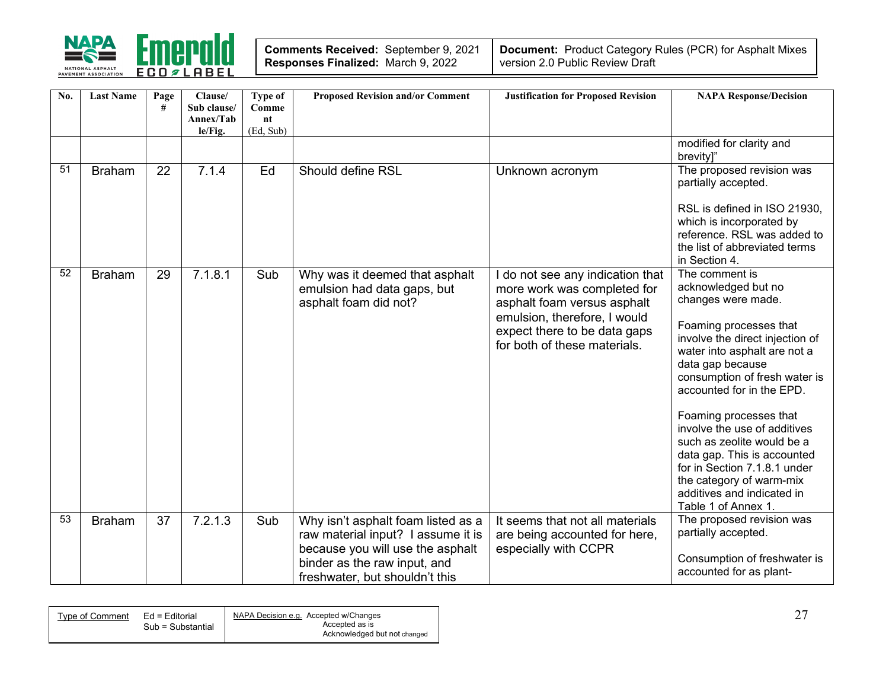| No. | Last Name | Page # | Clause/ Sub clause/ Annex/Table/Fig. | Type of Comment (Ed, Sub) | Proposed Revision and/or Comment | Justification for Proposed Revision | NAPA Response/Decision |
|---|---|---|---|---|---|---|---|
| | | | | | | | modified for clarity and brevity]" |
| 51 | Braham | 22 | 7.1.4 | Ed | Should define RSL | Unknown acronym | The proposed revision was partially accepted.<br><br>RSL is defined in ISO 21930, which is incorporated by reference. RSL was added to the list of abbreviated terms in Section 4. |
| 52 | Braham | 29 | 7.1.8.1 | Sub | Why was it deemed that asphalt emulsion had data gaps, but asphalt foam did not? | I do not see any indication that more work was completed for asphalt foam versus asphalt emulsion, therefore, I would expect there to be data gaps for both of these materials. | The comment is acknowledged but no changes were made.<br><br>Foaming processes that involve the direct injection of water into asphalt are not a data gap because consumption of fresh water is accounted for in the EPD.<br><br>Foaming processes that involve the use of additives such as zeolite would be a data gap. This is accounted for in Section 7.1.8.1 under the category of warm-mix additives and indicated in Table 1 of Annex 1. |
| 53 | Braham | 37 | 7.2.1.3 | Sub | Why isn't asphalt foam listed as a raw material input? I assume it is because you will use the asphalt binder as the raw input, and freshwater, but shouldn't this | It seems that not all materials are being accounted for here, especially with CCPR | The proposed revision was partially accepted.<br><br>Consumption of freshwater is accounted for as plant- |

| Type of Comment | Ed = Editorial<br>Sub = Substantial | NAPA Decision e.g. Accepted w/Changes<br>Accepted as is<br>Acknowledged but not changed |
|---|---|---|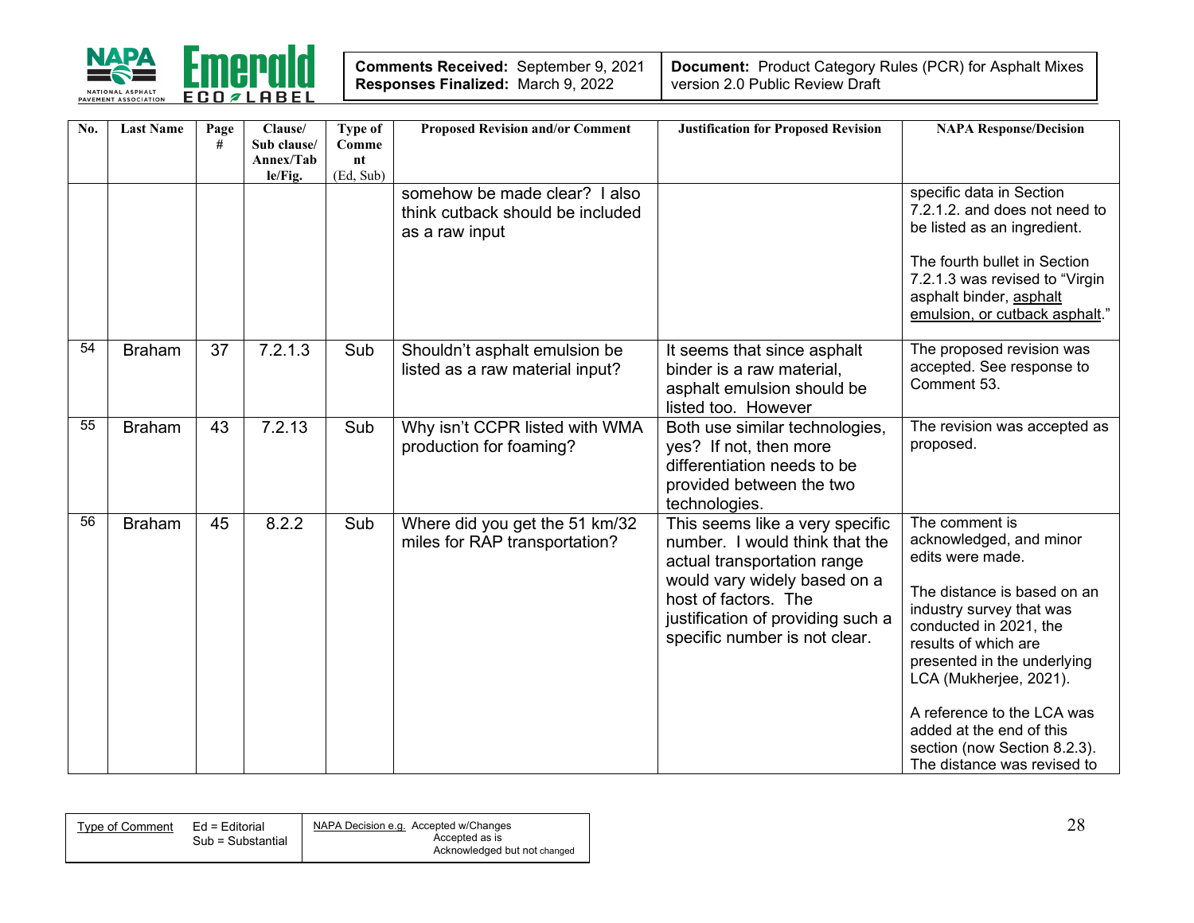| Comments Received: September 9, 2021<br>Responses Finalized: March 9, 2022 | Document: Product Category Rules (PCR) for Asphalt Mixes version 2.0 Public Review Draft |
|---|---|

| No. | Last Name | Page # | Clause/ Sub clause/ Annex/Table/Fig. | Type of Comment (Ed, Sub) | Proposed Revision and/or Comment | Justification for Proposed Revision | NAPA Response/Decision |
|---|---|---|---|---|---|---|---|
| | | | | | somehow be made clear? I also think cutback should be included as a raw input | | specific data in Section 7.2.1.2. and does not need to be listed as an ingredient.<br><br>The fourth bullet in Section 7.2.1.3 was revised to "Virgin asphalt binder, asphalt emulsion, or cutback asphalt." |
| 54 | Braham | 37 | 7.2.1.3 | Sub | Shouldn't asphalt emulsion be listed as a raw material input? | It seems that since asphalt binder is a raw material, asphalt emulsion should be listed too. However | The proposed revision was accepted. See response to Comment 53. |
| 55 | Braham | 43 | 7.2.13 | Sub | Why isn't CCPR listed with WMA production for foaming? | Both use similar technologies, yes? If not, then more differentiation needs to be provided between the two technologies. | The revision was accepted as proposed. |
| 56 | Braham | 45 | 8.2.2 | Sub | Where did you get the 51 km/32 miles for RAP transportation? | This seems like a very specific number. I would think that the actual transportation range would vary widely based on a host of factors. The justification of providing such a specific number is not clear. | The comment is acknowledged, and minor edits were made.<br><br>The distance is based on an industry survey that was conducted in 2021, the results of which are presented in the underlying LCA (Mukherjee, 2021).<br><br>A reference to the LCA was added at the end of this section (now Section 8.2.3). The distance was revised to |

| Type of Comment | Ed = Editorial<br>Sub = Substantial | NAPA Decision e.g. Accepted w/Changes<br>Accepted as is<br>Acknowledged but not changed |
|---|---|---|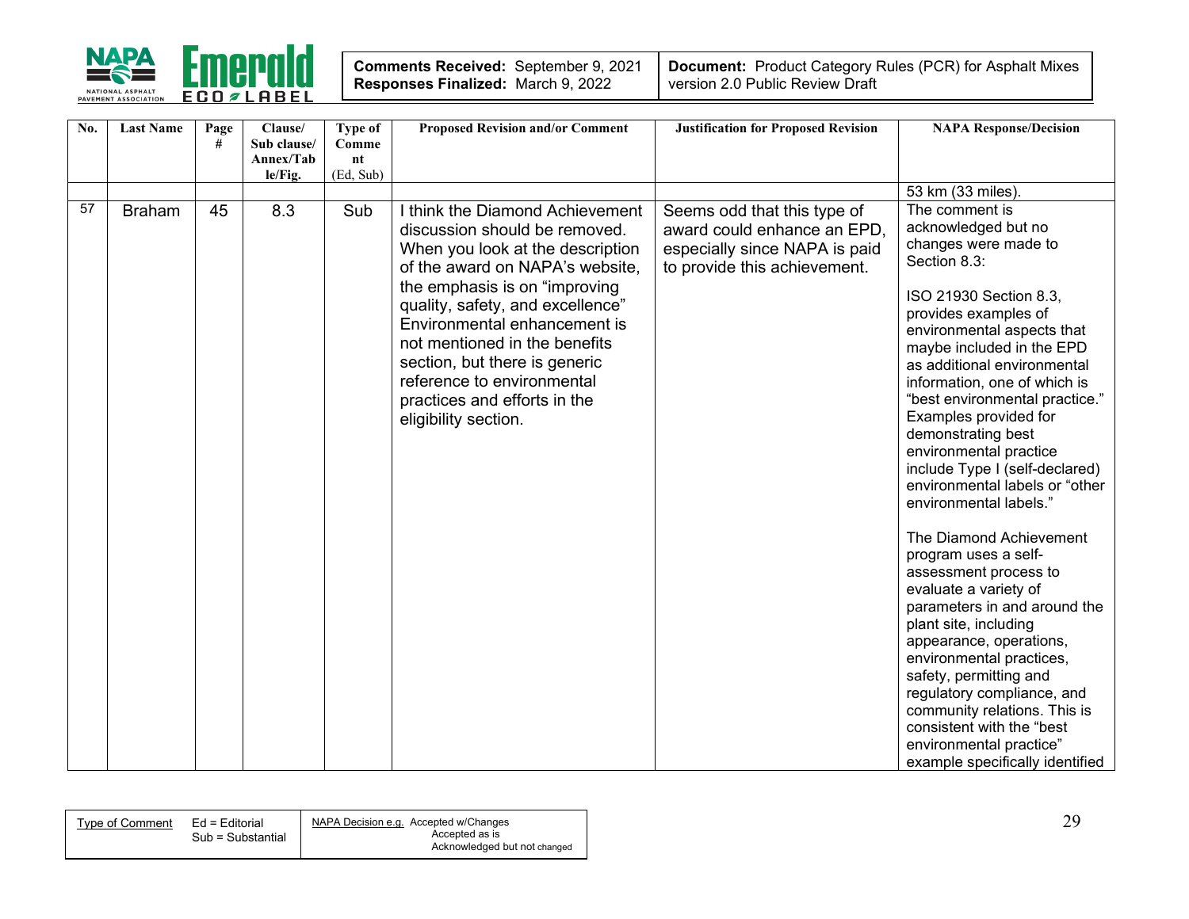| No. | Last Name | Page # | Clause/ Sub clause/ Annex/Table/Fig. | Type of Comment (Ed, Sub) | Proposed Revision and/or Comment | Justification for Proposed Revision | NAPA Response/Decision |
|---|---|---|---|---|---|---|---|
| | | | | | | | 53 km (33 miles). |
| 57 | Braham | 45 | 8.3 | Sub | I think the Diamond Achievement discussion should be removed. When you look at the description of the award on NAPA's website, the emphasis is on "improving quality, safety, and excellence" Environmental enhancement is not mentioned in the benefits section, but there is generic reference to environmental practices and efforts in the eligibility section. | Seems odd that this type of award could enhance an EPD, especially since NAPA is paid to provide this achievement. | The comment is acknowledged but no changes were made to Section 8.3:<br><br>ISO 21930 Section 8.3, provides examples of environmental aspects that maybe included in the EPD as additional environmental information, one of which is "best environmental practice." Examples provided for demonstrating best environmental practice include Type I (self-declared) environmental labels or "other environmental labels."<br><br>The Diamond Achievement program uses a self-assessment process to evaluate a variety of parameters in and around the plant site, including appearance, operations, environmental practices, safety, permitting and regulatory compliance, and community relations. This is consistent with the "best environmental practice" example specifically identified |

| Type of Comment | Ed = Editorial<br>Sub = Substantial | NAPA Decision e.g. Accepted w/Changes<br>Accepted as is<br>Acknowledged but not changed |
|---|---|---|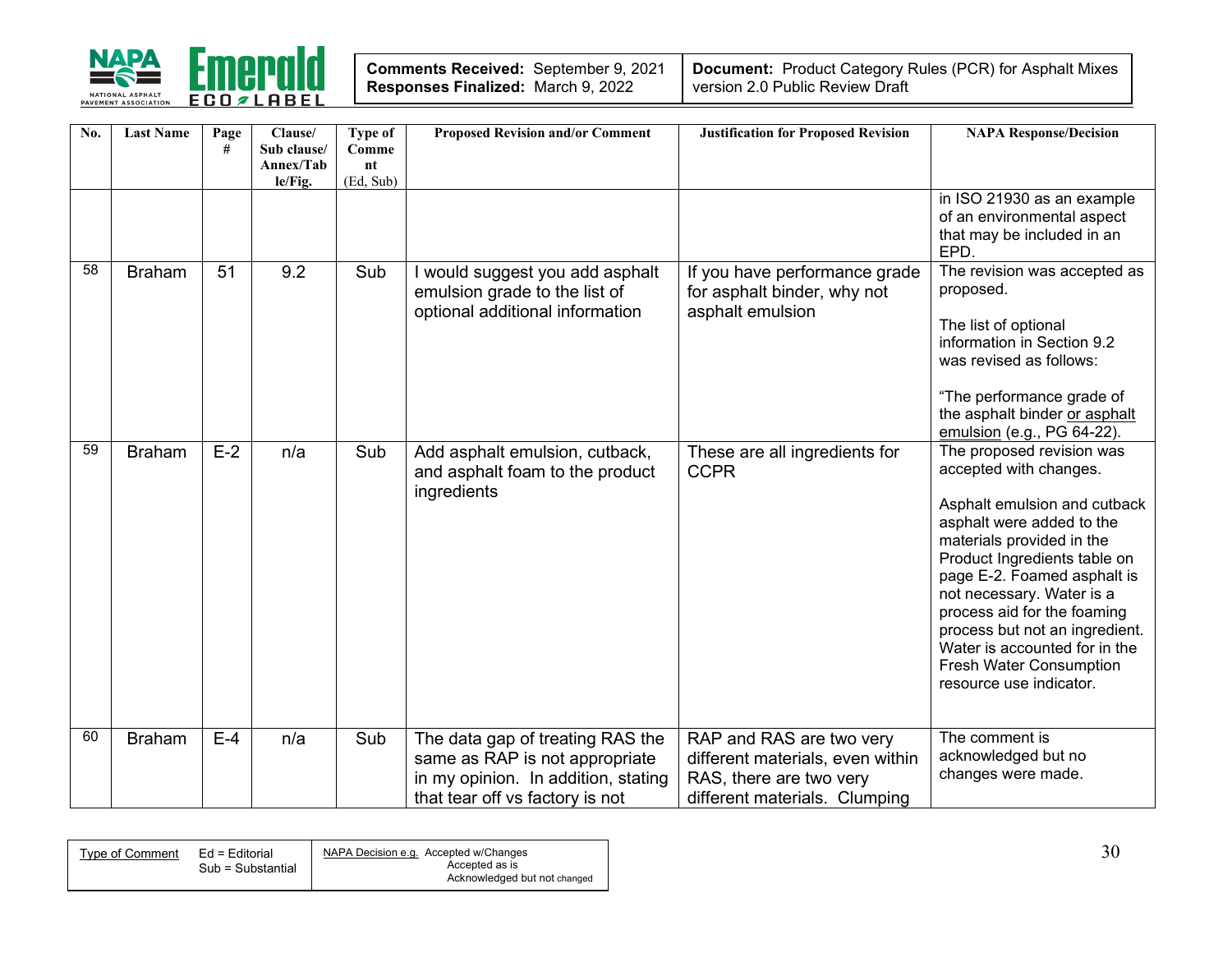| No. | Last Name | Page # | Clause/ Sub clause/ Annex/Table/Fig. | Type of Comment (Ed, Sub) | Proposed Revision and/or Comment | Justification for Proposed Revision | NAPA Response/Decision |
|---|---|---|---|---|---|---|---|
| | | | | | | | in ISO 21930 as an example of an environmental aspect that may be included in an EPD. |
| 58 | Braham | 51 | 9.2 | Sub | I would suggest you add asphalt emulsion grade to the list of optional additional information | If you have performance grade for asphalt binder, why not asphalt emulsion | The revision was accepted as proposed.<br><br>The list of optional information in Section 9.2 was revised as follows:<br><br>"The performance grade of the asphalt binder or asphalt emulsion (e.g., PG 64-22). |
| 59 | Braham | E-2 | n/a | Sub | Add asphalt emulsion, cutback, and asphalt foam to the product ingredients | These are all ingredients for CCPR | The proposed revision was accepted with changes.<br><br>Asphalt emulsion and cutback asphalt were added to the materials provided in the Product Ingredients table on page E-2. Foamed asphalt is not necessary. Water is a process aid for the foaming process but not an ingredient. Water is accounted for in the Fresh Water Consumption resource use indicator. |
| 60 | Braham | E-4 | n/a | Sub | The data gap of treating RAS the same as RAP is not appropriate in my opinion. In addition, stating that tear off vs factory is not | RAP and RAS are two very different materials, even within RAS, there are two very different materials. Clumping | The comment is acknowledged but no changes were made. |

| Type of Comment | Ed = Editorial<br>Sub = Substantial | NAPA Decision e.g. Accepted w/Changes<br>Accepted as is<br>Acknowledged but not changed |
|---|---|---|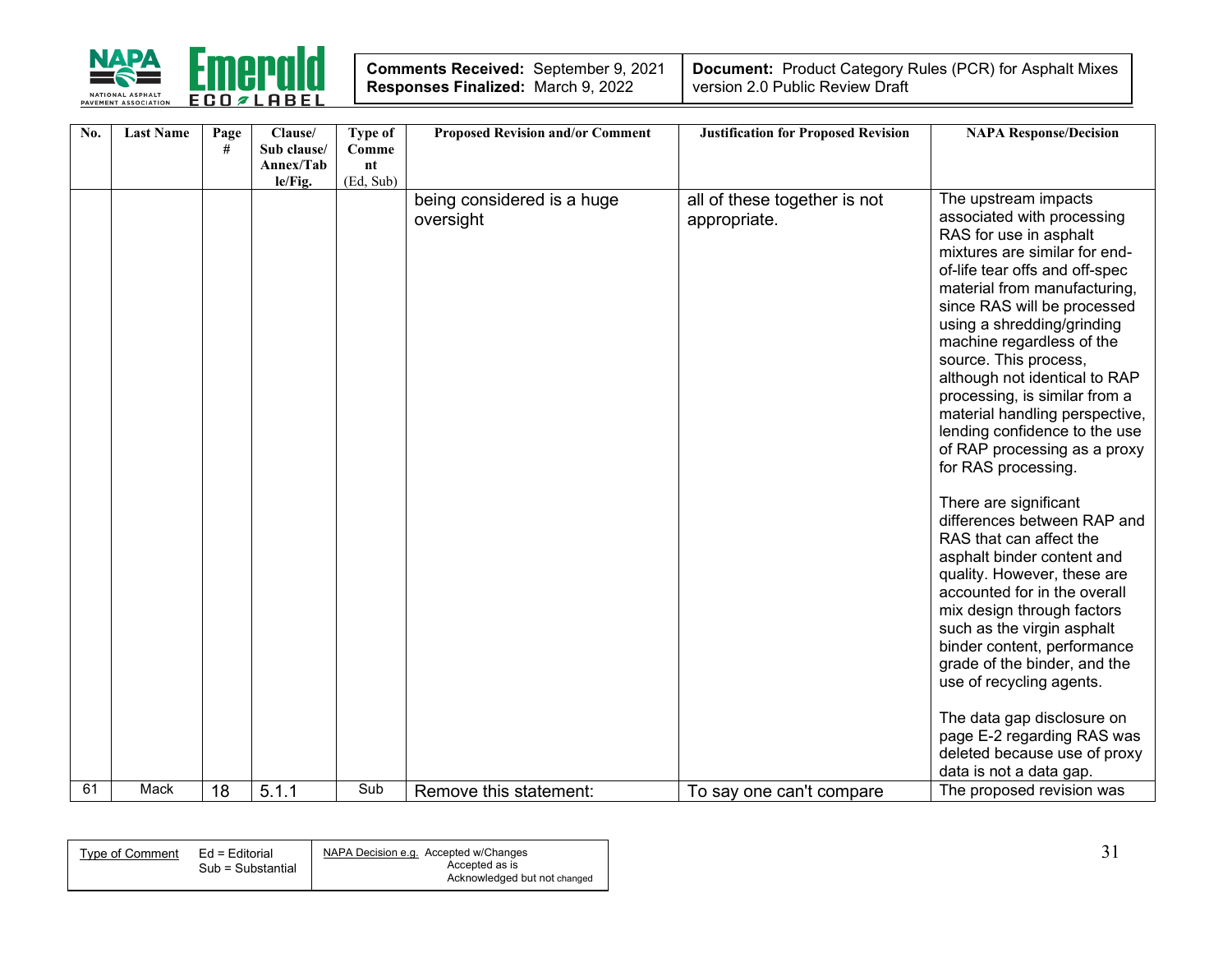| No. | Last Name | Page # | Clause/ Sub clause/ Annex/Table/Fig. | Type of Comment (Ed, Sub) | Proposed Revision and/or Comment | Justification for Proposed Revision | NAPA Response/Decision |
|---|---|---|---|---|---|---|---|
| | | | | | being considered is a huge oversight | all of these together is not appropriate. | The upstream impacts associated with processing RAS for use in asphalt mixtures are similar for end-of-life tear offs and off-spec material from manufacturing, since RAS will be processed using a shredding/grinding machine regardless of the source. This process, although not identical to RAP processing, is similar from a material handling perspective, lending confidence to the use of RAP processing as a proxy for RAS processing.<br><br>There are significant differences between RAP and RAS that can affect the asphalt binder content and quality. However, these are accounted for in the overall mix design through factors such as the virgin asphalt binder content, performance grade of the binder, and the use of recycling agents.<br><br>The data gap disclosure on page E-2 regarding RAS was deleted because use of proxy data is not a data gap. |
| 61 | Mack | 18 | 5.1.1 | Sub | Remove this statement: | To say one can't compare | The proposed revision was |

| Type of Comment | Ed = Editorial<br>Sub = Substantial | NAPA Decision e.g. Accepted w/Changes<br>Accepted as is<br>Acknowledged but not changed |
|---|---|---|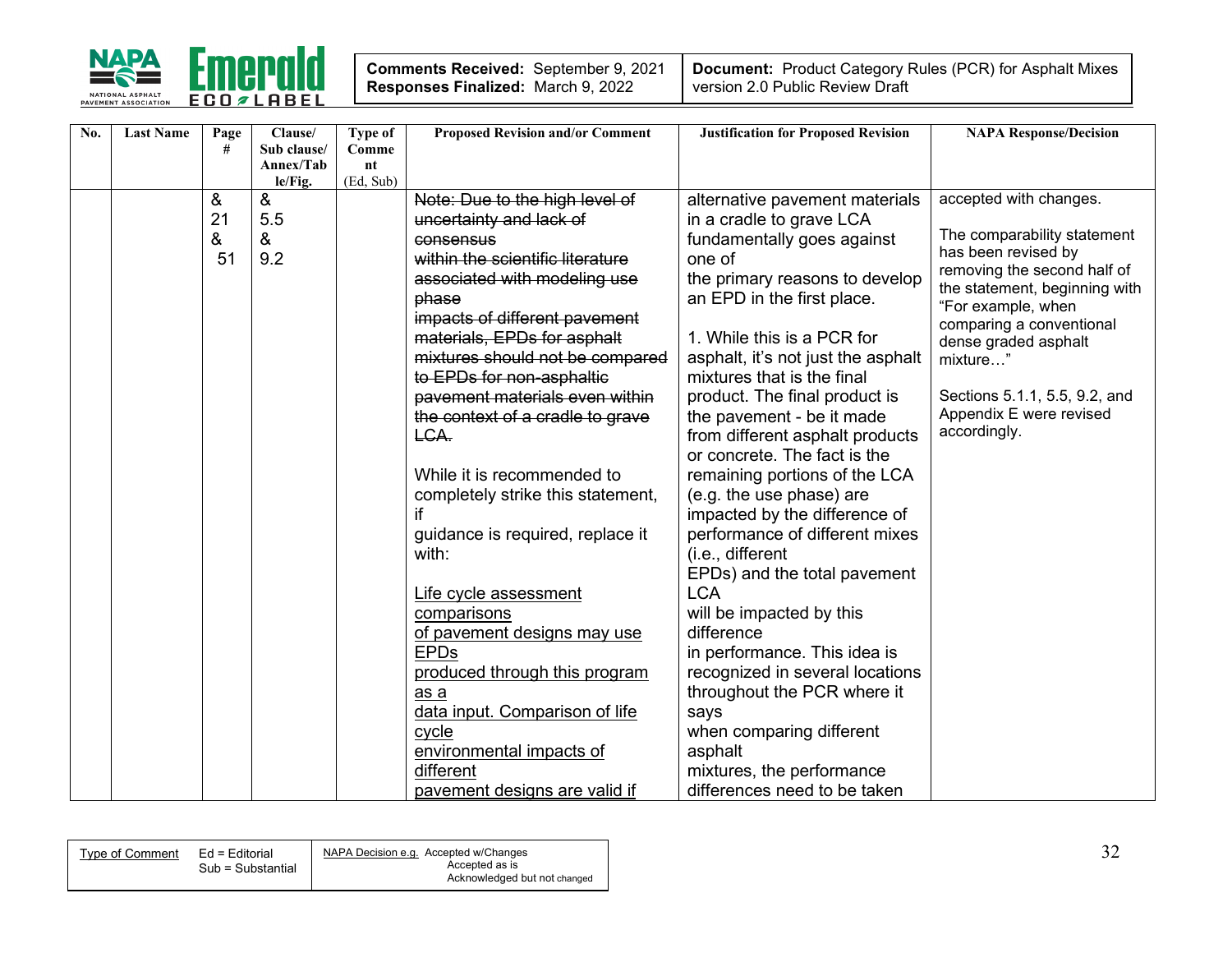| Comments Received: September 9, 2021<br>Responses Finalized: March 9, 2022 | Document: Product Category Rules (PCR) for Asphalt Mixes version 2.0 Public Review Draft |
|---|---|

| No. | Last Name | Page # | Clause/ Sub clause/ Annex/Table/Fig. | Type of Comment (Ed, Sub) | Proposed Revision and/or Comment | Justification for Proposed Revision | NAPA Response/Decision |
|---|---|---|---|---|---|---|---|
| | | & 21 & 51 | & 5.5 & 9.2 | | ~~Note: Due to the high level of uncertainty and lack of consensus within the scientific literature associated with modeling use phase impacts of different pavement materials, EPDs for asphalt mixtures should not be compared to EPDs for non-asphaltic pavement materials even within the context of a cradle to grave LCA.~~<br><br>While it is recommended to completely strike this statement, if guidance is required, replace it with:<br><br><u>Life cycle assessment comparisons of pavement designs may use EPDs produced through this program as a data input. Comparison of life cycle environmental impacts of different pavement designs are valid if</u> | alternative pavement materials in a cradle to grave LCA fundamentally goes against one of the primary reasons to develop an EPD in the first place.<br><br>1. While this is a PCR for asphalt, it's not just the asphalt mixtures that is the final product. The final product is the pavement - be it made from different asphalt products or concrete. The fact is the remaining portions of the LCA (e.g. the use phase) are impacted by the difference of performance of different mixes (i.e., different EPDs) and the total pavement LCA will be impacted by this difference in performance. This idea is recognized in several locations throughout the PCR where it says when comparing different asphalt mixtures, the performance differences need to be taken | accepted with changes.<br><br>The comparability statement has been revised by removing the second half of the statement, beginning with "For example, when comparing a conventional dense graded asphalt mixture…"<br><br>Sections 5.1.1, 5.5, 9.2, and Appendix E were revised accordingly. |

| Type of Comment | Ed = Editorial<br>Sub = Substantial | NAPA Decision e.g. Accepted w/Changes<br>Accepted as is<br>Acknowledged but not changed |
|---|---|---|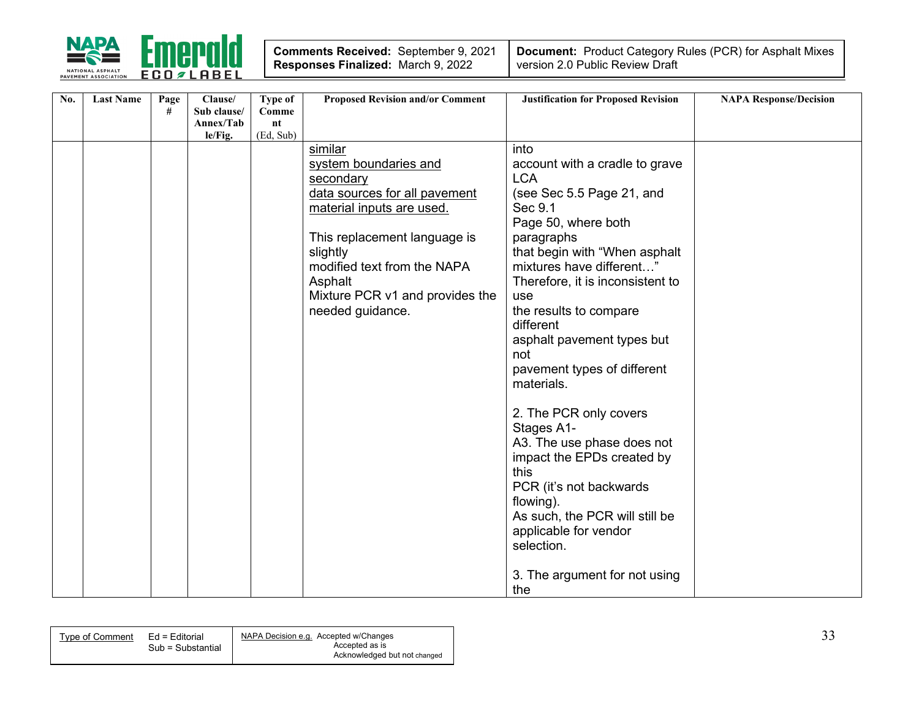| No. | Last Name | Page # | Clause/ Sub clause/ Annex/Table/Fig. | Type of Comment (Ed, Sub) | Proposed Revision and/or Comment | Justification for Proposed Revision | NAPA Response/Decision |
|---|---|---|---|---|---|---|---|
| | | | | | <u>similar system boundaries and secondary data sources for all pavement material inputs are used.</u><br><br>This replacement language is slightly modified text from the NAPA Asphalt Mixture PCR v1 and provides the needed guidance. | into account with a cradle to grave LCA (see Sec 5.5 Page 21, and Sec 9.1 Page 50, where both paragraphs that begin with "When asphalt mixtures have different…" Therefore, it is inconsistent to use the results to compare different asphalt pavement types but not pavement types of different materials.<br><br>2. The PCR only covers Stages A1-A3. The use phase does not impact the EPDs created by this PCR (it's not backwards flowing). As such, the PCR will still be applicable for vendor selection.<br><br>3. The argument for not using the | |

Type of Comment: Ed = Editorial, Sub = Substantial

NAPA Decision e.g. Accepted w/Changes, Accepted as is, Acknowledged but not changed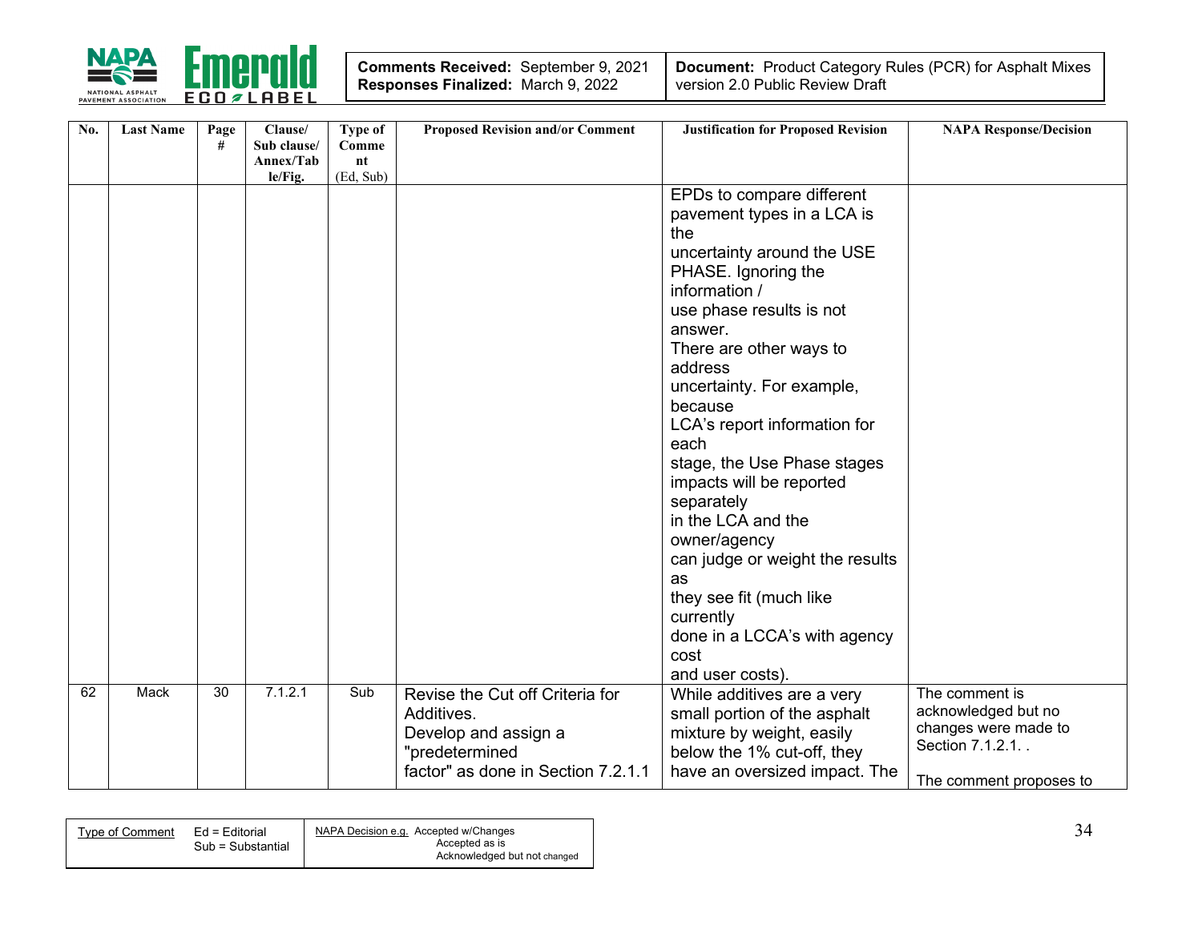| No. | Last Name | Page # | Clause/ Sub clause/ Annex/Table/Fig. | Type of Comment (Ed, Sub) | Proposed Revision and/or Comment | Justification for Proposed Revision | NAPA Response/Decision |
|---|---|---|---|---|---|---|---|
| | | | | | | EPDs to compare different pavement types in a LCA is the uncertainty around the USE PHASE. Ignoring the information / use phase results is not answer. There are other ways to address uncertainty. For example, because LCA's report information for each stage, the Use Phase stages impacts will be reported separately in the LCA and the owner/agency can judge or weight the results as they see fit (much like currently done in a LCCA's with agency cost and user costs). | |
| 62 | Mack | 30 | 7.1.2.1 | Sub | Revise the Cut off Criteria for Additives. Develop and assign a "predetermined factor" as done in Section 7.2.1.1 | While additives are a very small portion of the asphalt mixture by weight, easily below the 1% cut-off, they have an oversized impact. The | The comment is acknowledged but no changes were made to Section 7.1.2.1. . The comment proposes to |

| Type of Comment | Ed = Editorial Sub = Substantial | NAPA Decision e.g. Accepted w/Changes Accepted as is Acknowledged but not changed |
|---|---|---|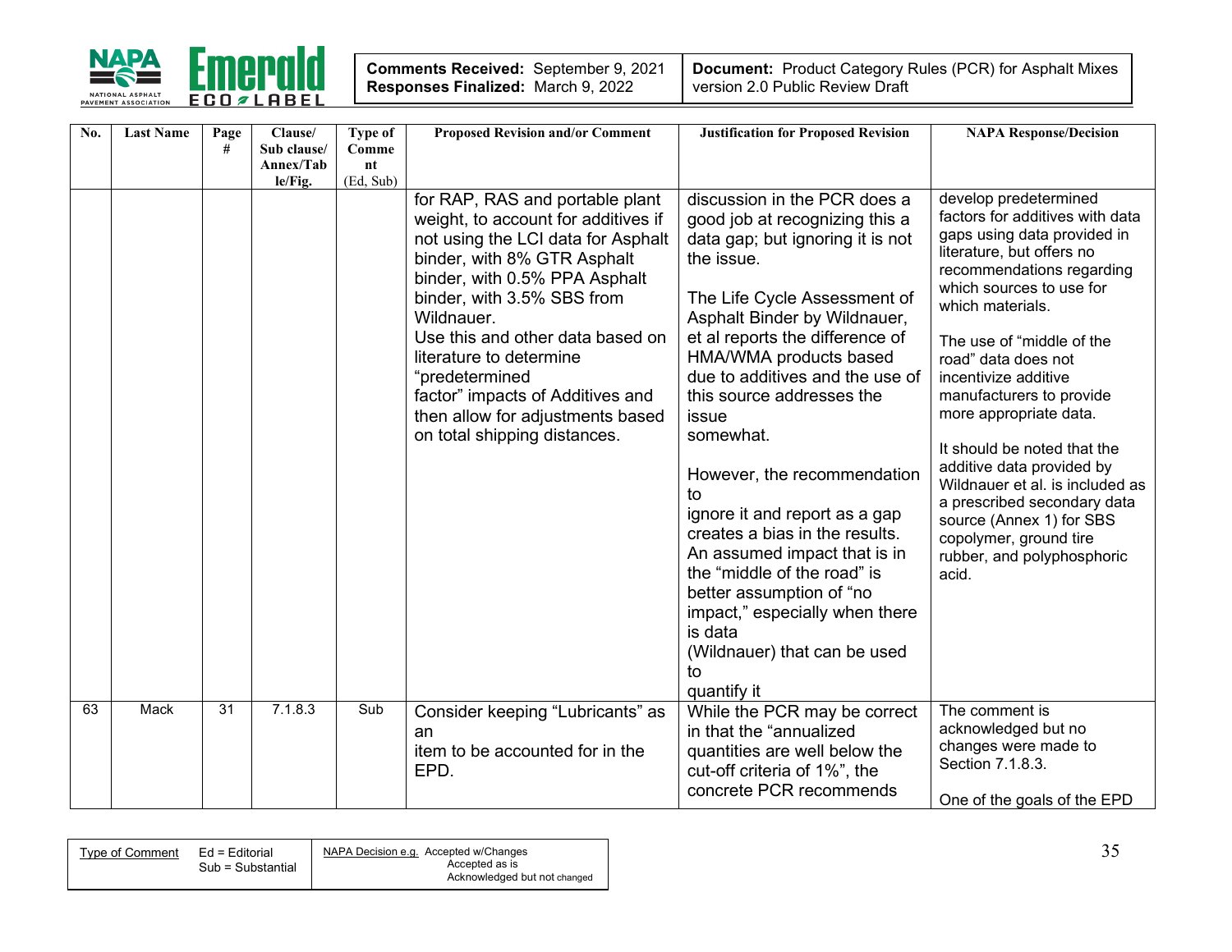| No. | Last Name | Page # | Clause/ Sub clause/ Annex/Table/Fig. | Type of Comment (Ed, Sub) | Proposed Revision and/or Comment | Justification for Proposed Revision | NAPA Response/Decision |
|---|---|---|---|---|---|---|---|
| | | | | | for RAP, RAS and portable plant weight, to account for additives if not using the LCI data for Asphalt binder, with 8% GTR Asphalt binder, with 0.5% PPA Asphalt binder, with 3.5% SBS from Wildnauer.<br>Use this and other data based on literature to determine "predetermined factor" impacts of Additives and then allow for adjustments based on total shipping distances. | discussion in the PCR does a good job at recognizing this a data gap; but ignoring it is not the issue.<br><br>The Life Cycle Assessment of Asphalt Binder by Wildnauer, et al reports the difference of HMA/WMA products based due to additives and the use of this source addresses the issue somewhat.<br><br>However, the recommendation to ignore it and report as a gap creates a bias in the results. An assumed impact that is in the "middle of the road" is better assumption of "no impact," especially when there is data (Wildnauer) that can be used to quantify it | develop predetermined factors for additives with data gaps using data provided in literature, but offers no recommendations regarding which sources to use for which materials.<br><br>The use of "middle of the road" data does not incentivize additive manufacturers to provide more appropriate data.<br><br>It should be noted that the additive data provided by Wildnauer et al. is included as a prescribed secondary data source (Annex 1) for SBS copolymer, ground tire rubber, and polyphosphoric acid. |
| 63 | Mack | 31 | 7.1.8.3 | Sub | Consider keeping "Lubricants" as an item to be accounted for in the EPD. | While the PCR may be correct in that the "annualized quantities are well below the cut-off criteria of 1%", the concrete PCR recommends | The comment is acknowledged but no changes were made to Section 7.1.8.3.<br><br>One of the goals of the EPD |

| Type of Comment | Ed = Editorial<br>Sub = Substantial | NAPA Decision e.g. Accepted w/Changes<br>Accepted as is<br>Acknowledged but not changed |
|---|---|---|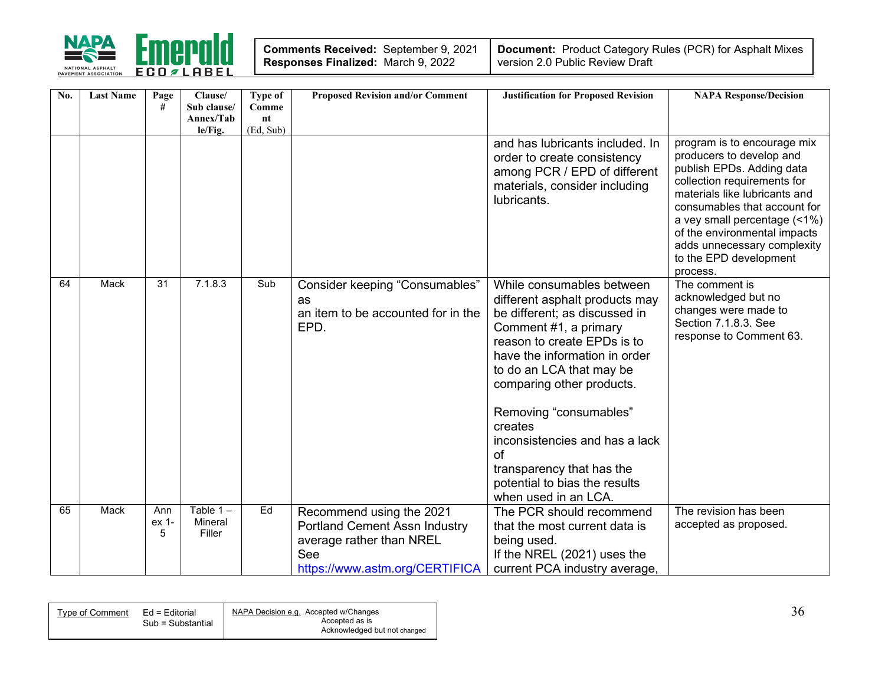| No. | Last Name | Page # | Clause/ Sub clause/ Annex/Table/Fig. | Type of Comment (Ed, Sub) | Proposed Revision and/or Comment | Justification for Proposed Revision | NAPA Response/Decision |
|---|---|---|---|---|---|---|---|
| | | | | | | and has lubricants included. In order to create consistency among PCR / EPD of different materials, consider including lubricants. | program is to encourage mix producers to develop and publish EPDs. Adding data collection requirements for materials like lubricants and consumables that account for a vey small percentage (<1%) of the environmental impacts adds unnecessary complexity to the EPD development process. |
| 64 | Mack | 31 | 7.1.8.3 | Sub | Consider keeping “Consumables” as an item to be accounted for in the EPD. | While consumables between different asphalt products may be different; as discussed in Comment #1, a primary reason to create EPDs is to have the information in order to do an LCA that may be comparing other products.<br><br>Removing “consumables” creates inconsistencies and has a lack of transparency that has the potential to bias the results when used in an LCA. | The comment is acknowledged but no changes were made to Section 7.1.8.3. See response to Comment 63. |
| 65 | Mack | Annex 1-5 | Table 1 – Mineral Filler | Ed | Recommend using the 2021 Portland Cement Assn Industry average rather than NREL See https://www.astm.org/CERTIFICA | The PCR should recommend that the most current data is being used.<br>If the NREL (2021) uses the current PCA industry average, | The revision has been accepted as proposed. |

| Type of Comment | Ed = Editorial<br>Sub = Substantial | NAPA Decision e.g. Accepted w/Changes<br>Accepted as is<br>Acknowledged but not changed |
|---|---|---|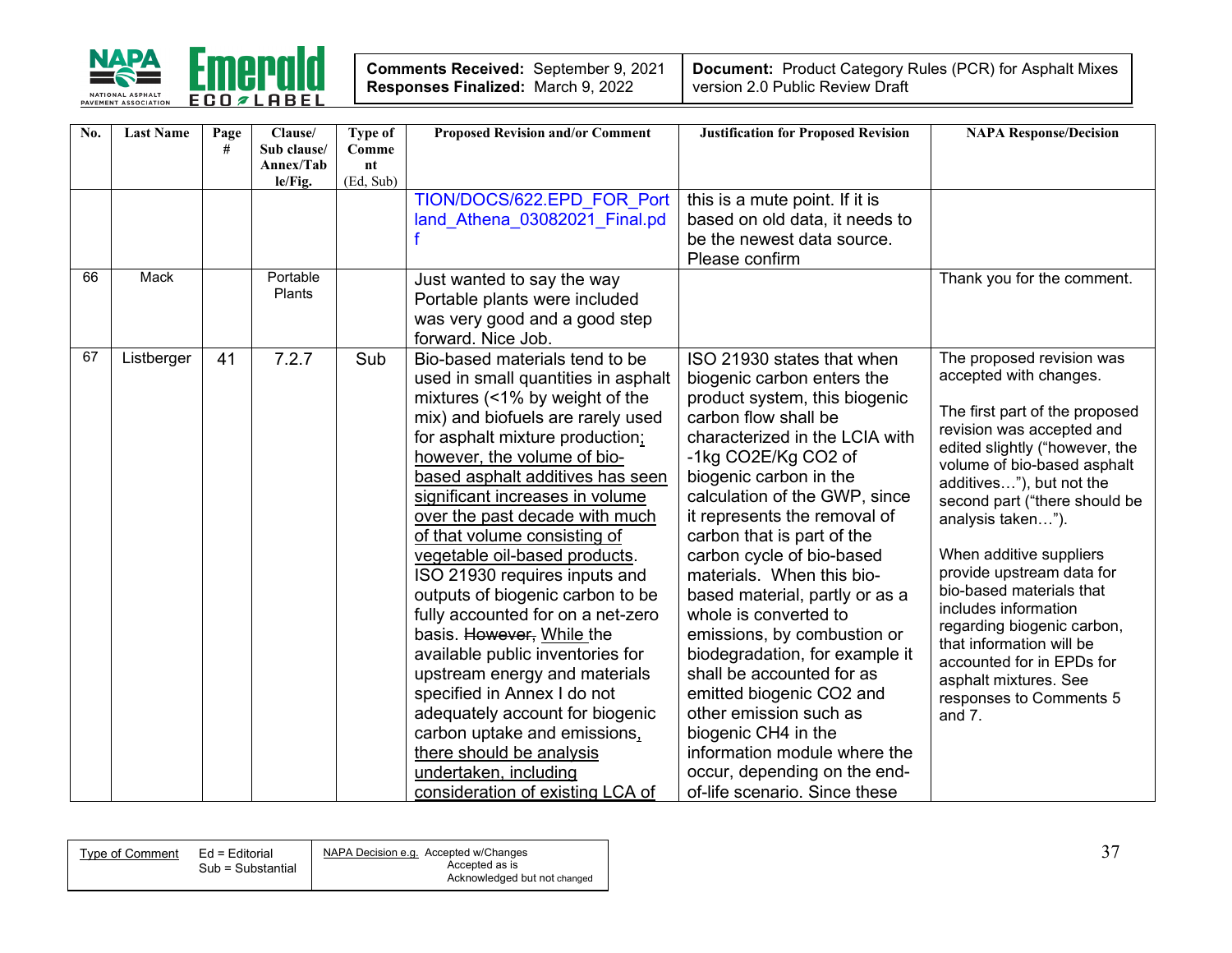| No. | Last Name | Page # | Clause/ Sub clause/ Annex/Table/Fig. | Type of Comment (Ed, Sub) | Proposed Revision and/or Comment | Justification for Proposed Revision | NAPA Response/Decision |
|---|---|---|---|---|---|---|---|
| | | | | | TION/DOCS/622.EPD_FOR_Portland_Athena_03082021_Final.pdf | this is a mute point. If it is based on old data, it needs to be the newest data source. Please confirm | |
| 66 | Mack | | Portable Plants | | Just wanted to say the way Portable plants were included was very good and a good step forward. Nice Job. | | Thank you for the comment. |
| 67 | Listberger | 41 | 7.2.7 | Sub | Bio-based materials tend to be used in small quantities in asphalt mixtures (<1% by weight of the mix) and biofuels are rarely used for asphalt mixture production; however, the volume of bio-based asphalt additives has seen significant increases in volume over the past decade with much of that volume consisting of vegetable oil-based products. ISO 21930 requires inputs and outputs of biogenic carbon to be fully accounted for on a net-zero basis. ~~However,~~ While the available public inventories for upstream energy and materials specified in Annex I do not adequately account for biogenic carbon uptake and emissions, there should be analysis undertaken, including consideration of existing LCA of | ISO 21930 states that when biogenic carbon enters the product system, this biogenic carbon flow shall be characterized in the LCIA with -1kg CO2E/Kg CO2 of biogenic carbon in the calculation of the GWP, since it represents the removal of carbon that is part of the carbon cycle of bio-based materials. When this bio-based material, partly or as a whole is converted to emissions, by combustion or biodegradation, for example it shall be accounted for as emitted biogenic CO2 and other emission such as biogenic CH4 in the information module where the occur, depending on the end-of-life scenario. Since these | The proposed revision was accepted with changes.<br><br>The first part of the proposed revision was accepted and edited slightly ("however, the volume of bio-based asphalt additives…"), but not the second part ("there should be analysis taken…").<br><br>When additive suppliers provide upstream data for bio-based materials that includes information regarding biogenic carbon, that information will be accounted for in EPDs for asphalt mixtures. See responses to Comments 5 and 7. |

| Type of Comment | Ed = Editorial<br>Sub = Substantial | NAPA Decision e.g. Accepted w/Changes<br>Accepted as is<br>Acknowledged but not changed |
|---|---|---|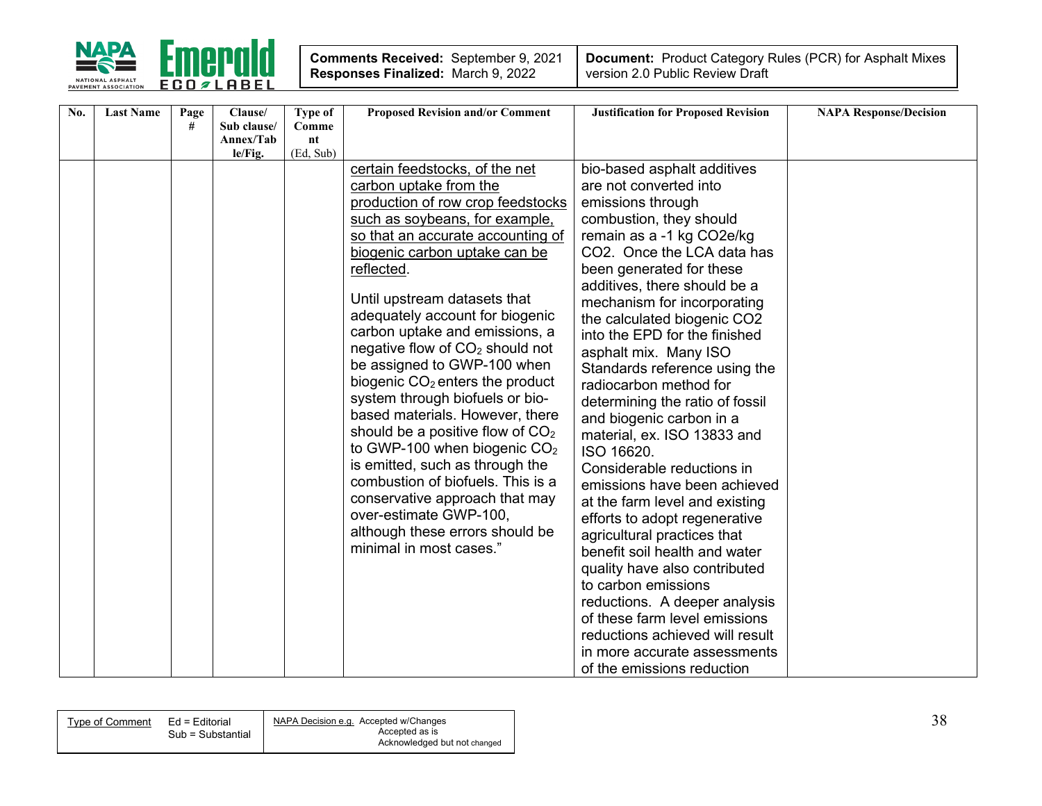| No. | Last Name | Page # | Clause/ Sub clause/ Annex/Table/Fig. | Type of Comment (Ed, Sub) | Proposed Revision and/or Comment | Justification for Proposed Revision | NAPA Response/Decision |
|---|---|---|---|---|---|---|---|
| | | | | | certain feedstocks, of the net carbon uptake from the production of row crop feedstocks such as soybeans, for example, so that an accurate accounting of biogenic carbon uptake can be reflected.<br><br>Until upstream datasets that adequately account for biogenic carbon uptake and emissions, a negative flow of $CO_2$ should not be assigned to GWP-100 when biogenic $CO_2$ enters the product system through biofuels or bio-based materials. However, there should be a positive flow of $CO_2$ to GWP-100 when biogenic $CO_2$ is emitted, such as through the combustion of biofuels. This is a conservative approach that may over-estimate GWP-100, although these errors should be minimal in most cases." | bio-based asphalt additives are not converted into emissions through combustion, they should remain as a -1 kg CO2e/kg CO2. Once the LCA data has been generated for these additives, there should be a mechanism for incorporating the calculated biogenic CO2 into the EPD for the finished asphalt mix. Many ISO Standards reference using the radiocarbon method for determining the ratio of fossil and biogenic carbon in a material, ex. ISO 13833 and ISO 16620. Considerable reductions in emissions have been achieved at the farm level and existing efforts to adopt regenerative agricultural practices that benefit soil health and water quality have also contributed to carbon emissions reductions. A deeper analysis of these farm level emissions reductions achieved will result in more accurate assessments of the emissions reduction | |

| Type of Comment | Ed = Editorial<br>Sub = Substantial | NAPA Decision e.g. Accepted w/Changes<br>Accepted as is<br>Acknowledged but not changed |
|---|---|---|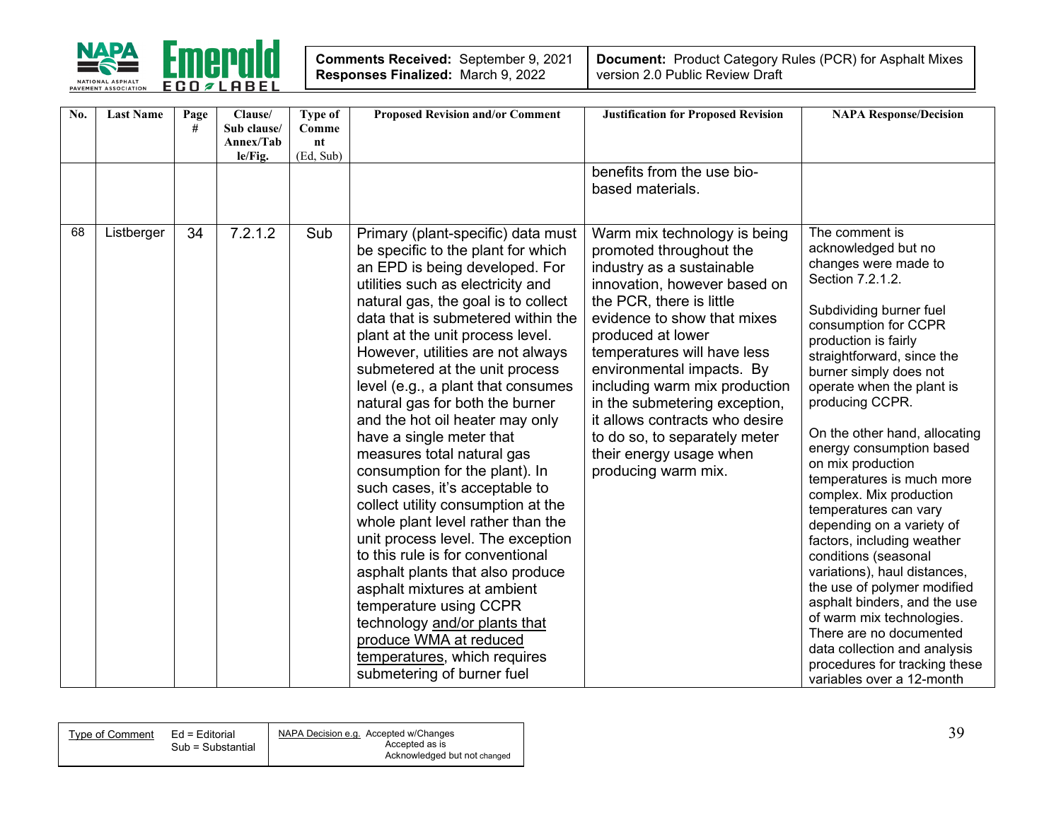| No. | Last Name | Page # | Clause/ Sub clause/ Annex/Table/Fig. | Type of Comment (Ed, Sub) | Proposed Revision and/or Comment | Justification for Proposed Revision | NAPA Response/Decision |
|---|---|---|---|---|---|---|---|
| | | | | | | benefits from the use bio-based materials. | |
| 68 | Listberger | 34 | 7.2.1.2 | Sub | Primary (plant-specific) data must be specific to the plant for which an EPD is being developed. For utilities such as electricity and natural gas, the goal is to collect data that is submetered within the plant at the unit process level. However, utilities are not always submetered at the unit process level (e.g., a plant that consumes natural gas for both the burner and the hot oil heater may only have a single meter that measures total natural gas consumption for the plant). In such cases, it's acceptable to collect utility consumption at the whole plant level rather than the unit process level. The exception to this rule is for conventional asphalt plants that also produce asphalt mixtures at ambient temperature using CCPR technology and/or plants that produce WMA at reduced temperatures, which requires submetering of burner fuel | Warm mix technology is being promoted throughout the industry as a sustainable innovation, however based on the PCR, there is little evidence to show that mixes produced at lower temperatures will have less environmental impacts. By including warm mix production in the submetering exception, it allows contracts who desire to do so, to separately meter their energy usage when producing warm mix. | The comment is acknowledged but no changes were made to Section 7.2.1.2.<br><br>Subdividing burner fuel consumption for CCPR production is fairly straightforward, since the burner simply does not operate when the plant is producing CCPR.<br><br>On the other hand, allocating energy consumption based on mix production temperatures is much more complex. Mix production temperatures can vary depending on a variety of factors, including weather conditions (seasonal variations), haul distances, the use of polymer modified asphalt binders, and the use of warm mix technologies. There are no documented data collection and analysis procedures for tracking these variables over a 12-month |

| Type of Comment | Ed = Editorial<br>Sub = Substantial | NAPA Decision e.g. Accepted w/Changes<br>Accepted as is<br>Acknowledged but not changed |
|---|---|---|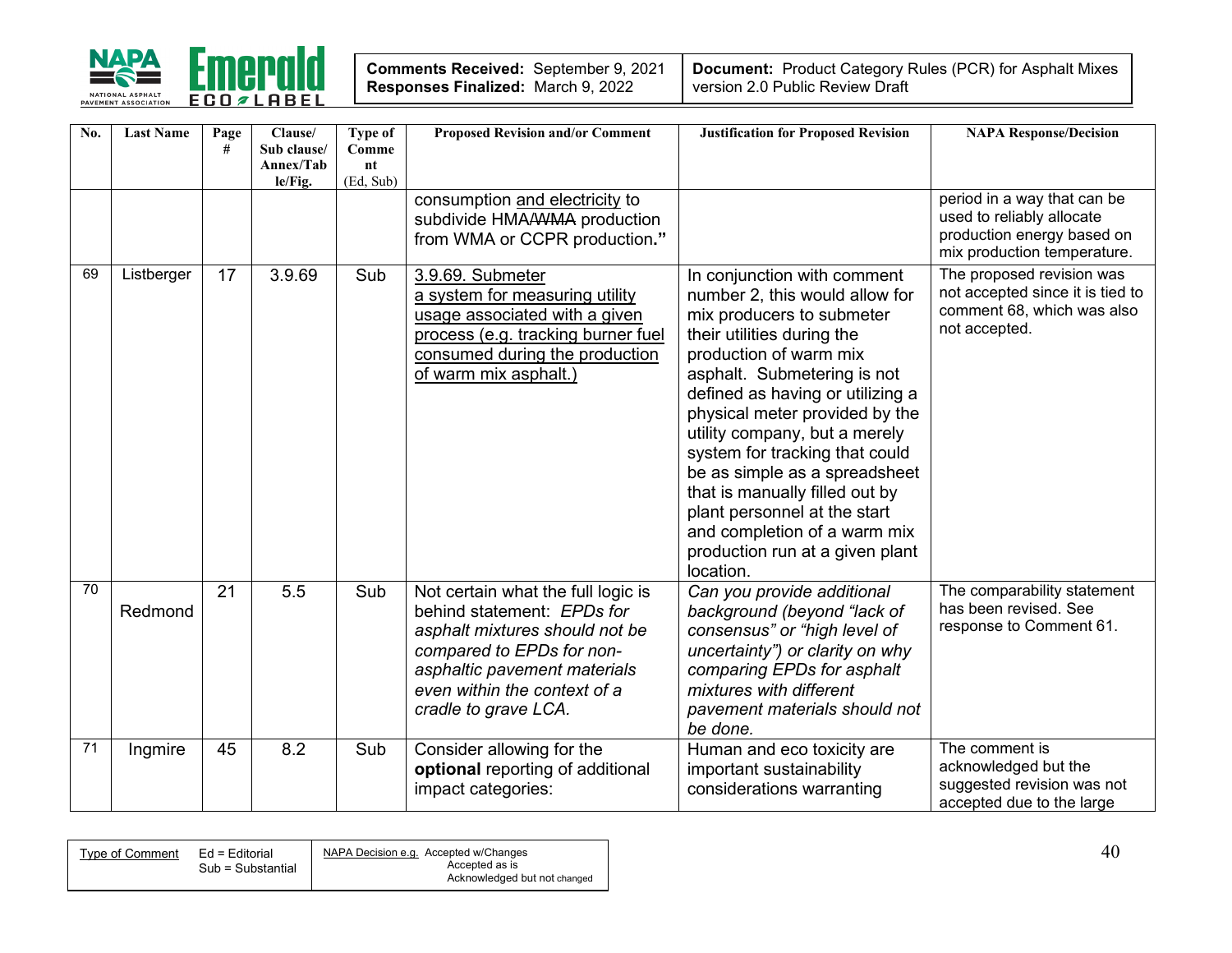| Comments Received: September 9, 2021<br>Responses Finalized: March 9, 2022 | Document: Product Category Rules (PCR) for Asphalt Mixes version 2.0 Public Review Draft |
|---|---|

| No. | Last Name | Page # | Clause/ Sub clause/ Annex/Table/Fig. | Type of Comment (Ed, Sub) | Proposed Revision and/or Comment | Justification for Proposed Revision | NAPA Response/Decision |
|---|---|---|---|---|---|---|---|
| | | | | | consumption and electricity to subdivide HMA/~~WMA~~ production from WMA or CCPR production." | | period in a way that can be used to reliably allocate production energy based on mix production temperature. |
| 69 | Listberger | 17 | 3.9.69 | Sub | 3.9.69. Submeter a system for measuring utility usage associated with a given process (e.g. tracking burner fuel consumed during the production of warm mix asphalt.) | In conjunction with comment number 2, this would allow for mix producers to submeter their utilities during the production of warm mix asphalt. Submetering is not defined as having or utilizing a physical meter provided by the utility company, but a merely system for tracking that could be as simple as a spreadsheet that is manually filled out by plant personnel at the start and completion of a warm mix production run at a given plant location. | The proposed revision was not accepted since it is tied to comment 68, which was also not accepted. |
| 70 | Redmond | 21 | 5.5 | Sub | Not certain what the full logic is behind statement: *EPDs for asphalt mixtures should not be compared to EPDs for non-asphaltic pavement materials even within the context of a cradle to grave LCA.* | *Can you provide additional background (beyond "lack of consensus" or "high level of uncertainty") or clarity on why comparing EPDs for asphalt mixtures with different pavement materials should not be done.* | The comparability statement has been revised. See response to Comment 61. |
| 71 | Ingmire | 45 | 8.2 | Sub | Consider allowing for the **optional** reporting of additional impact categories: | Human and eco toxicity are important sustainability considerations warranting | The comment is acknowledged but the suggested revision was not accepted due to the large |

| Type of Comment | Ed = Editorial<br>Sub = Substantial | NAPA Decision e.g. Accepted w/Changes<br>Accepted as is<br>Acknowledged but not changed |
|---|---|---|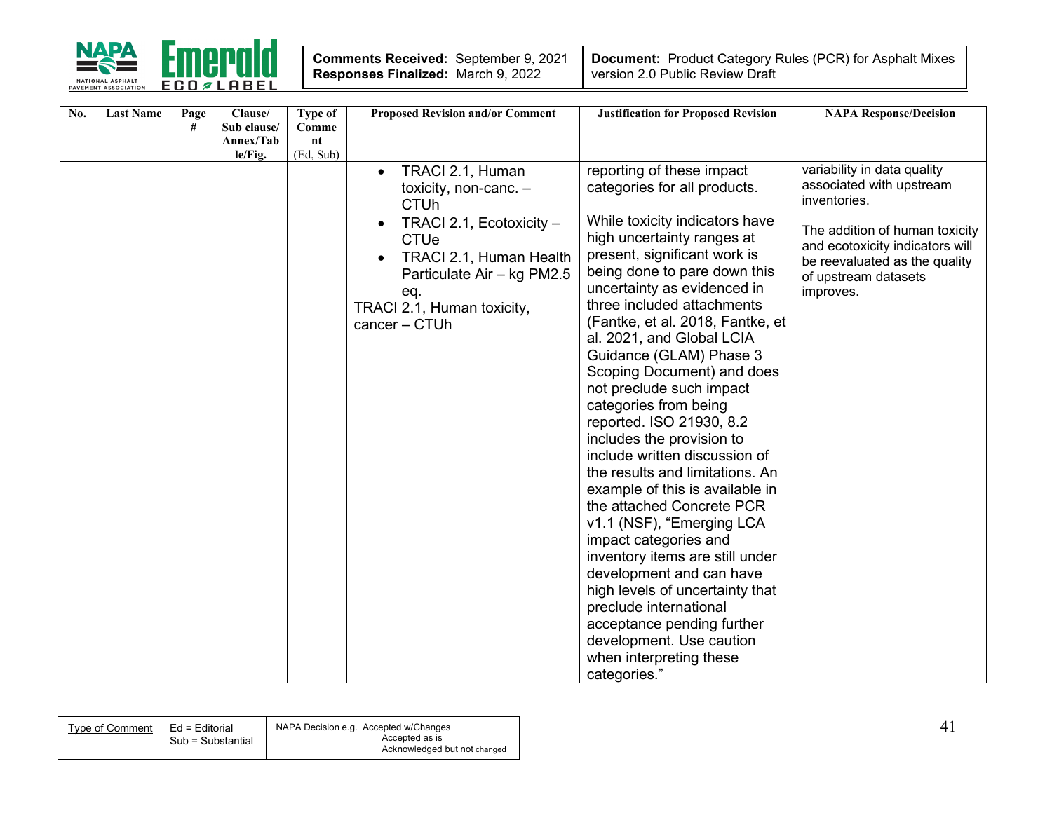| No. | Last Name | Page # | Clause/ Sub clause/ Annex/Table/Fig. | Type of Comment (Ed, Sub) | Proposed Revision and/or Comment | Justification for Proposed Revision | NAPA Response/Decision |
|---|---|---|---|---|---|---|---|
| | | | | | • TRACI 2.1, Human toxicity, non-canc. – CTUh<br>• TRACI 2.1, Ecotoxicity – CTUe<br>• TRACI 2.1, Human Health Particulate Air – kg PM2.5 eq.<br>TRACI 2.1, Human toxicity, cancer – CTUh | reporting of these impact categories for all products.<br><br>While toxicity indicators have high uncertainty ranges at present, significant work is being done to pare down this uncertainty as evidenced in three included attachments (Fantke, et al. 2018, Fantke, et al. 2021, and Global LCIA Guidance (GLAM) Phase 3 Scoping Document) and does not preclude such impact categories from being reported. ISO 21930, 8.2 includes the provision to include written discussion of the results and limitations. An example of this is available in the attached Concrete PCR v1.1 (NSF), "Emerging LCA impact categories and inventory items are still under development and can have high levels of uncertainty that preclude international acceptance pending further development. Use caution when interpreting these categories." | variability in data quality associated with upstream inventories.<br><br>The addition of human toxicity and ecotoxicity indicators will be reevaluated as the quality of upstream datasets improves. |

| Type of Comment | Ed = Editorial<br>Sub = Substantial | NAPA Decision e.g. Accepted w/Changes<br>Accepted as is<br>Acknowledged but not changed |
|---|---|---|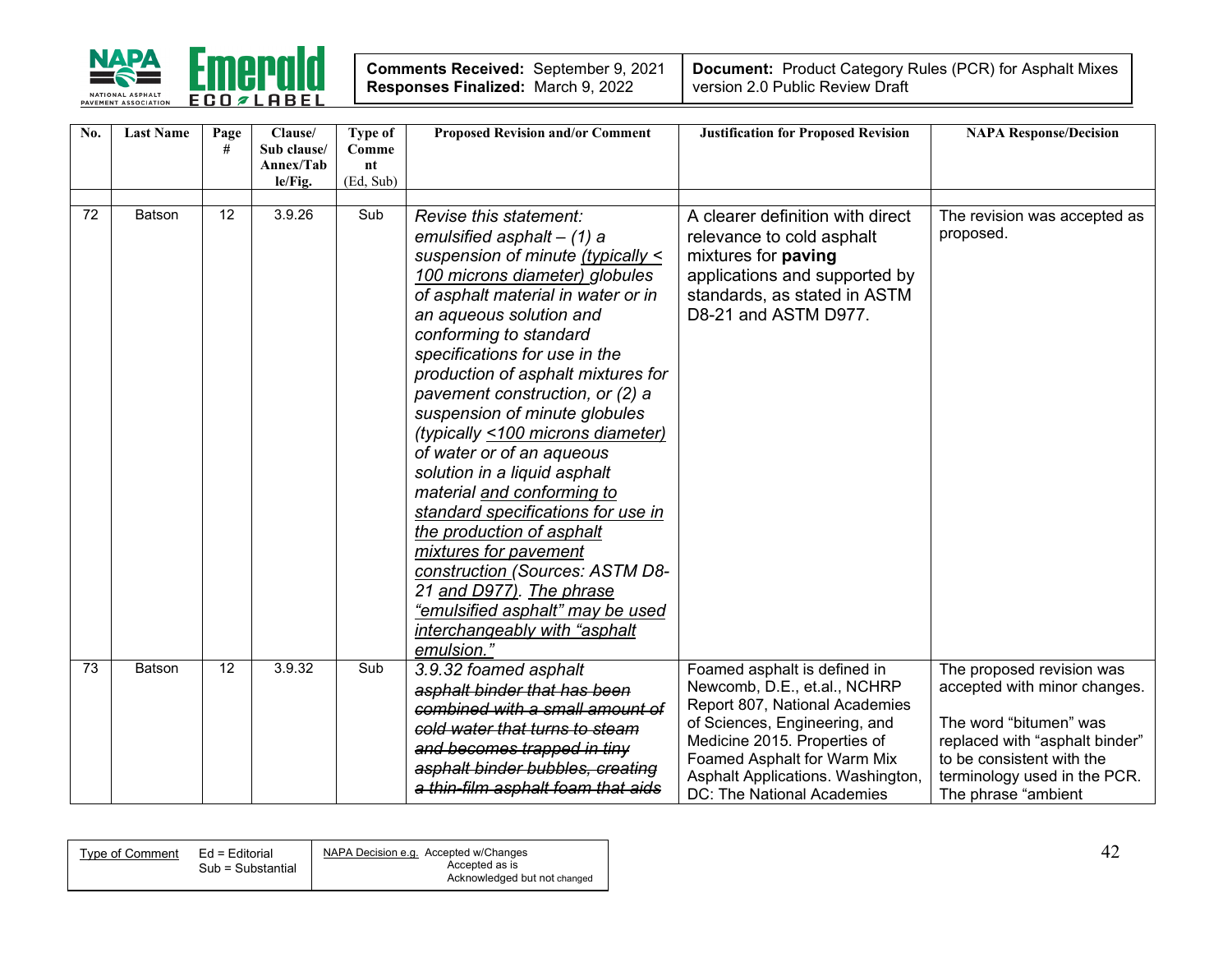| No. | Last Name | Page # | Clause/ Sub clause/ Annex/Table/Fig. | Type of Comment (Ed, Sub) | Proposed Revision and/or Comment | Justification for Proposed Revision | NAPA Response/Decision |
|---|---|---|---|---|---|---|---|
| | | | | | | | |
| 72 | Batson | 12 | 3.9.26 | Sub | *Revise this statement: emulsified asphalt – (1) a suspension of minute <u>(typically < 100 microns diameter)</u> globules of asphalt material in water or in an aqueous solution and conforming to standard specifications for use in the production of asphalt mixtures for pavement construction, or (2) a suspension of minute globules <u>(typically <100 microns diameter)</u> of water or of an aqueous solution in a liquid asphalt material <u>and conforming to standard specifications for use in the production of asphalt mixtures for pavement construction</u> (Sources: ASTM D8-21 <u>and D977)</u>. <u>The phrase "emulsified asphalt" may be used interchangeably with "asphalt emulsion."</u>* | A clearer definition with direct relevance to cold asphalt mixtures for **paving** applications and supported by standards, as stated in ASTM D8-21 and ASTM D977. | The revision was accepted as proposed. |
| 73 | Batson | 12 | 3.9.32 | Sub | *3.9.32 foamed asphalt ~~asphalt binder that has been combined with a small amount of cold water that turns to steam and becomes trapped in tiny asphalt binder bubbles, creating a thin-film asphalt foam that aids~~* | Foamed asphalt is defined in Newcomb, D.E., et.al., NCHRP Report 807, National Academies of Sciences, Engineering, and Medicine 2015. Properties of Foamed Asphalt for Warm Mix Asphalt Applications. Washington, DC: The National Academies | The proposed revision was accepted with minor changes.<br><br>The word "bitumen" was replaced with "asphalt binder" to be consistent with the terminology used in the PCR. The phrase "ambient |

| Type of Comment | Ed = Editorial<br>Sub = Substantial | NAPA Decision e.g. Accepted w/Changes<br>Accepted as is<br>Acknowledged but not changed |
|---|---|---|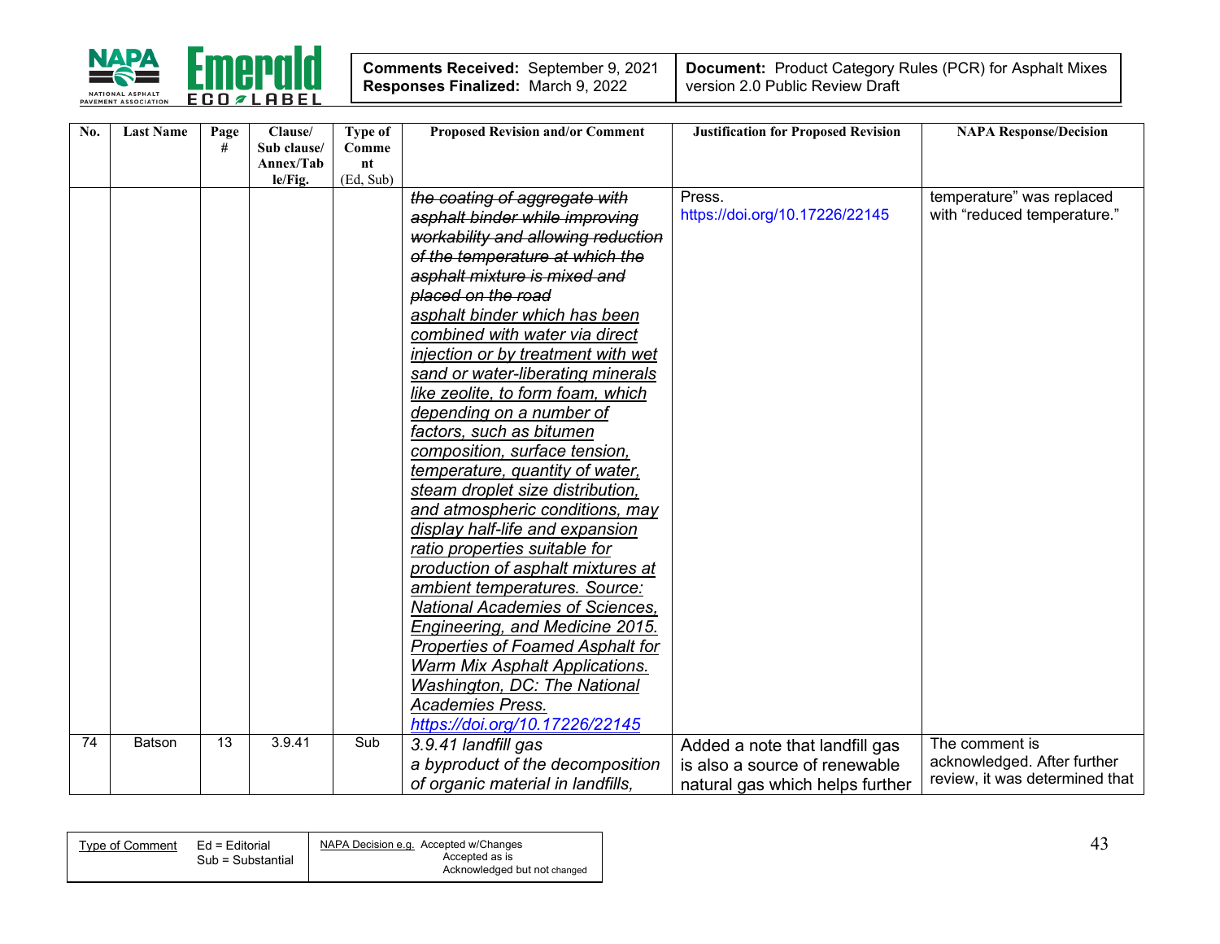| No. | Last Name | Page # | Clause/ Sub clause/ Annex/Table/Fig. | Type of Comment (Ed, Sub) | Proposed Revision and/or Comment | Justification for Proposed Revision | NAPA Response/Decision |
|---|---|---|---|---|---|---|---|
| | | | | | ~~the coating of aggregate with asphalt binder while improving workability and allowing reduction of the temperature at which the asphalt mixture is mixed and placed on the road~~ <u>asphalt binder which has been combined with water via direct injection or by treatment with wet sand or water-liberating minerals like zeolite, to form foam, which depending on a number of factors, such as bitumen composition, surface tension, temperature, quantity of water, steam droplet size distribution, and atmospheric conditions, may display half-life and expansion ratio properties suitable for production of asphalt mixtures at ambient temperatures. Source: National Academies of Sciences, Engineering, and Medicine 2015. Properties of Foamed Asphalt for Warm Mix Asphalt Applications. Washington, DC: The National Academies Press. https://doi.org/10.17226/22145</u> | Press. https://doi.org/10.17226/22145 | temperature" was replaced with "reduced temperature." |
| 74 | Batson | 13 | 3.9.41 | Sub | 3.9.41 landfill gas a byproduct of the decomposition of organic material in landfills, | Added a note that landfill gas is also a source of renewable natural gas which helps further | The comment is acknowledged. After further review, it was determined that |

| Type of Comment | Ed = Editorial Sub = Substantial | NAPA Decision e.g. Accepted w/Changes Accepted as is Acknowledged but not changed |
|---|---|---|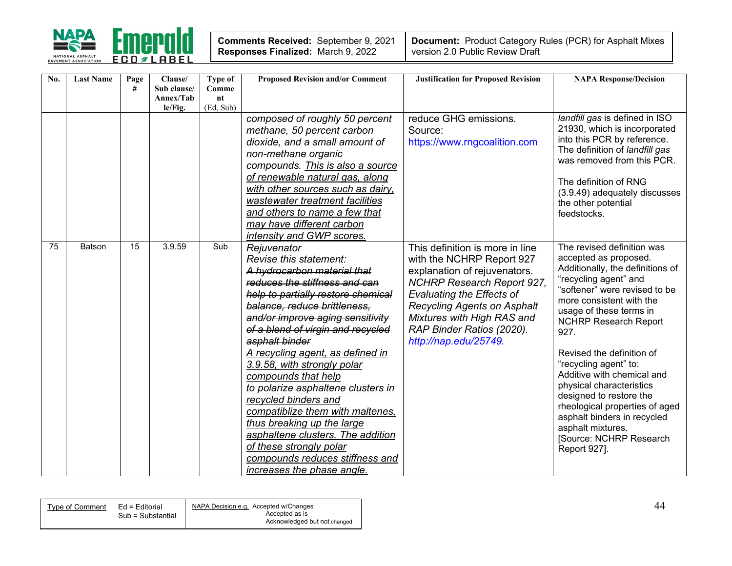| No. | Last Name | Page # | Clause/ Sub clause/ Annex/Table/Fig. | Type of Comment (Ed, Sub) | Proposed Revision and/or Comment | Justification for Proposed Revision | NAPA Response/Decision |
|---|---|---|---|---|---|---|---|
| | | | | | *composed of roughly 50 percent methane, 50 percent carbon dioxide, and a small amount of non-methane organic compounds. This is also a source of renewable natural gas, along with other sources such as dairy, wastewater treatment facilities and others to name a few that may have different carbon intensity and GWP scores.* | reduce GHG emissions. Source: https://www.rngcoalition.com | *landfill gas* is defined in ISO 21930, which is incorporated into this PCR by reference. The definition of *landfill gas* was removed from this PCR. The definition of RNG (3.9.49) adequately discusses the other potential feedstocks. |
| 75 | Batson | 15 | 3.9.59 | Sub | *Rejuvenator* *Revise this statement:* ~~*A hydrocarbon material that reduces the stiffness and can help to partially restore chemical balance, reduce brittleness, and/or improve aging sensitivity of a blend of virgin and recycled asphalt binder*~~ *A recycling agent, as defined in 3.9.58, with strongly polar compounds that help to polarize asphaltene clusters in recycled binders and compatiblize them with maltenes, thus breaking up the large asphaltene clusters. The addition of these strongly polar compounds reduces stiffness and increases the phase angle.* | This definition is more in line with the NCHRP Report 927 explanation of rejuvenators. *NCHRP Research Report 927, Evaluating the Effects of Recycling Agents on Asphalt Mixtures with High RAS and RAP Binder Ratios (2020). http://nap.edu/25749.* | The revised definition was accepted as proposed. Additionally, the definitions of "recycling agent" and "softener" were revised to be more consistent with the usage of these terms in NCHRP Research Report 927. Revised the definition of "recycling agent" to: Additive with chemical and physical characteristics designed to restore the rheological properties of aged asphalt binders in recycled asphalt mixtures. [Source: NCHRP Research Report 927]. |

| Type of Comment | Ed = Editorial Sub = Substantial | NAPA Decision e.g. Accepted w/Changes Accepted as is Acknowledged but not changed |
|---|---|---|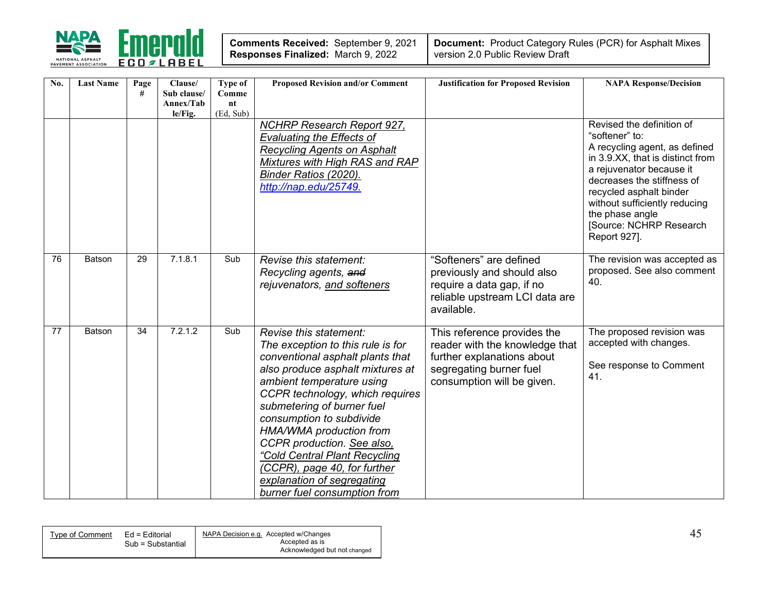| No. | Last Name | Page # | Clause/ Sub clause/ Annex/Table/Fig. | Type of Comment (Ed, Sub) | Proposed Revision and/or Comment | Justification for Proposed Revision | NAPA Response/Decision |
|---|---|---|---|---|---|---|---|
| | | | | | NCHRP Research Report 927, Evaluating the Effects of Recycling Agents on Asphalt Mixtures with High RAS and RAP Binder Ratios (2020). http://nap.edu/25749. | | Revised the definition of "softener" to: A recycling agent, as defined in 3.9.XX, that is distinct from a rejuvenator because it decreases the stiffness of recycled asphalt binder without sufficiently reducing the phase angle [Source: NCHRP Research Report 927]. |
| 76 | Batson | 29 | 7.1.8.1 | Sub | *Revise this statement:* *Recycling agents, ~~and~~ rejuvenators, and softeners* | "Softeners" are defined previously and should also require a data gap, if no reliable upstream LCI data are available. | The revision was accepted as proposed. See also comment 40. |
| 77 | Batson | 34 | 7.2.1.2 | Sub | *Revise this statement:* *The exception to this rule is for conventional asphalt plants that also produce asphalt mixtures at ambient temperature using CCPR technology, which requires submetering of burner fuel consumption to subdivide HMA/WMA production from CCPR production. See also, "Cold Central Plant Recycling (CCPR), page 40, for further explanation of segregating burner fuel consumption from* | This reference provides the reader with the knowledge that further explanations about segregating burner fuel consumption will be given. | The proposed revision was accepted with changes. See response to Comment 41. |

| Type of Comment | Ed = Editorial Sub = Substantial | NAPA Decision e.g. Accepted w/Changes Accepted as is Acknowledged but not changed |
|---|---|---|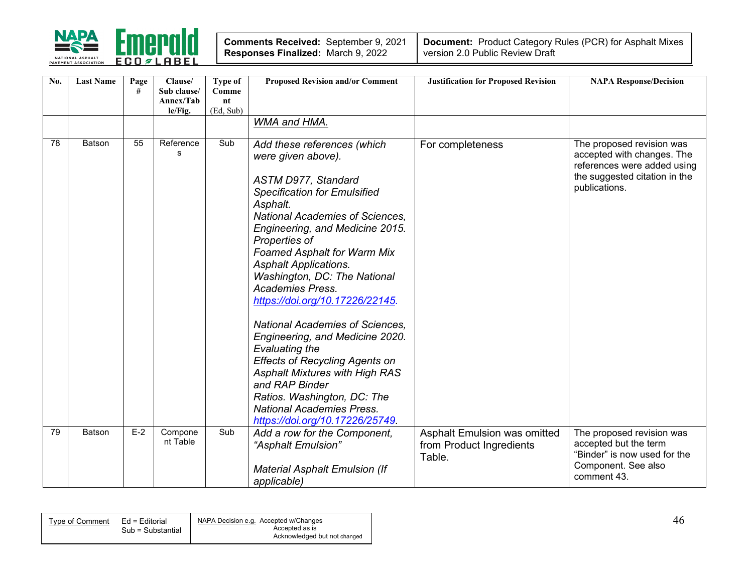| No. | Last Name | Page # | Clause/ Sub clause/ Annex/Table/Fig. | Type of Comment (Ed, Sub) | Proposed Revision and/or Comment | Justification for Proposed Revision | NAPA Response/Decision |
|---|---|---|---|---|---|---|---|
| | | | | | *WMA and HMA.* | | |
| 78 | Batson | 55 | References | Sub | *Add these references (which were given above).*<br><br>*ASTM D977, Standard Specification for Emulsified Asphalt.*<br>*National Academies of Sciences, Engineering, and Medicine 2015. Properties of Foamed Asphalt for Warm Mix Asphalt Applications. Washington, DC: The National Academies Press. https://doi.org/10.17226/22145.*<br><br>*National Academies of Sciences, Engineering, and Medicine 2020. Evaluating the Effects of Recycling Agents on Asphalt Mixtures with High RAS and RAP Binder Ratios. Washington, DC: The National Academies Press. https://doi.org/10.17226/25749.* | For completeness | The proposed revision was accepted with changes. The references were added using the suggested citation in the publications. |
| 79 | Batson | E-2 | Component Table | Sub | *Add a row for the Component, "Asphalt Emulsion"*<br><br>*Material Asphalt Emulsion (If applicable)* | Asphalt Emulsion was omitted from Product Ingredients Table. | The proposed revision was accepted but the term "Binder" is now used for the Component. See also comment 43. |

| Type of Comment | Ed = Editorial<br>Sub = Substantial | NAPA Decision e.g. Accepted w/Changes<br>Accepted as is<br>Acknowledged but not changed |
|---|---|---|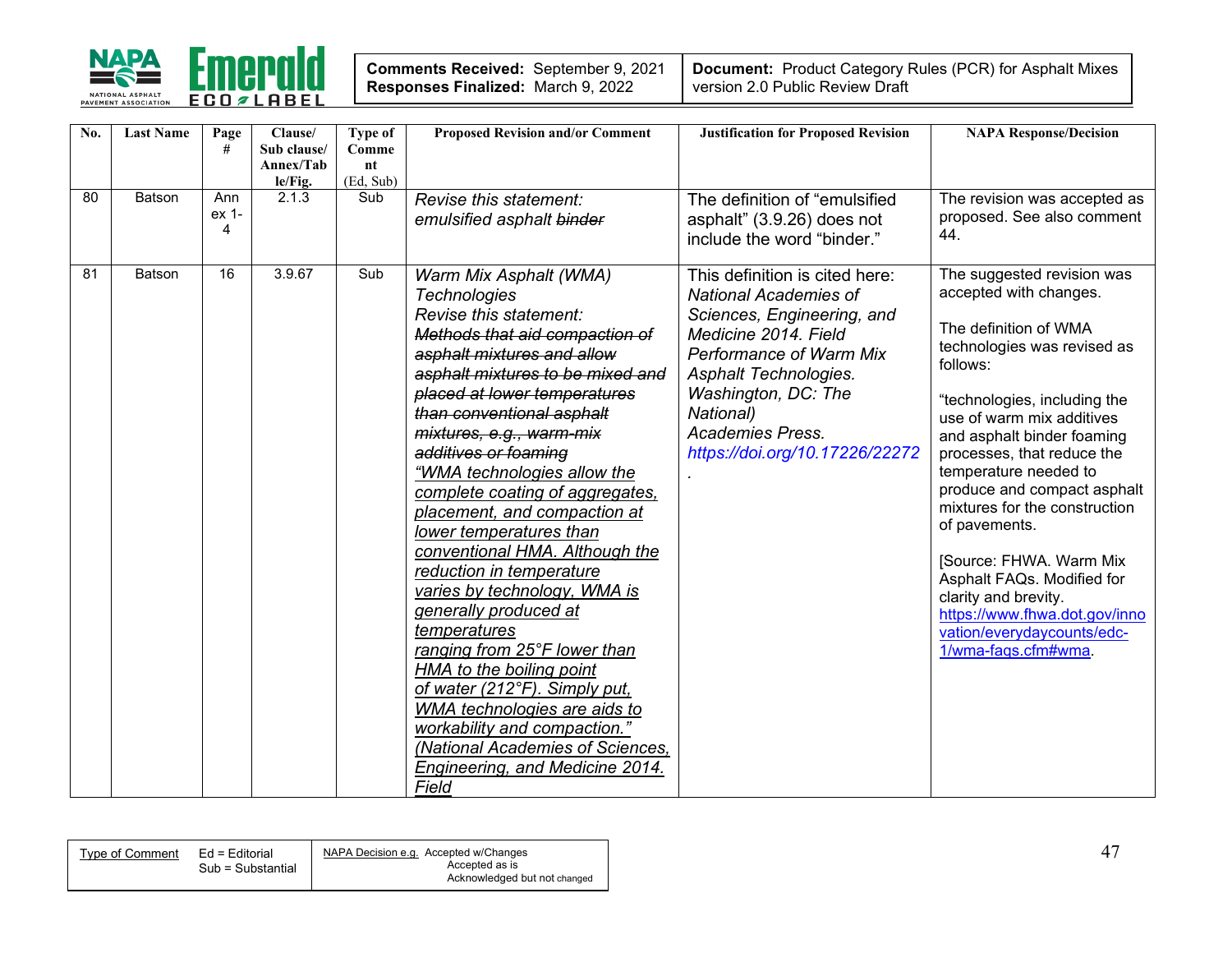| No. | Last Name | Page # | Clause/ Sub clause/ Annex/Table/Fig. | Type of Comment (Ed, Sub) | Proposed Revision and/or Comment | Justification for Proposed Revision | NAPA Response/Decision |
|---|---|---|---|---|---|---|---|
| 80 | Batson | Annex 1-4 | 2.1.3 | Sub | *Revise this statement:* *emulsified asphalt ~~binder~~* | The definition of "emulsified asphalt" (3.9.26) does not include the word "binder." | The revision was accepted as proposed. See also comment 44. |
| 81 | Batson | 16 | 3.9.67 | Sub | *Warm Mix Asphalt (WMA) Technologies* *Revise this statement:* *~~Methods that aid compaction of asphalt mixtures and allow asphalt mixtures to be mixed and placed at lower temperatures than conventional asphalt mixtures, e.g., warm-mix additives or foaming~~* *<u>"WMA technologies allow the complete coating of aggregates, placement, and compaction at lower temperatures than conventional HMA. Although the reduction in temperature varies by technology, WMA is generally produced at temperatures ranging from 25°F lower than HMA to the boiling point of water (212°F). Simply put, WMA technologies are aids to workability and compaction." (National Academies of Sciences, Engineering, and Medicine 2014. Field</u>* | This definition is cited here: *National Academies of Sciences, Engineering, and Medicine 2014. Field Performance of Warm Mix Asphalt Technologies. Washington, DC: The National) Academies Press. https://doi.org/10.17226/22272.* | The suggested revision was accepted with changes.<br><br>The definition of WMA technologies was revised as follows:<br><br>"technologies, including the use of warm mix additives and asphalt binder foaming processes, that reduce the temperature needed to produce and compact asphalt mixtures for the construction of pavements.<br><br>[Source: FHWA. Warm Mix Asphalt FAQs. Modified for clarity and brevity. https://www.fhwa.dot.gov/innovation/everydaycounts/edc-1/wma-faqs.cfm#wma. |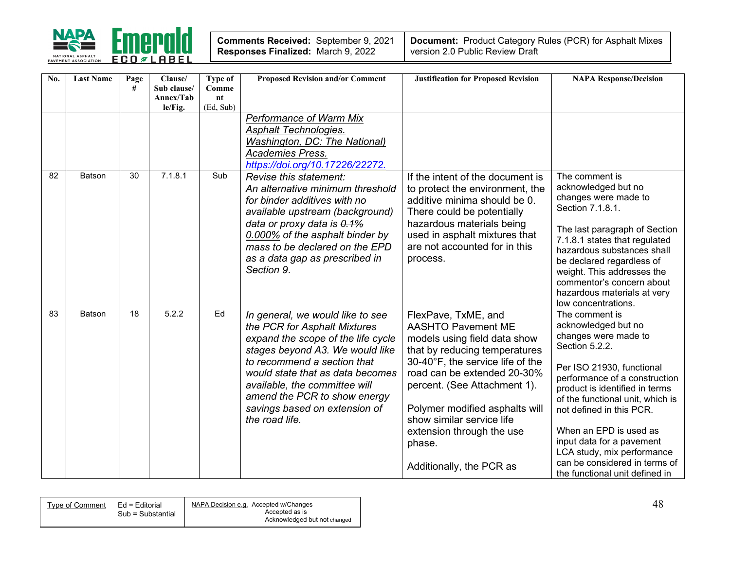| No. | Last Name | Page # | Clause/ Sub clause/ Annex/Table/Fig. | Type of Comment (Ed, Sub) | Proposed Revision and/or Comment | Justification for Proposed Revision | NAPA Response/Decision |
|---|---|---|---|---|---|---|---|
| | | | | | *Performance of Warm Mix Asphalt Technologies. Washington, DC: The National) Academies Press. https://doi.org/10.17226/22272.* | | |
| 82 | Batson | 30 | 7.1.8.1 | Sub | *Revise this statement: An alternative minimum threshold for binder additives with no available upstream (background) data or proxy data is ~~0.1%~~ 0.000% of the asphalt binder by mass to be declared on the EPD as a data gap as prescribed in Section 9.* | If the intent of the document is to protect the environment, the additive minima should be 0. There could be potentially hazardous materials being used in asphalt mixtures that are not accounted for in this process. | The comment is acknowledged but no changes were made to Section 7.1.8.1.<br><br>The last paragraph of Section 7.1.8.1 states that regulated hazardous substances shall be declared regardless of weight. This addresses the commentor's concern about hazardous materials at very low concentrations. |
| 83 | Batson | 18 | 5.2.2 | Ed | *In general, we would like to see the PCR for Asphalt Mixtures expand the scope of the life cycle stages beyond A3. We would like to recommend a section that would state that as data becomes available, the committee will amend the PCR to show energy savings based on extension of the road life.* | FlexPave, TxME, and AASHTO Pavement ME models using field data show that by reducing temperatures 30-40°F, the service life of the road can be extended 20-30% percent. (See Attachment 1).<br><br>Polymer modified asphalts will show similar service life extension through the use phase.<br><br>Additionally, the PCR as | The comment is acknowledged but no changes were made to Section 5.2.2.<br><br>Per ISO 21930, functional performance of a construction product is identified in terms of the functional unit, which is not defined in this PCR.<br><br>When an EPD is used as input data for a pavement LCA study, mix performance can be considered in terms of the functional unit defined in |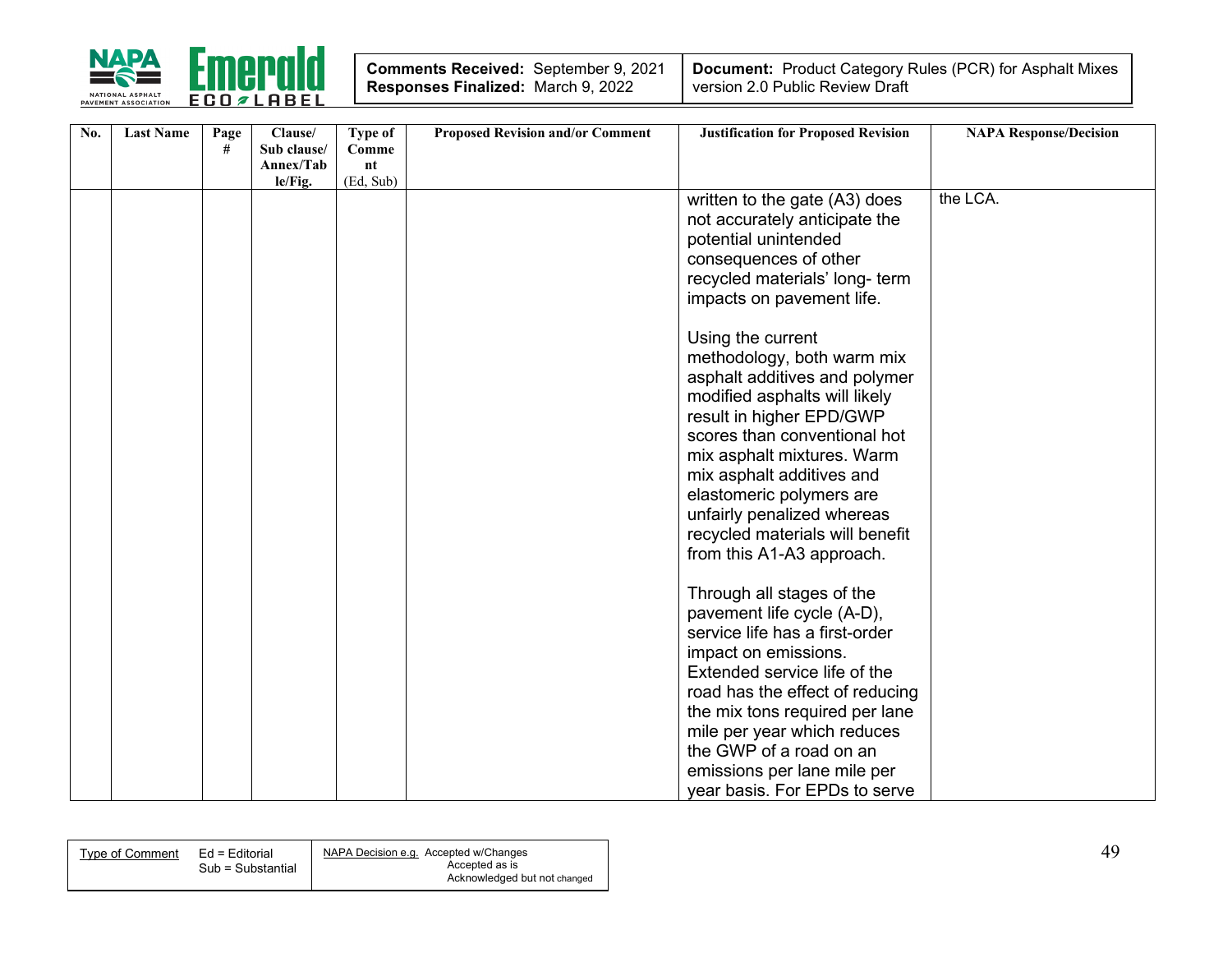| No. | Last Name | Page # | Clause/ Sub clause/ Annex/Table/Fig. | Type of Comment (Ed, Sub) | Proposed Revision and/or Comment | Justification for Proposed Revision | NAPA Response/Decision |
|---|---|---|---|---|---|---|---|
| | | | | | | written to the gate (A3) does not accurately anticipate the potential unintended consequences of other recycled materials' long- term impacts on pavement life.<br><br>Using the current methodology, both warm mix asphalt additives and polymer modified asphalts will likely result in higher EPD/GWP scores than conventional hot mix asphalt mixtures. Warm mix asphalt additives and elastomeric polymers are unfairly penalized whereas recycled materials will benefit from this A1-A3 approach.<br><br>Through all stages of the pavement life cycle (A-D), service life has a first-order impact on emissions. Extended service life of the road has the effect of reducing the mix tons required per lane mile per year which reduces the GWP of a road on an emissions per lane mile per year basis. For EPDs to serve | the LCA. |

| Type of Comment | Ed = Editorial<br>Sub = Substantial | NAPA Decision e.g. Accepted w/Changes<br>Accepted as is<br>Acknowledged but not changed |
|---|---|---|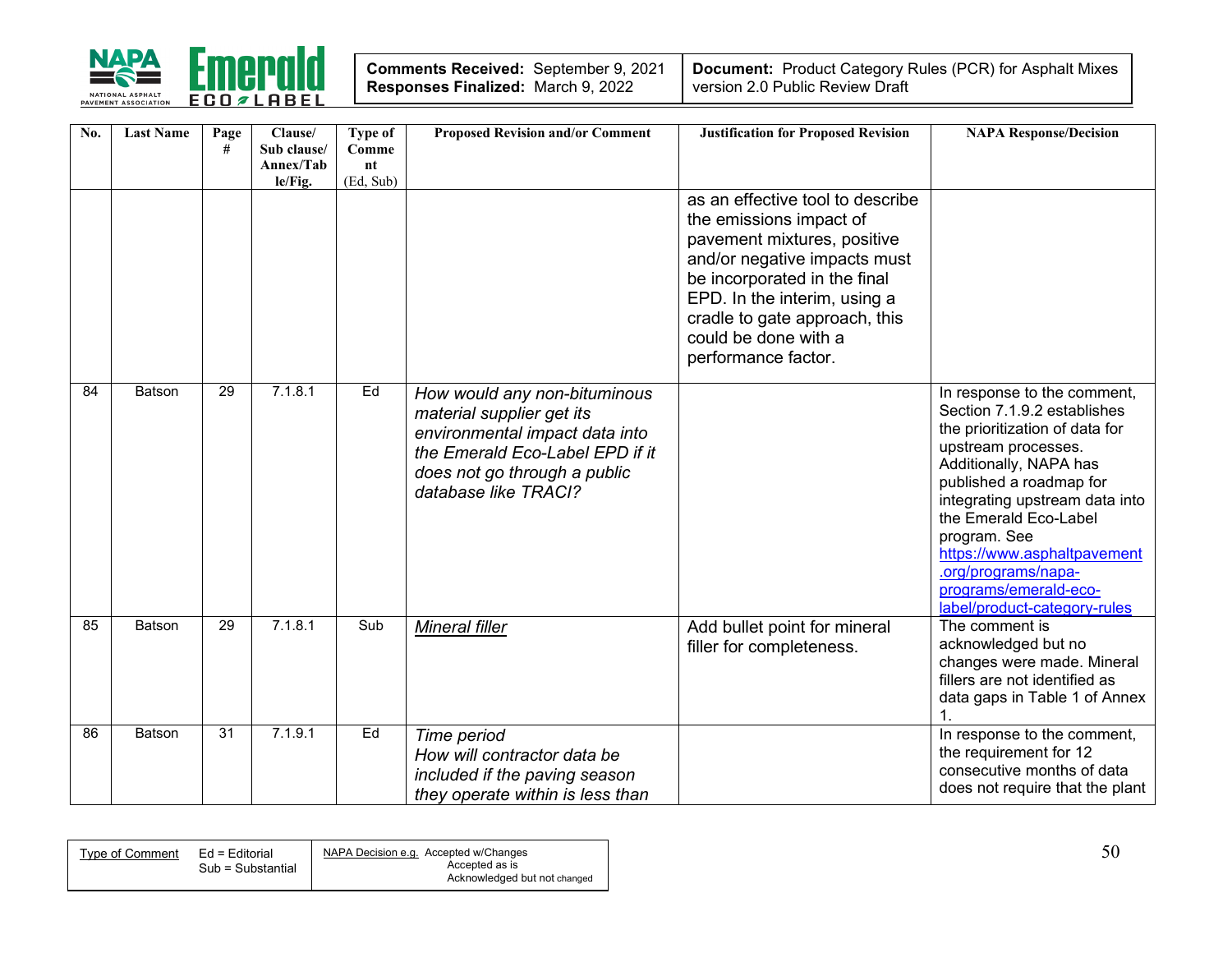| Comments Received: September 9, 2021<br>Responses Finalized: March 9, 2022 | Document: Product Category Rules (PCR) for Asphalt Mixes version 2.0 Public Review Draft |
|---|---|

| No. | Last Name | Page # | Clause/ Sub clause/ Annex/Table/Fig. | Type of Comment (Ed, Sub) | Proposed Revision and/or Comment | Justification for Proposed Revision | NAPA Response/Decision |
|---|---|---|---|---|---|---|---|
| | | | | | | as an effective tool to describe the emissions impact of pavement mixtures, positive and/or negative impacts must be incorporated in the final EPD. In the interim, using a cradle to gate approach, this could be done with a performance factor. | |
| 84 | Batson | 29 | 7.1.8.1 | Ed | *How would any non-bituminous material supplier get its environmental impact data into the Emerald Eco-Label EPD if it does not go through a public database like TRACI?* | | In response to the comment, Section 7.1.9.2 establishes the prioritization of data for upstream processes. Additionally, NAPA has published a roadmap for integrating upstream data into the Emerald Eco-Label program. See https://www.asphaltpavement.org/programs/napa-programs/emerald-eco-label/product-category-rules |
| 85 | Batson | 29 | 7.1.8.1 | Sub | *Mineral filler* | Add bullet point for mineral filler for completeness. | The comment is acknowledged but no changes were made. Mineral fillers are not identified as data gaps in Table 1 of Annex 1. |
| 86 | Batson | 31 | 7.1.9.1 | Ed | *Time period*<br>*How will contractor data be included if the paving season they operate within is less than* | | In response to the comment, the requirement for 12 consecutive months of data does not require that the plant |

| Type of Comment | Ed = Editorial<br>Sub = Substantial | NAPA Decision e.g. Accepted w/Changes<br>Accepted as is<br>Acknowledged but not changed |
|---|---|---|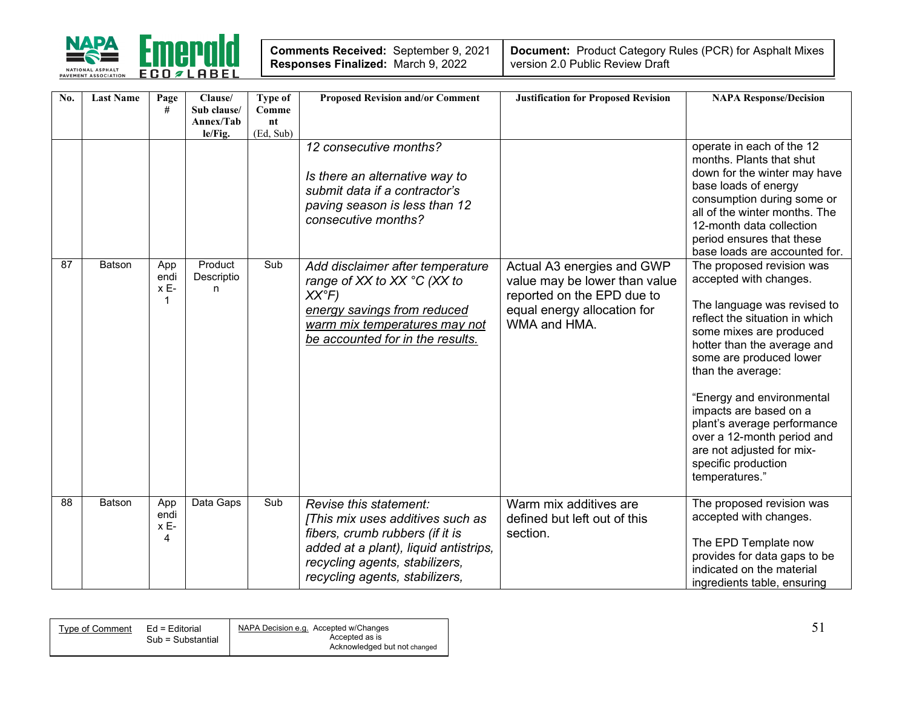| No. | Last Name | Page # | Clause/ Sub clause/ Annex/Table/Fig. | Type of Comment (Ed, Sub) | Proposed Revision and/or Comment | Justification for Proposed Revision | NAPA Response/Decision |
|---|---|---|---|---|---|---|---|
| | | | | | *12 consecutive months?*<br><br>*Is there an alternative way to submit data if a contractor's paving season is less than 12 consecutive months?* | | operate in each of the 12 months. Plants that shut down for the winter may have base loads of energy consumption during some or all of the winter months. The 12-month data collection period ensures that these base loads are accounted for. |
| 87 | Batson | Appendix E-1 | Product Description | Sub | *Add disclaimer after temperature range of XX to XX °C (XX to XX°F)*<br>*energy savings from reduced warm mix temperatures may not be accounted for in the results.* | Actual A3 energies and GWP value may be lower than value reported on the EPD due to equal energy allocation for WMA and HMA. | The proposed revision was accepted with changes.<br><br>The language was revised to reflect the situation in which some mixes are produced hotter than the average and some are produced lower than the average:<br><br>"Energy and environmental impacts are based on a plant's average performance over a 12-month period and are not adjusted for mix-specific production temperatures." |
| 88 | Batson | Appendix E-4 | Data Gaps | Sub | *Revise this statement:*<br>*[This mix uses additives such as fibers, crumb rubbers (if it is added at a plant), liquid antistrips, recycling agents, stabilizers, recycling agents, stabilizers,* | Warm mix additives are defined but left out of this section. | The proposed revision was accepted with changes.<br><br>The EPD Template now provides for data gaps to be indicated on the material ingredients table, ensuring |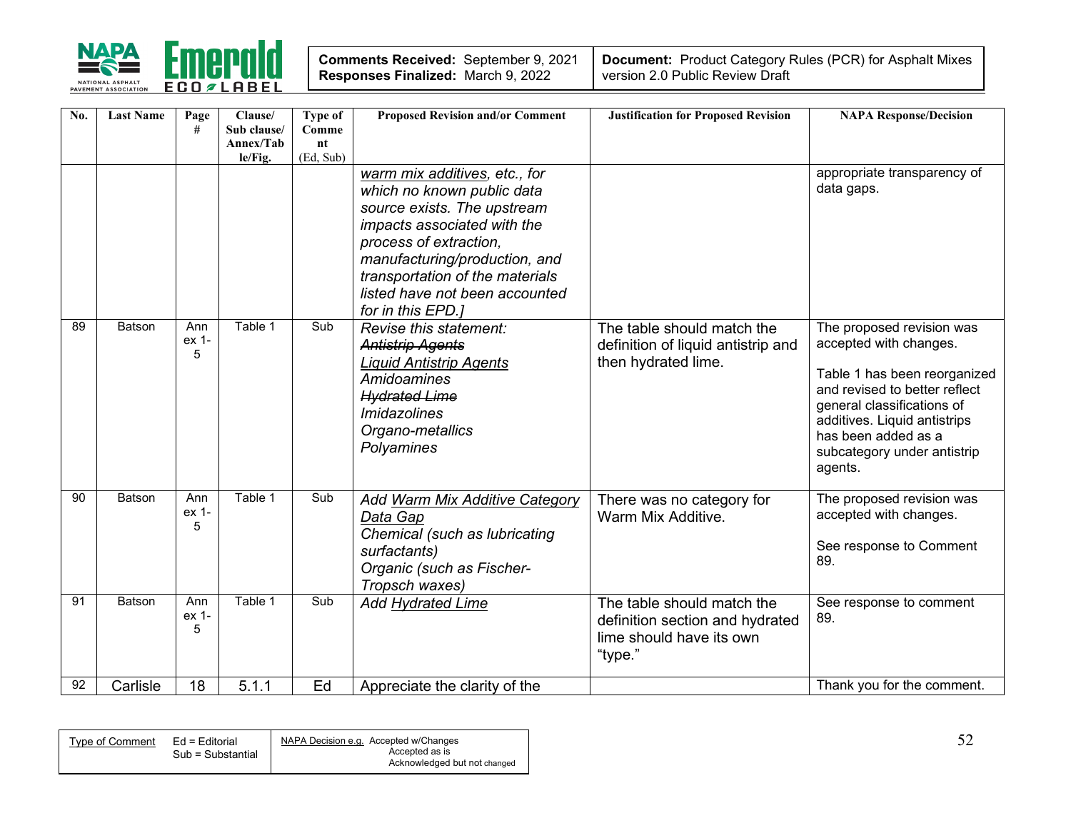| No. | Last Name | Page # | Clause/ Sub clause/ Annex/Table/Fig. | Type of Comment (Ed, Sub) | Proposed Revision and/or Comment | Justification for Proposed Revision | NAPA Response/Decision |
|---|---|---|---|---|---|---|---|
| | | | | | *<u>warm mix additives</u>, etc., for which no known public data source exists. The upstream impacts associated with the process of extraction, manufacturing/production, and transportation of the materials listed have not been accounted for in this EPD.]* | | appropriate transparency of data gaps. |
| 89 | Batson | Annex 1-5 | Table 1 | Sub | *Revise this statement:* *~~Antistrip Agents~~* *<u>Liquid Antistrip Agents</u>* *Amidoamines* *~~Hydrated Lime~~* *Imidazolines* *Organo-metallics* *Polyamines* | The table should match the definition of liquid antistrip and then hydrated lime. | The proposed revision was accepted with changes.<br><br>Table 1 has been reorganized and revised to better reflect general classifications of additives. Liquid antistrips has been added as a subcategory under antistrip agents. |
| 90 | Batson | Annex 1-5 | Table 1 | Sub | *Add <u>Warm Mix Additive Category</u>* *<u>Data Gap</u>* *Chemical (such as lubricating surfactants)* *Organic (such as Fischer-Tropsch waxes)* | There was no category for Warm Mix Additive. | The proposed revision was accepted with changes.<br><br>See response to Comment 89. |
| 91 | Batson | Annex 1-5 | Table 1 | Sub | *Add <u>Hydrated Lime</u>* | The table should match the definition section and hydrated lime should have its own "type." | See response to comment 89. |
| 92 | Carlisle | 18 | 5.1.1 | Ed | Appreciate the clarity of the | | Thank you for the comment. |

| Type of Comment | Ed = Editorial<br>Sub = Substantial | NAPA Decision e.g. | Accepted w/Changes<br>Accepted as is<br>Acknowledged but not changed |
|---|---|---|---|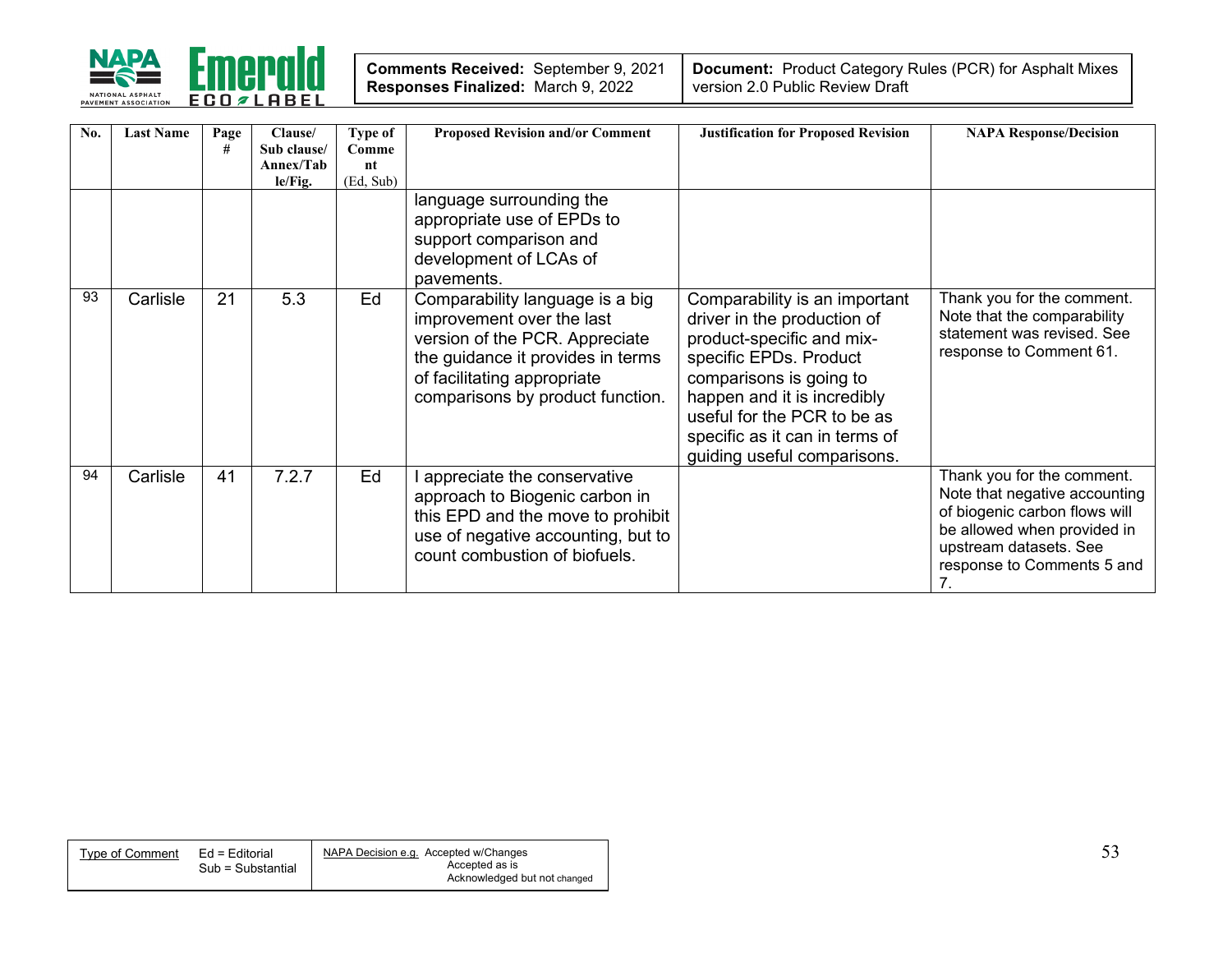| No. | Last Name | Page # | Clause/ Sub clause/ Annex/Table/Fig. | Type of Comment (Ed, Sub) | Proposed Revision and/or Comment | Justification for Proposed Revision | NAPA Response/Decision |
|---|---|---|---|---|---|---|---|
| | | | | | language surrounding the appropriate use of EPDs to support comparison and development of LCAs of pavements. | | |
| 93 | Carlisle | 21 | 5.3 | Ed | Comparability language is a big improvement over the last version of the PCR. Appreciate the guidance it provides in terms of facilitating appropriate comparisons by product function. | Comparability is an important driver in the production of product-specific and mix-specific EPDs. Product comparisons is going to happen and it is incredibly useful for the PCR to be as specific as it can in terms of guiding useful comparisons. | Thank you for the comment. Note that the comparability statement was revised. See response to Comment 61. |
| 94 | Carlisle | 41 | 7.2.7 | Ed | I appreciate the conservative approach to Biogenic carbon in this EPD and the move to prohibit use of negative accounting, but to count combustion of biofuels. | | Thank you for the comment. Note that negative accounting of biogenic carbon flows will be allowed when provided in upstream datasets. See response to Comments 5 and 7. |

| Type of Comment | Ed = Editorial<br>Sub = Substantial | NAPA Decision e.g. Accepted w/Changes<br>Accepted as is<br>Acknowledged but not changed |
|---|---|---|